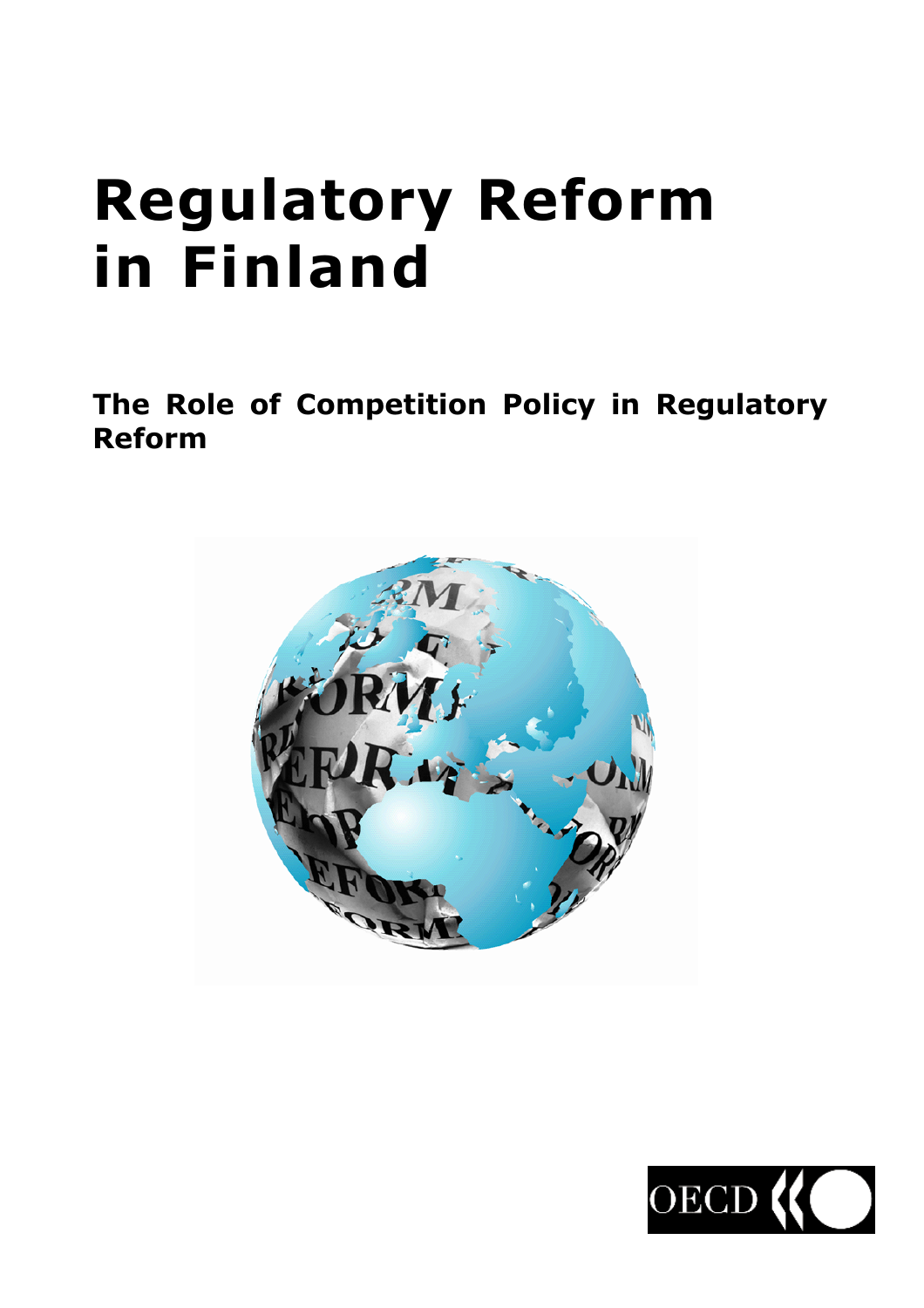# Regulatory Reform in Finland

## The Role of Competition Policy in Regulatory Reform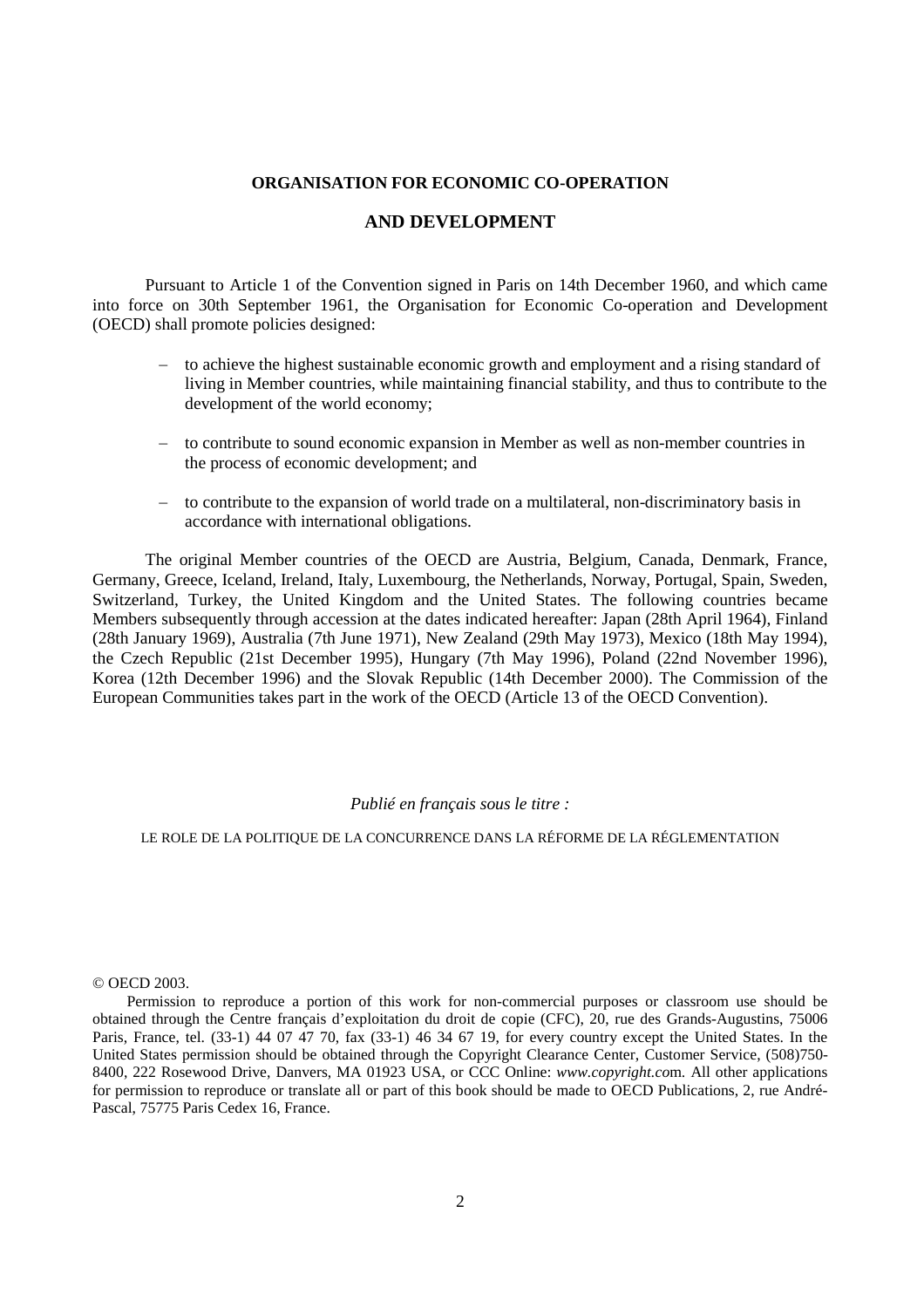**ORGANISATION FOR ECONOMIC CO-OPERATION**

**AND DEVELOPMENT**

Pursuant to Article 1 of the Convention signed in Paris on 14th December 1960, and which came into force on 30th September 1961, the Organisation for Economic Co-operation and Development (OECD) shall promote policies designed:

- to achieve the highest sustainable economic growth and employment and a rising standard of living in Member countries, while maintaining financial stability, and thus to contribute to the development of the world economy;
- to contribute to sound economic expansion in Member as well as non-member countries in the process of economic development; and
- to contribute to the expansion of world trade on a multilateral, non-discriminatory basis in accordance with international obligations.

The original Member countries of the OECD are Austria, Belgium, Canada, Denmark, France, Germany, Greece, Iceland, Ireland, Italy, Luxembourg, the Netherlands, Norway, Portugal, Spain, Sweden, Switzerland, Turkey, the United Kingdom and the United States. The following countries became Members subsequently through accession at the dates indicated hereafter: Japan (28th April 1964), Finland (28th January 1969), Australia (7th June 1971), New Zealand (29th May 1973), Mexico (18th May 1994), the Czech Republic (21st December 1995), Hungary (7th May 1996), Poland (22nd November 1996), Korea (12th December 1996) and the Slovak Republic (14th December 2000). The Commission of the European Communities takes part in the work of the OECD (Article 13 of the OECD Convention).

*Publié en français sous le titre :*

LE ROLE DE LA POLITIQUE DE LA CONCURRENCE DANS LA RÉFORME DE LA RÉGLEMENTATION

© OECD 2003.

Permission to reproduce a portion of this work for non-commercial purposes or classroom use should be obtained through the Centre français d'exploitation du droit de copie (CFC), 20, rue des Grands-Augustins, 75006 Paris, France, tel. (33-1) 44 07 47 70, fax (33-1) 46 34 67 19, for every country except the United States. In the United States permission should be obtained through the Copyright Clearance Center, Customer Service, (508)750-8400, 222 Rosewood Drive, Danvers, MA 01923 USA, or CCC Online: *www.copyright.co*m. All other applications for permission to reproduce or translate all or part of this book should be made to OECD Publications, 2, rue André-Pascal, 75775 Paris Cedex 16, France.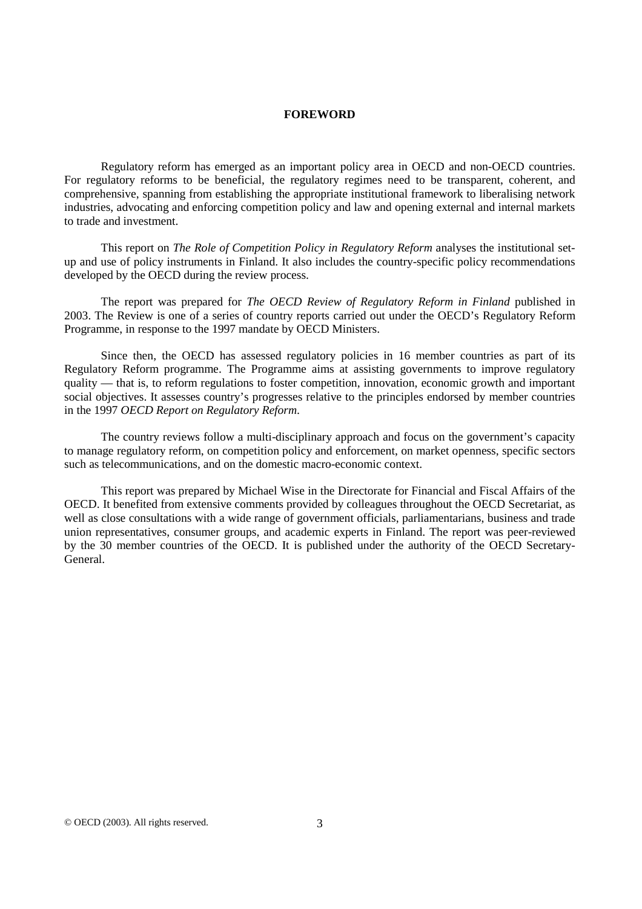# FOREWORD

Regulatory reform has emerged as an important policy area in OECD and non-OECD countries. For regulatory reforms to be beneficial, the regulatory regimes need to be transparent, coherent, and comprehensive, spanning from establishing the appropriate institutional framework to liberalising network industries, advocating and enforcing competition policy and law and opening external and internal markets to trade and investment.

This report on *The Role of Competition Policy in Regulatory Reform* analyses the institutional set-up and use of policy instruments in Finland. It also includes the country-specific policy recommendations developed by the OECD during the review process.

The report was prepared for *The OECD Review of Regulatory Reform in Finland* published in 2003. The Review is one of a series of country reports carried out under the OECD's Regulatory Reform Programme, in response to the 1997 mandate by OECD Ministers.

Since then, the OECD has assessed regulatory policies in 16 member countries as part of its Regulatory Reform programme. The Programme aims at assisting governments to improve regulatory quality — that is, to reform regulations to foster competition, innovation, economic growth and important social objectives. It assesses country's progresses relative to the principles endorsed by member countries in the 1997 *OECD Report on Regulatory Reform*.

The country reviews follow a multi-disciplinary approach and focus on the government's capacity to manage regulatory reform, on competition policy and enforcement, on market openness, specific sectors such as telecommunications, and on the domestic macro-economic context.

This report was prepared by Michael Wise in the Directorate for Financial and Fiscal Affairs of the OECD. It benefited from extensive comments provided by colleagues throughout the OECD Secretariat, as well as close consultations with a wide range of government officials, parliamentarians, business and trade union representatives, consumer groups, and academic experts in Finland. The report was peer-reviewed by the 30 member countries of the OECD. It is published under the authority of the OECD Secretary-General.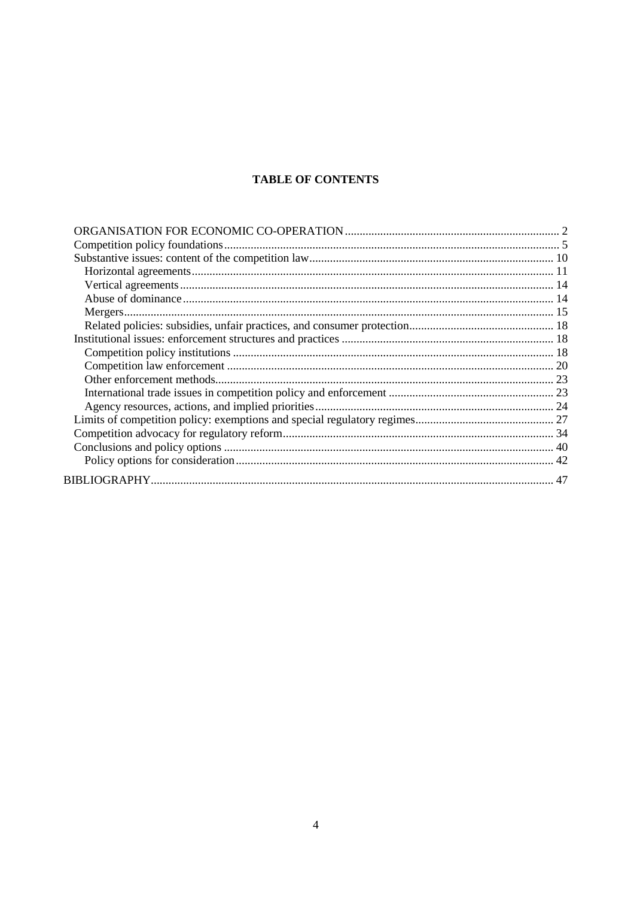**TABLE OF CONTENTS**

- ORGANISATION FOR ECONOMIC CO-OPERATION ........ 2
- Competition policy foundations ........ 5
- Substantive issues: content of the competition law ........ 10
  - Horizontal agreements ........ 11
  - Vertical agreements ........ 14
  - Abuse of dominance ........ 14
  - Mergers ........ 15
  - Related policies: subsidies, unfair practices, and consumer protection ........ 18
- Institutional issues: enforcement structures and practices ........ 18
  - Competition policy institutions ........ 18
  - Competition law enforcement ........ 20
  - Other enforcement methods ........ 23
  - International trade issues in competition policy and enforcement ........ 23
  - Agency resources, actions, and implied priorities ........ 24
- Limits of competition policy: exemptions and special regulatory regimes ........ 27
- Competition advocacy for regulatory reform ........ 34
- Conclusions and policy options ........ 40
  - Policy options for consideration ........ 42
- BIBLIOGRAPHY ........ 47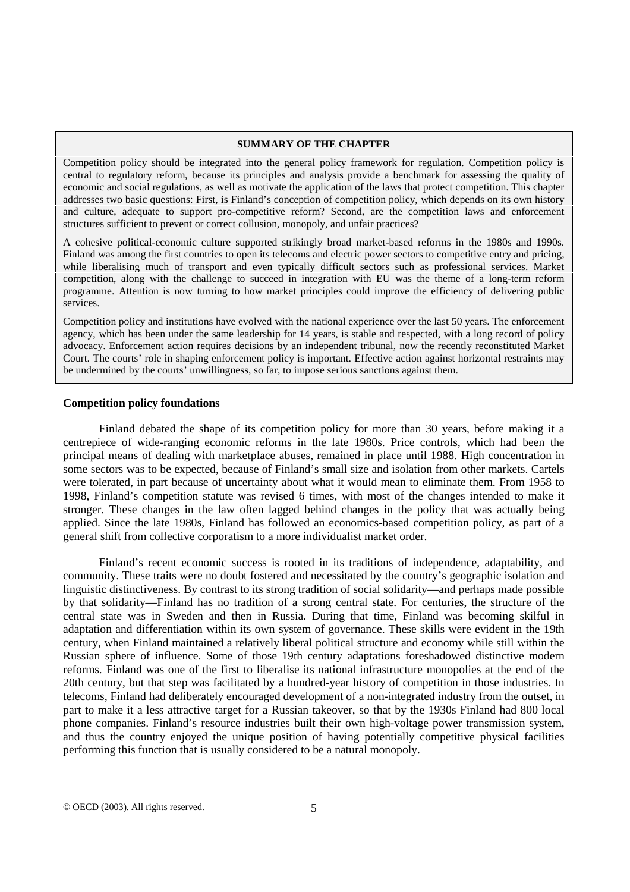**SUMMARY OF THE CHAPTER**

Competition policy should be integrated into the general policy framework for regulation. Competition policy is central to regulatory reform, because its principles and analysis provide a benchmark for assessing the quality of economic and social regulations, as well as motivate the application of the laws that protect competition. This chapter addresses two basic questions: First, is Finland's conception of competition policy, which depends on its own history and culture, adequate to support pro-competitive reform? Second, are the competition laws and enforcement structures sufficient to prevent or correct collusion, monopoly, and unfair practices?

A cohesive political-economic culture supported strikingly broad market-based reforms in the 1980s and 1990s. Finland was among the first countries to open its telecoms and electric power sectors to competitive entry and pricing, while liberalising much of transport and even typically difficult sectors such as professional services. Market competition, along with the challenge to succeed in integration with EU was the theme of a long-term reform programme. Attention is now turning to how market principles could improve the efficiency of delivering public services.

Competition policy and institutions have evolved with the national experience over the last 50 years. The enforcement agency, which has been under the same leadership for 14 years, is stable and respected, with a long record of policy advocacy. Enforcement action requires decisions by an independent tribunal, now the recently reconstituted Market Court. The courts' role in shaping enforcement policy is important. Effective action against horizontal restraints may be undermined by the courts' unwillingness, so far, to impose serious sanctions against them.

## Competition policy foundations

Finland debated the shape of its competition policy for more than 30 years, before making it a centrepiece of wide-ranging economic reforms in the late 1980s. Price controls, which had been the principal means of dealing with marketplace abuses, remained in place until 1988. High concentration in some sectors was to be expected, because of Finland's small size and isolation from other markets. Cartels were tolerated, in part because of uncertainty about what it would mean to eliminate them. From 1958 to 1998, Finland's competition statute was revised 6 times, with most of the changes intended to make it stronger. These changes in the law often lagged behind changes in the policy that was actually being applied. Since the late 1980s, Finland has followed an economics-based competition policy, as part of a general shift from collective corporatism to a more individualist market order.

Finland's recent economic success is rooted in its traditions of independence, adaptability, and community. These traits were no doubt fostered and necessitated by the country's geographic isolation and linguistic distinctiveness. By contrast to its strong tradition of social solidarity—and perhaps made possible by that solidarity—Finland has no tradition of a strong central state. For centuries, the structure of the central state was in Sweden and then in Russia. During that time, Finland was becoming skilful in adaptation and differentiation within its own system of governance. These skills were evident in the 19th century, when Finland maintained a relatively liberal political structure and economy while still within the Russian sphere of influence. Some of those 19th century adaptations foreshadowed distinctive modern reforms. Finland was one of the first to liberalise its national infrastructure monopolies at the end of the 20th century, but that step was facilitated by a hundred-year history of competition in those industries. In telecoms, Finland had deliberately encouraged development of a non-integrated industry from the outset, in part to make it a less attractive target for a Russian takeover, so that by the 1930s Finland had 800 local phone companies. Finland's resource industries built their own high-voltage power transmission system, and thus the country enjoyed the unique position of having potentially competitive physical facilities performing this function that is usually considered to be a natural monopoly.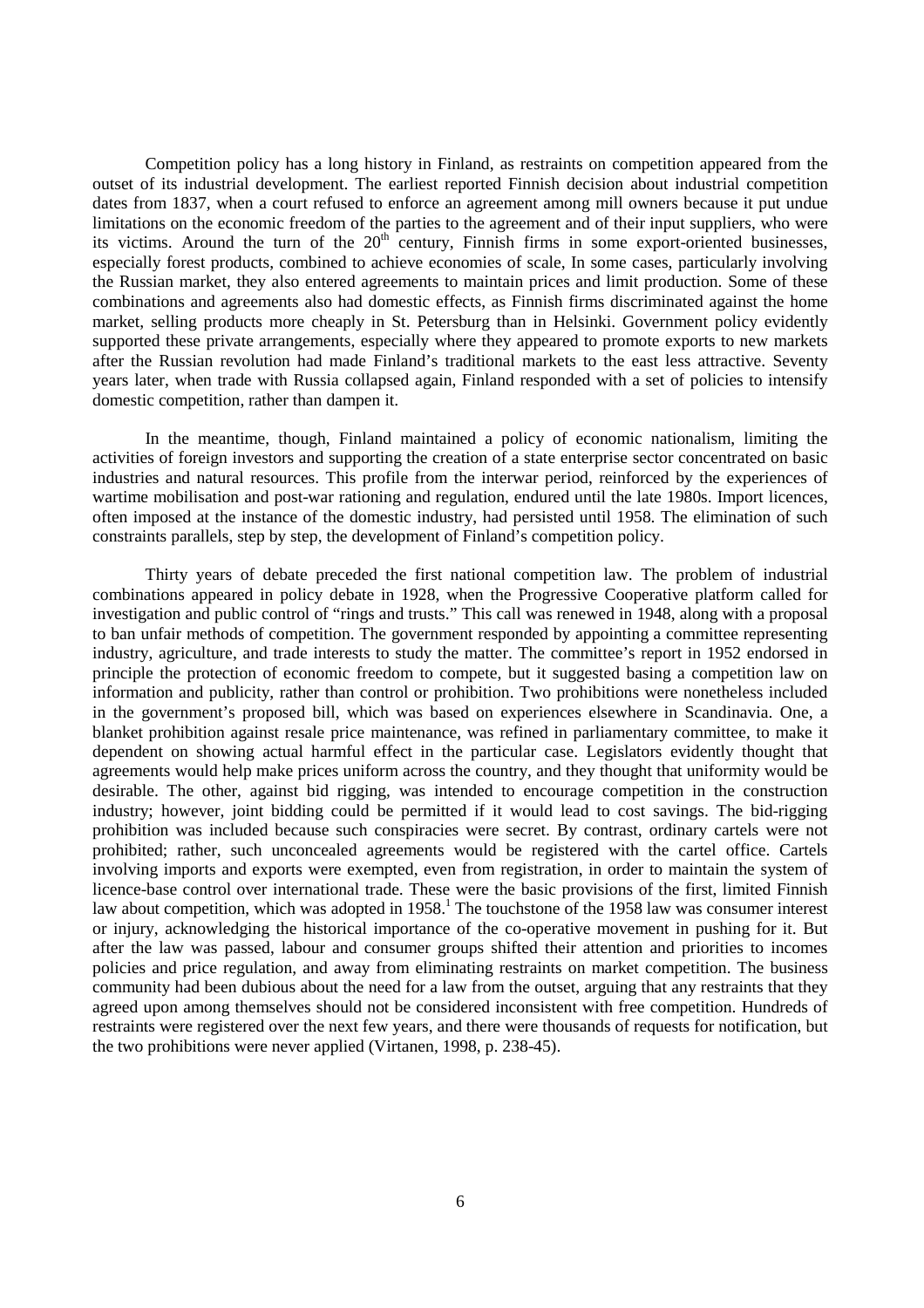Competition policy has a long history in Finland, as restraints on competition appeared from the outset of its industrial development. The earliest reported Finnish decision about industrial competition dates from 1837, when a court refused to enforce an agreement among mill owners because it put undue limitations on the economic freedom of the parties to the agreement and of their input suppliers, who were its victims. Around the turn of the $20^{th}$ century, Finnish firms in some export-oriented businesses, especially forest products, combined to achieve economies of scale, In some cases, particularly involving the Russian market, they also entered agreements to maintain prices and limit production. Some of these combinations and agreements also had domestic effects, as Finnish firms discriminated against the home market, selling products more cheaply in St. Petersburg than in Helsinki. Government policy evidently supported these private arrangements, especially where they appeared to promote exports to new markets after the Russian revolution had made Finland's traditional markets to the east less attractive. Seventy years later, when trade with Russia collapsed again, Finland responded with a set of policies to intensify domestic competition, rather than dampen it.

In the meantime, though, Finland maintained a policy of economic nationalism, limiting the activities of foreign investors and supporting the creation of a state enterprise sector concentrated on basic industries and natural resources. This profile from the interwar period, reinforced by the experiences of wartime mobilisation and post-war rationing and regulation, endured until the late 1980s. Import licences, often imposed at the instance of the domestic industry, had persisted until 1958. The elimination of such constraints parallels, step by step, the development of Finland's competition policy.

Thirty years of debate preceded the first national competition law. The problem of industrial combinations appeared in policy debate in 1928, when the Progressive Cooperative platform called for investigation and public control of "rings and trusts." This call was renewed in 1948, along with a proposal to ban unfair methods of competition. The government responded by appointing a committee representing industry, agriculture, and trade interests to study the matter. The committee's report in 1952 endorsed in principle the protection of economic freedom to compete, but it suggested basing a competition law on information and publicity, rather than control or prohibition. Two prohibitions were nonetheless included in the government's proposed bill, which was based on experiences elsewhere in Scandinavia. One, a blanket prohibition against resale price maintenance, was refined in parliamentary committee, to make it dependent on showing actual harmful effect in the particular case. Legislators evidently thought that agreements would help make prices uniform across the country, and they thought that uniformity would be desirable. The other, against bid rigging, was intended to encourage competition in the construction industry; however, joint bidding could be permitted if it would lead to cost savings. The bid-rigging prohibition was included because such conspiracies were secret. By contrast, ordinary cartels were not prohibited; rather, such unconcealed agreements would be registered with the cartel office. Cartels involving imports and exports were exempted, even from registration, in order to maintain the system of licence-base control over international trade. These were the basic provisions of the first, limited Finnish law about competition, which was adopted in 1958.[1] The touchstone of the 1958 law was consumer interest or injury, acknowledging the historical importance of the co-operative movement in pushing for it. But after the law was passed, labour and consumer groups shifted their attention and priorities to incomes policies and price regulation, and away from eliminating restraints on market competition. The business community had been dubious about the need for a law from the outset, arguing that any restraints that they agreed upon among themselves should not be considered inconsistent with free competition. Hundreds of restraints were registered over the next few years, and there were thousands of requests for notification, but the two prohibitions were never applied (Virtanen, 1998, p. 238-45).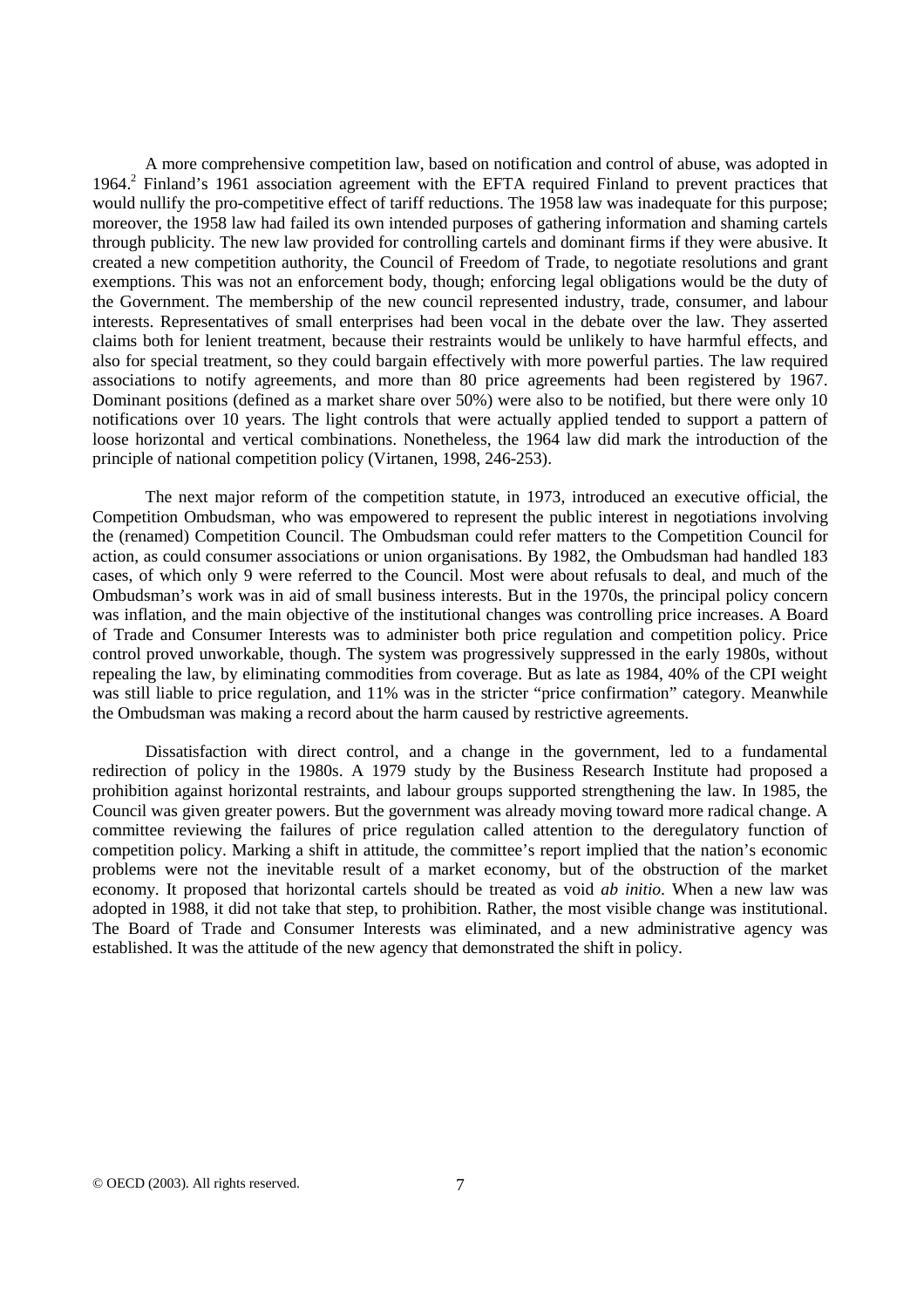A more comprehensive competition law, based on notification and control of abuse, was adopted in 1964.[2] Finland's 1961 association agreement with the EFTA required Finland to prevent practices that would nullify the pro-competitive effect of tariff reductions. The 1958 law was inadequate for this purpose; moreover, the 1958 law had failed its own intended purposes of gathering information and shaming cartels through publicity. The new law provided for controlling cartels and dominant firms if they were abusive. It created a new competition authority, the Council of Freedom of Trade, to negotiate resolutions and grant exemptions. This was not an enforcement body, though; enforcing legal obligations would be the duty of the Government. The membership of the new council represented industry, trade, consumer, and labour interests. Representatives of small enterprises had been vocal in the debate over the law. They asserted claims both for lenient treatment, because their restraints would be unlikely to have harmful effects, and also for special treatment, so they could bargain effectively with more powerful parties. The law required associations to notify agreements, and more than 80 price agreements had been registered by 1967. Dominant positions (defined as a market share over 50%) were also to be notified, but there were only 10 notifications over 10 years. The light controls that were actually applied tended to support a pattern of loose horizontal and vertical combinations. Nonetheless, the 1964 law did mark the introduction of the principle of national competition policy (Virtanen, 1998, 246-253).

The next major reform of the competition statute, in 1973, introduced an executive official, the Competition Ombudsman, who was empowered to represent the public interest in negotiations involving the (renamed) Competition Council. The Ombudsman could refer matters to the Competition Council for action, as could consumer associations or union organisations. By 1982, the Ombudsman had handled 183 cases, of which only 9 were referred to the Council. Most were about refusals to deal, and much of the Ombudsman's work was in aid of small business interests. But in the 1970s, the principal policy concern was inflation, and the main objective of the institutional changes was controlling price increases. A Board of Trade and Consumer Interests was to administer both price regulation and competition policy. Price control proved unworkable, though. The system was progressively suppressed in the early 1980s, without repealing the law, by eliminating commodities from coverage. But as late as 1984, 40% of the CPI weight was still liable to price regulation, and 11% was in the stricter "price confirmation" category. Meanwhile the Ombudsman was making a record about the harm caused by restrictive agreements.

Dissatisfaction with direct control, and a change in the government, led to a fundamental redirection of policy in the 1980s. A 1979 study by the Business Research Institute had proposed a prohibition against horizontal restraints, and labour groups supported strengthening the law. In 1985, the Council was given greater powers. But the government was already moving toward more radical change. A committee reviewing the failures of price regulation called attention to the deregulatory function of competition policy. Marking a shift in attitude, the committee's report implied that the nation's economic problems were not the inevitable result of a market economy, but of the obstruction of the market economy. It proposed that horizontal cartels should be treated as void *ab initio*. When a new law was adopted in 1988, it did not take that step, to prohibition. Rather, the most visible change was institutional. The Board of Trade and Consumer Interests was eliminated, and a new administrative agency was established. It was the attitude of the new agency that demonstrated the shift in policy.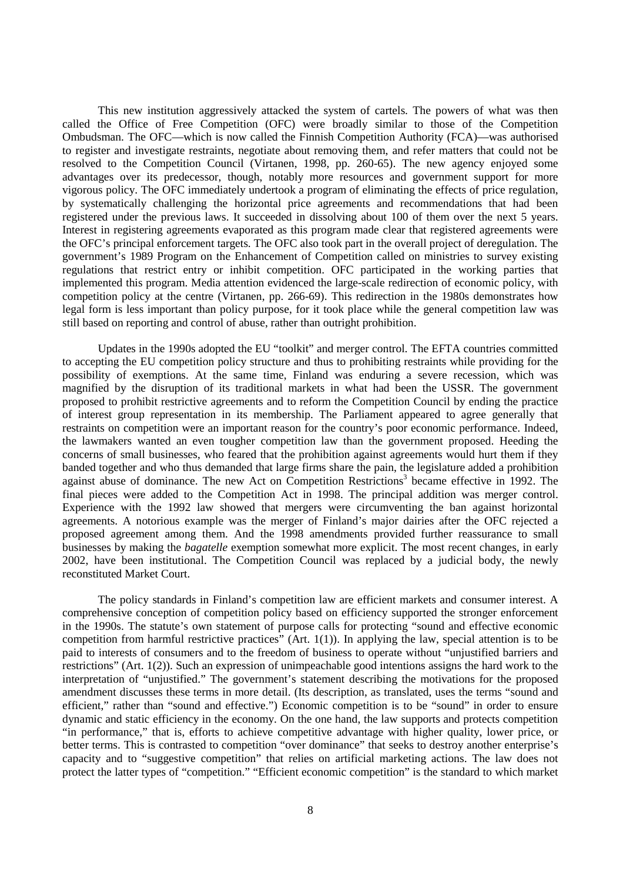This new institution aggressively attacked the system of cartels. The powers of what was then called the Office of Free Competition (OFC) were broadly similar to those of the Competition Ombudsman. The OFC—which is now called the Finnish Competition Authority (FCA)—was authorised to register and investigate restraints, negotiate about removing them, and refer matters that could not be resolved to the Competition Council (Virtanen, 1998, pp. 260-65). The new agency enjoyed some advantages over its predecessor, though, notably more resources and government support for more vigorous policy. The OFC immediately undertook a program of eliminating the effects of price regulation, by systematically challenging the horizontal price agreements and recommendations that had been registered under the previous laws. It succeeded in dissolving about 100 of them over the next 5 years. Interest in registering agreements evaporated as this program made clear that registered agreements were the OFC's principal enforcement targets. The OFC also took part in the overall project of deregulation. The government's 1989 Program on the Enhancement of Competition called on ministries to survey existing regulations that restrict entry or inhibit competition. OFC participated in the working parties that implemented this program. Media attention evidenced the large-scale redirection of economic policy, with competition policy at the centre (Virtanen, pp. 266-69). This redirection in the 1980s demonstrates how legal form is less important than policy purpose, for it took place while the general competition law was still based on reporting and control of abuse, rather than outright prohibition.

Updates in the 1990s adopted the EU "toolkit" and merger control. The EFTA countries committed to accepting the EU competition policy structure and thus to prohibiting restraints while providing for the possibility of exemptions. At the same time, Finland was enduring a severe recession, which was magnified by the disruption of its traditional markets in what had been the USSR. The government proposed to prohibit restrictive agreements and to reform the Competition Council by ending the practice of interest group representation in its membership. The Parliament appeared to agree generally that restraints on competition were an important reason for the country's poor economic performance. Indeed, the lawmakers wanted an even tougher competition law than the government proposed. Heeding the concerns of small businesses, who feared that the prohibition against agreements would hurt them if they banded together and who thus demanded that large firms share the pain, the legislature added a prohibition against abuse of dominance. The new Act on Competition Restrictions[3] became effective in 1992. The final pieces were added to the Competition Act in 1998. The principal addition was merger control. Experience with the 1992 law showed that mergers were circumventing the ban against horizontal agreements. A notorious example was the merger of Finland's major dairies after the OFC rejected a proposed agreement among them. And the 1998 amendments provided further reassurance to small businesses by making the *bagatelle* exemption somewhat more explicit. The most recent changes, in early 2002, have been institutional. The Competition Council was replaced by a judicial body, the newly reconstituted Market Court.

The policy standards in Finland's competition law are efficient markets and consumer interest. A comprehensive conception of competition policy based on efficiency supported the stronger enforcement in the 1990s. The statute's own statement of purpose calls for protecting "sound and effective economic competition from harmful restrictive practices" (Art. 1(1)). In applying the law, special attention is to be paid to interests of consumers and to the freedom of business to operate without "unjustified barriers and restrictions" (Art. 1(2)). Such an expression of unimpeachable good intentions assigns the hard work to the interpretation of "unjustified." The government's statement describing the motivations for the proposed amendment discusses these terms in more detail. (Its description, as translated, uses the terms "sound and efficient," rather than "sound and effective.") Economic competition is to be "sound" in order to ensure dynamic and static efficiency in the economy. On the one hand, the law supports and protects competition "in performance," that is, efforts to achieve competitive advantage with higher quality, lower price, or better terms. This is contrasted to competition "over dominance" that seeks to destroy another enterprise's capacity and to "suggestive competition" that relies on artificial marketing actions. The law does not protect the latter types of "competition." "Efficient economic competition" is the standard to which market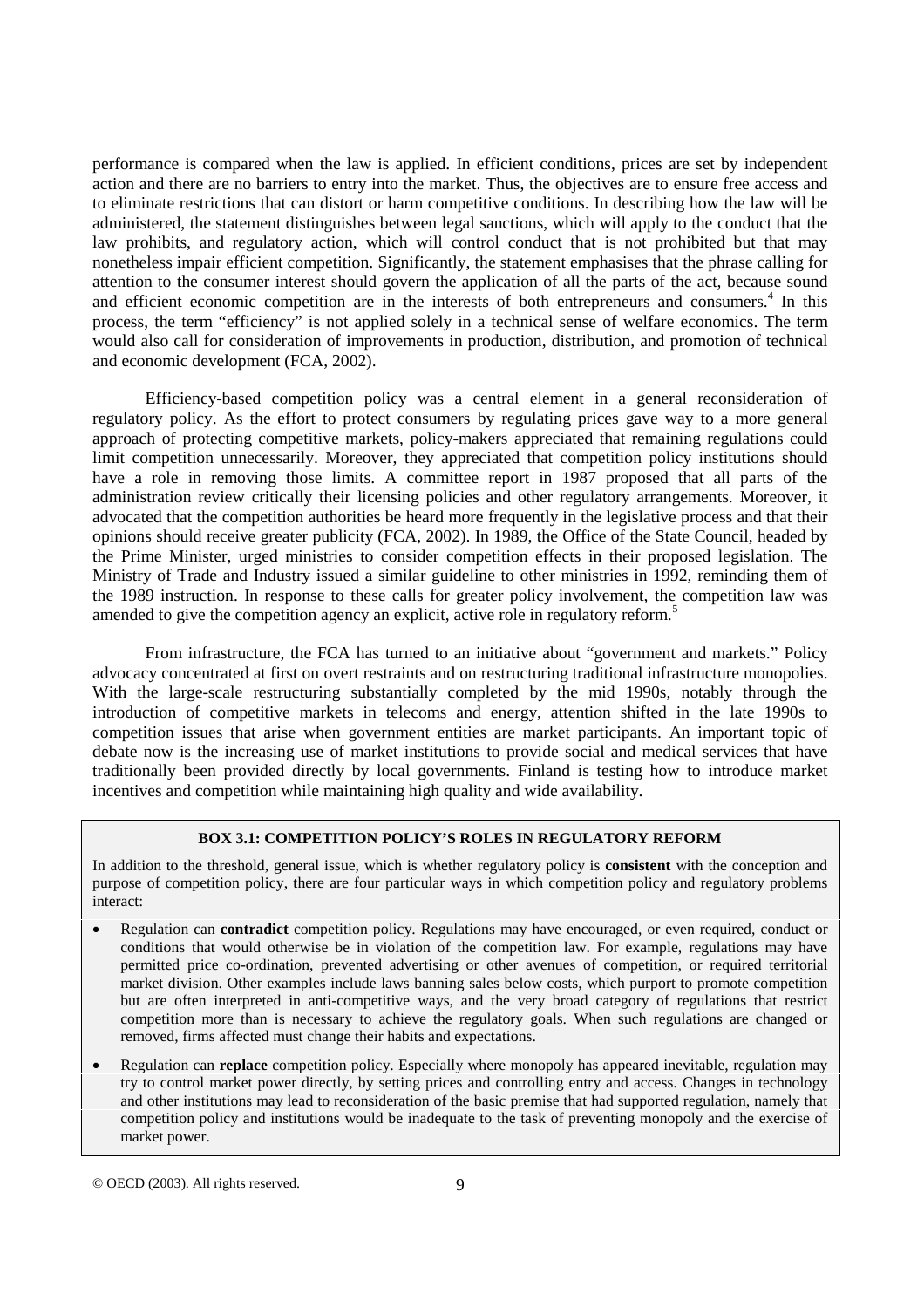performance is compared when the law is applied. In efficient conditions, prices are set by independent action and there are no barriers to entry into the market. Thus, the objectives are to ensure free access and to eliminate restrictions that can distort or harm competitive conditions. In describing how the law will be administered, the statement distinguishes between legal sanctions, which will apply to the conduct that the law prohibits, and regulatory action, which will control conduct that is not prohibited but that may nonetheless impair efficient competition. Significantly, the statement emphasises that the phrase calling for attention to the consumer interest should govern the application of all the parts of the act, because sound and efficient economic competition are in the interests of both entrepreneurs and consumers.[4] In this process, the term "efficiency" is not applied solely in a technical sense of welfare economics. The term would also call for consideration of improvements in production, distribution, and promotion of technical and economic development (FCA, 2002).

Efficiency-based competition policy was a central element in a general reconsideration of regulatory policy. As the effort to protect consumers by regulating prices gave way to a more general approach of protecting competitive markets, policy-makers appreciated that remaining regulations could limit competition unnecessarily. Moreover, they appreciated that competition policy institutions should have a role in removing those limits. A committee report in 1987 proposed that all parts of the administration review critically their licensing policies and other regulatory arrangements. Moreover, it advocated that the competition authorities be heard more frequently in the legislative process and that their opinions should receive greater publicity (FCA, 2002). In 1989, the Office of the State Council, headed by the Prime Minister, urged ministries to consider competition effects in their proposed legislation. The Ministry of Trade and Industry issued a similar guideline to other ministries in 1992, reminding them of the 1989 instruction. In response to these calls for greater policy involvement, the competition law was amended to give the competition agency an explicit, active role in regulatory reform.[5]

From infrastructure, the FCA has turned to an initiative about "government and markets." Policy advocacy concentrated at first on overt restraints and on restructuring traditional infrastructure monopolies. With the large-scale restructuring substantially completed by the mid 1990s, notably through the introduction of competitive markets in telecoms and energy, attention shifted in the late 1990s to competition issues that arise when government entities are market participants. An important topic of debate now is the increasing use of market institutions to provide social and medical services that have traditionally been provided directly by local governments. Finland is testing how to introduce market incentives and competition while maintaining high quality and wide availability.

**BOX 3.1: COMPETITION POLICY'S ROLES IN REGULATORY REFORM**

In addition to the threshold, general issue, which is whether regulatory policy is **consistent** with the conception and purpose of competition policy, there are four particular ways in which competition policy and regulatory problems interact:

- Regulation can **contradict** competition policy. Regulations may have encouraged, or even required, conduct or conditions that would otherwise be in violation of the competition law. For example, regulations may have permitted price co-ordination, prevented advertising or other avenues of competition, or required territorial market division. Other examples include laws banning sales below costs, which purport to promote competition but are often interpreted in anti-competitive ways, and the very broad category of regulations that restrict competition more than is necessary to achieve the regulatory goals. When such regulations are changed or removed, firms affected must change their habits and expectations.
- Regulation can **replace** competition policy. Especially where monopoly has appeared inevitable, regulation may try to control market power directly, by setting prices and controlling entry and access. Changes in technology and other institutions may lead to reconsideration of the basic premise that had supported regulation, namely that competition policy and institutions would be inadequate to the task of preventing monopoly and the exercise of market power.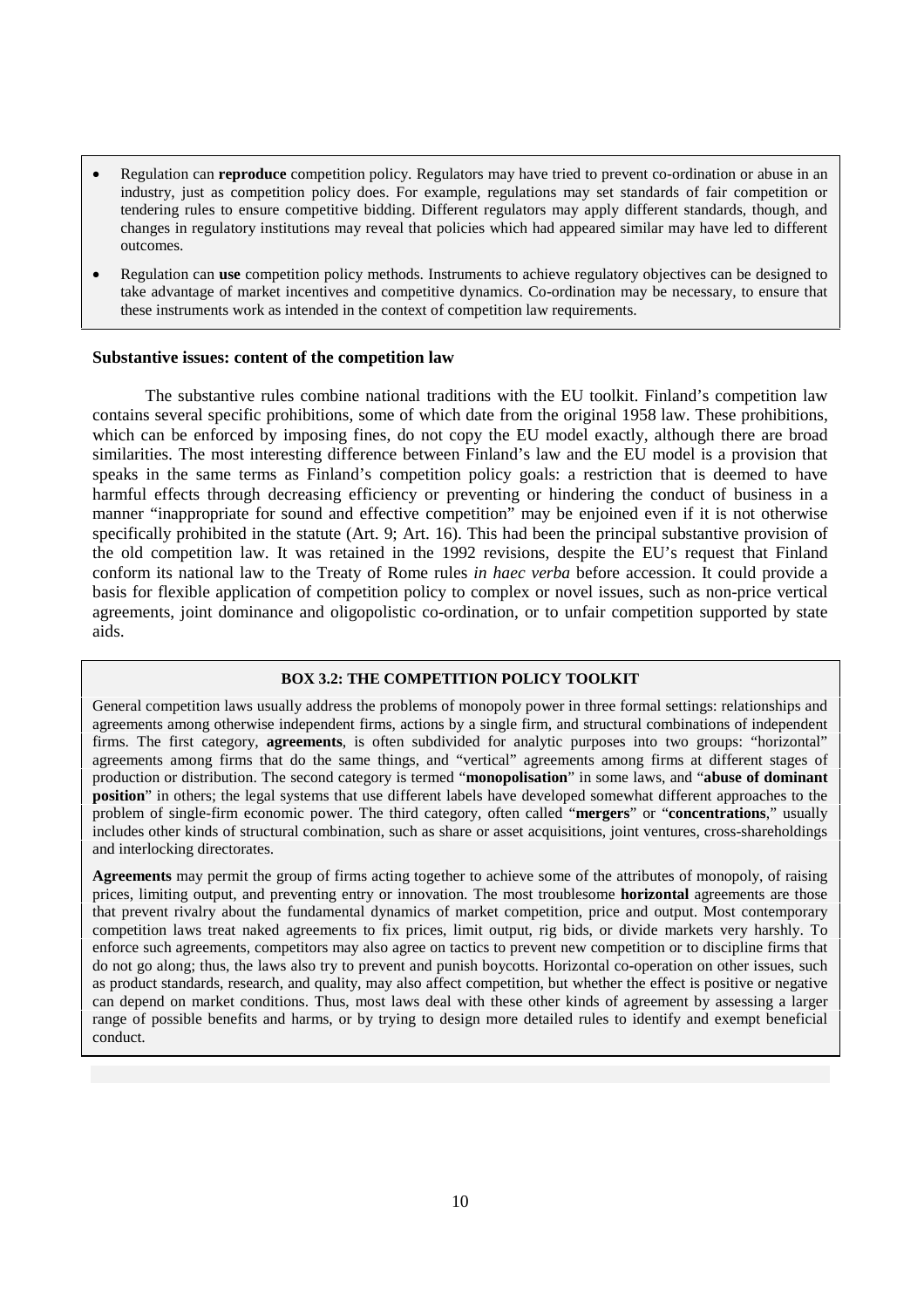- Regulation can **reproduce** competition policy. Regulators may have tried to prevent co-ordination or abuse in an industry, just as competition policy does. For example, regulations may set standards of fair competition or tendering rules to ensure competitive bidding. Different regulators may apply different standards, though, and changes in regulatory institutions may reveal that policies which had appeared similar may have led to different outcomes.
- Regulation can **use** competition policy methods. Instruments to achieve regulatory objectives can be designed to take advantage of market incentives and competitive dynamics. Co-ordination may be necessary, to ensure that these instruments work as intended in the context of competition law requirements.

#### Substantive issues: content of the competition law

The substantive rules combine national traditions with the EU toolkit. Finland's competition law contains several specific prohibitions, some of which date from the original 1958 law. These prohibitions, which can be enforced by imposing fines, do not copy the EU model exactly, although there are broad similarities. The most interesting difference between Finland's law and the EU model is a provision that speaks in the same terms as Finland's competition policy goals: a restriction that is deemed to have harmful effects through decreasing efficiency or preventing or hindering the conduct of business in a manner "inappropriate for sound and effective competition" may be enjoined even if it is not otherwise specifically prohibited in the statute (Art. 9; Art. 16). This had been the principal substantive provision of the old competition law. It was retained in the 1992 revisions, despite the EU's request that Finland conform its national law to the Treaty of Rome rules *in haec verba* before accession. It could provide a basis for flexible application of competition policy to complex or novel issues, such as non-price vertical agreements, joint dominance and oligopolistic co-ordination, or to unfair competition supported by state aids.

**BOX 3.2: THE COMPETITION POLICY TOOLKIT**

General competition laws usually address the problems of monopoly power in three formal settings: relationships and agreements among otherwise independent firms, actions by a single firm, and structural combinations of independent firms. The first category, **agreements**, is often subdivided for analytic purposes into two groups: "horizontal" agreements among firms that do the same things, and "vertical" agreements among firms at different stages of production or distribution. The second category is termed "**monopolisation**" in some laws, and "**abuse of dominant position**" in others; the legal systems that use different labels have developed somewhat different approaches to the problem of single-firm economic power. The third category, often called "**mergers**" or "**concentrations**," usually includes other kinds of structural combination, such as share or asset acquisitions, joint ventures, cross-shareholdings and interlocking directorates.

**Agreements** may permit the group of firms acting together to achieve some of the attributes of monopoly, of raising prices, limiting output, and preventing entry or innovation. The most troublesome **horizontal** agreements are those that prevent rivalry about the fundamental dynamics of market competition, price and output. Most contemporary competition laws treat naked agreements to fix prices, limit output, rig bids, or divide markets very harshly. To enforce such agreements, competitors may also agree on tactics to prevent new competition or to discipline firms that do not go along; thus, the laws also try to prevent and punish boycotts. Horizontal co-operation on other issues, such as product standards, research, and quality, may also affect competition, but whether the effect is positive or negative can depend on market conditions. Thus, most laws deal with these other kinds of agreement by assessing a larger range of possible benefits and harms, or by trying to design more detailed rules to identify and exempt beneficial conduct.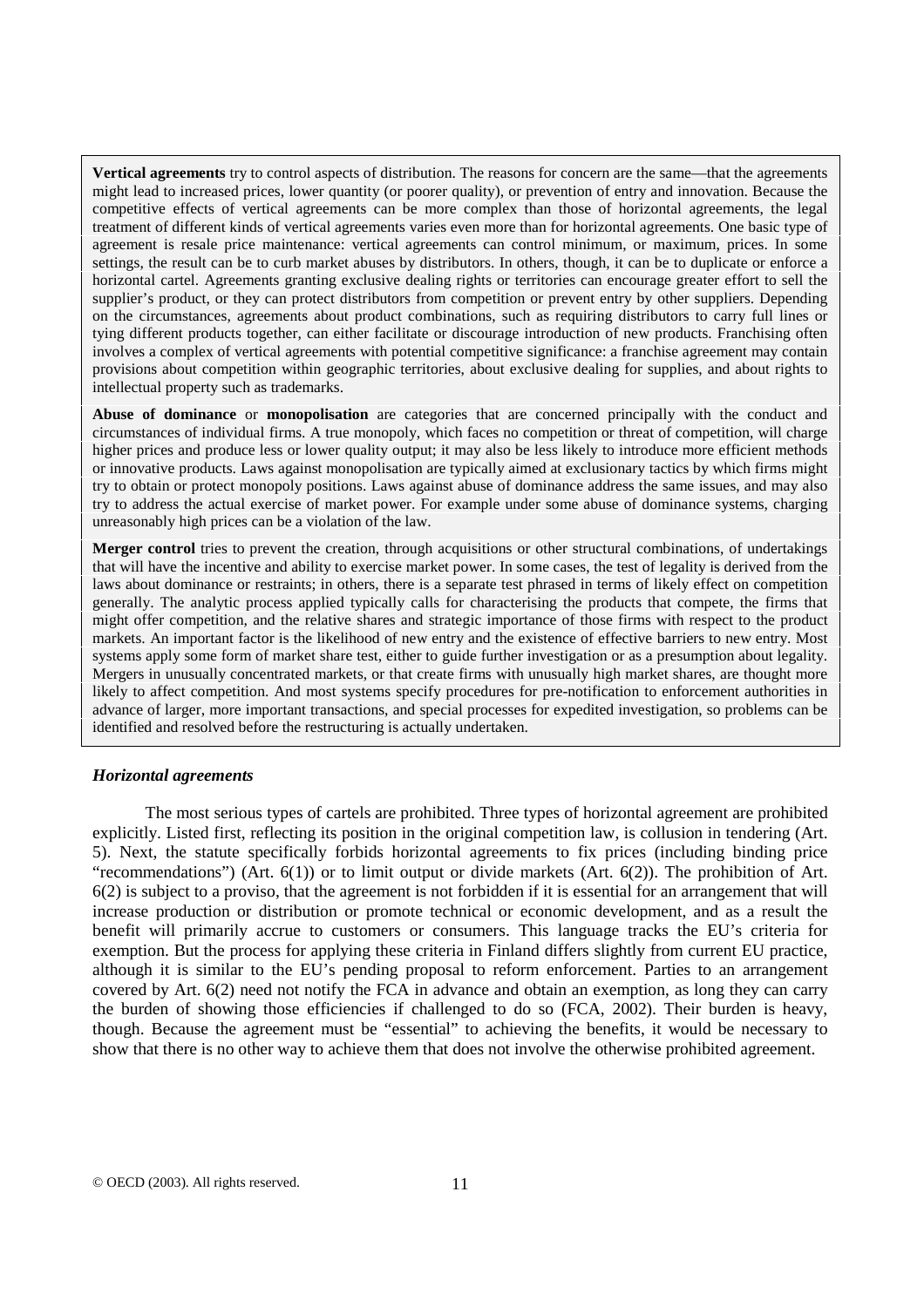**Vertical agreements** try to control aspects of distribution. The reasons for concern are the same—that the agreements might lead to increased prices, lower quantity (or poorer quality), or prevention of entry and innovation. Because the competitive effects of vertical agreements can be more complex than those of horizontal agreements, the legal treatment of different kinds of vertical agreements varies even more than for horizontal agreements. One basic type of agreement is resale price maintenance: vertical agreements can control minimum, or maximum, prices. In some settings, the result can be to curb market abuses by distributors. In others, though, it can be to duplicate or enforce a horizontal cartel. Agreements granting exclusive dealing rights or territories can encourage greater effort to sell the supplier's product, or they can protect distributors from competition or prevent entry by other suppliers. Depending on the circumstances, agreements about product combinations, such as requiring distributors to carry full lines or tying different products together, can either facilitate or discourage introduction of new products. Franchising often involves a complex of vertical agreements with potential competitive significance: a franchise agreement may contain provisions about competition within geographic territories, about exclusive dealing for supplies, and about rights to intellectual property such as trademarks.

**Abuse of dominance** or **monopolisation** are categories that are concerned principally with the conduct and circumstances of individual firms. A true monopoly, which faces no competition or threat of competition, will charge higher prices and produce less or lower quality output; it may also be less likely to introduce more efficient methods or innovative products. Laws against monopolisation are typically aimed at exclusionary tactics by which firms might try to obtain or protect monopoly positions. Laws against abuse of dominance address the same issues, and may also try to address the actual exercise of market power. For example under some abuse of dominance systems, charging unreasonably high prices can be a violation of the law.

**Merger control** tries to prevent the creation, through acquisitions or other structural combinations, of undertakings that will have the incentive and ability to exercise market power. In some cases, the test of legality is derived from the laws about dominance or restraints; in others, there is a separate test phrased in terms of likely effect on competition generally. The analytic process applied typically calls for characterising the products that compete, the firms that might offer competition, and the relative shares and strategic importance of those firms with respect to the product markets. An important factor is the likelihood of new entry and the existence of effective barriers to new entry. Most systems apply some form of market share test, either to guide further investigation or as a presumption about legality. Mergers in unusually concentrated markets, or that create firms with unusually high market shares, are thought more likely to affect competition. And most systems specify procedures for pre-notification to enforcement authorities in advance of larger, more important transactions, and special processes for expedited investigation, so problems can be identified and resolved before the restructuring is actually undertaken.

### *Horizontal agreements*

The most serious types of cartels are prohibited. Three types of horizontal agreement are prohibited explicitly. Listed first, reflecting its position in the original competition law, is collusion in tendering (Art. 5). Next, the statute specifically forbids horizontal agreements to fix prices (including binding price "recommendations") (Art. 6(1)) or to limit output or divide markets (Art. 6(2)). The prohibition of Art. 6(2) is subject to a proviso, that the agreement is not forbidden if it is essential for an arrangement that will increase production or distribution or promote technical or economic development, and as a result the benefit will primarily accrue to customers or consumers. This language tracks the EU's criteria for exemption. But the process for applying these criteria in Finland differs slightly from current EU practice, although it is similar to the EU's pending proposal to reform enforcement. Parties to an arrangement covered by Art. 6(2) need not notify the FCA in advance and obtain an exemption, as long they can carry the burden of showing those efficiencies if challenged to do so (FCA, 2002). Their burden is heavy, though. Because the agreement must be "essential" to achieving the benefits, it would be necessary to show that there is no other way to achieve them that does not involve the otherwise prohibited agreement.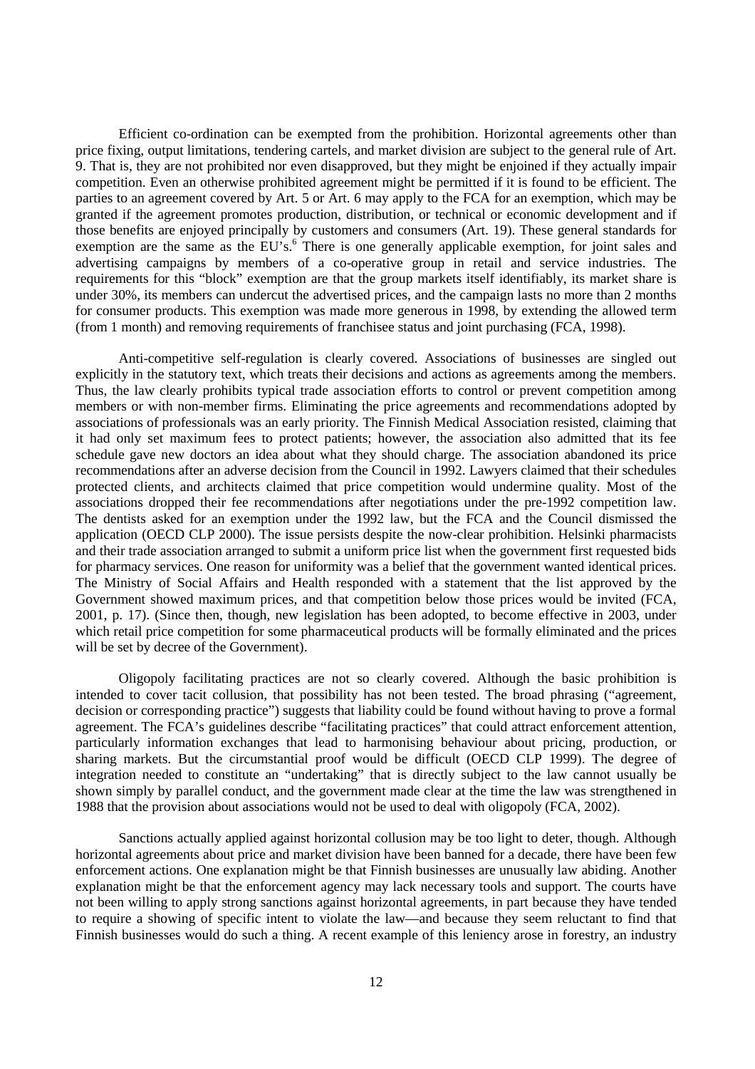Efficient co-ordination can be exempted from the prohibition. Horizontal agreements other than price fixing, output limitations, tendering cartels, and market division are subject to the general rule of Art. 9. That is, they are not prohibited nor even disapproved, but they might be enjoined if they actually impair competition. Even an otherwise prohibited agreement might be permitted if it is found to be efficient. The parties to an agreement covered by Art. 5 or Art. 6 may apply to the FCA for an exemption, which may be granted if the agreement promotes production, distribution, or technical or economic development and if those benefits are enjoyed principally by customers and consumers (Art. 19). These general standards for exemption are the same as the EU's.[6] There is one generally applicable exemption, for joint sales and advertising campaigns by members of a co-operative group in retail and service industries. The requirements for this "block" exemption are that the group markets itself identifiably, its market share is under 30%, its members can undercut the advertised prices, and the campaign lasts no more than 2 months for consumer products. This exemption was made more generous in 1998, by extending the allowed term (from 1 month) and removing requirements of franchisee status and joint purchasing (FCA, 1998).

Anti-competitive self-regulation is clearly covered. Associations of businesses are singled out explicitly in the statutory text, which treats their decisions and actions as agreements among the members. Thus, the law clearly prohibits typical trade association efforts to control or prevent competition among members or with non-member firms. Eliminating the price agreements and recommendations adopted by associations of professionals was an early priority. The Finnish Medical Association resisted, claiming that it had only set maximum fees to protect patients; however, the association also admitted that its fee schedule gave new doctors an idea about what they should charge. The association abandoned its price recommendations after an adverse decision from the Council in 1992. Lawyers claimed that their schedules protected clients, and architects claimed that price competition would undermine quality. Most of the associations dropped their fee recommendations after negotiations under the pre-1992 competition law. The dentists asked for an exemption under the 1992 law, but the FCA and the Council dismissed the application (OECD CLP 2000). The issue persists despite the now-clear prohibition. Helsinki pharmacists and their trade association arranged to submit a uniform price list when the government first requested bids for pharmacy services. One reason for uniformity was a belief that the government wanted identical prices. The Ministry of Social Affairs and Health responded with a statement that the list approved by the Government showed maximum prices, and that competition below those prices would be invited (FCA, 2001, p. 17). (Since then, though, new legislation has been adopted, to become effective in 2003, under which retail price competition for some pharmaceutical products will be formally eliminated and the prices will be set by decree of the Government).

Oligopoly facilitating practices are not so clearly covered. Although the basic prohibition is intended to cover tacit collusion, that possibility has not been tested. The broad phrasing ("agreement, decision or corresponding practice") suggests that liability could be found without having to prove a formal agreement. The FCA's guidelines describe "facilitating practices" that could attract enforcement attention, particularly information exchanges that lead to harmonising behaviour about pricing, production, or sharing markets. But the circumstantial proof would be difficult (OECD CLP 1999). The degree of integration needed to constitute an "undertaking" that is directly subject to the law cannot usually be shown simply by parallel conduct, and the government made clear at the time the law was strengthened in 1988 that the provision about associations would not be used to deal with oligopoly (FCA, 2002).

Sanctions actually applied against horizontal collusion may be too light to deter, though. Although horizontal agreements about price and market division have been banned for a decade, there have been few enforcement actions. One explanation might be that Finnish businesses are unusually law abiding. Another explanation might be that the enforcement agency may lack necessary tools and support. The courts have not been willing to apply strong sanctions against horizontal agreements, in part because they have tended to require a showing of specific intent to violate the law—and because they seem reluctant to find that Finnish businesses would do such a thing. A recent example of this leniency arose in forestry, an industry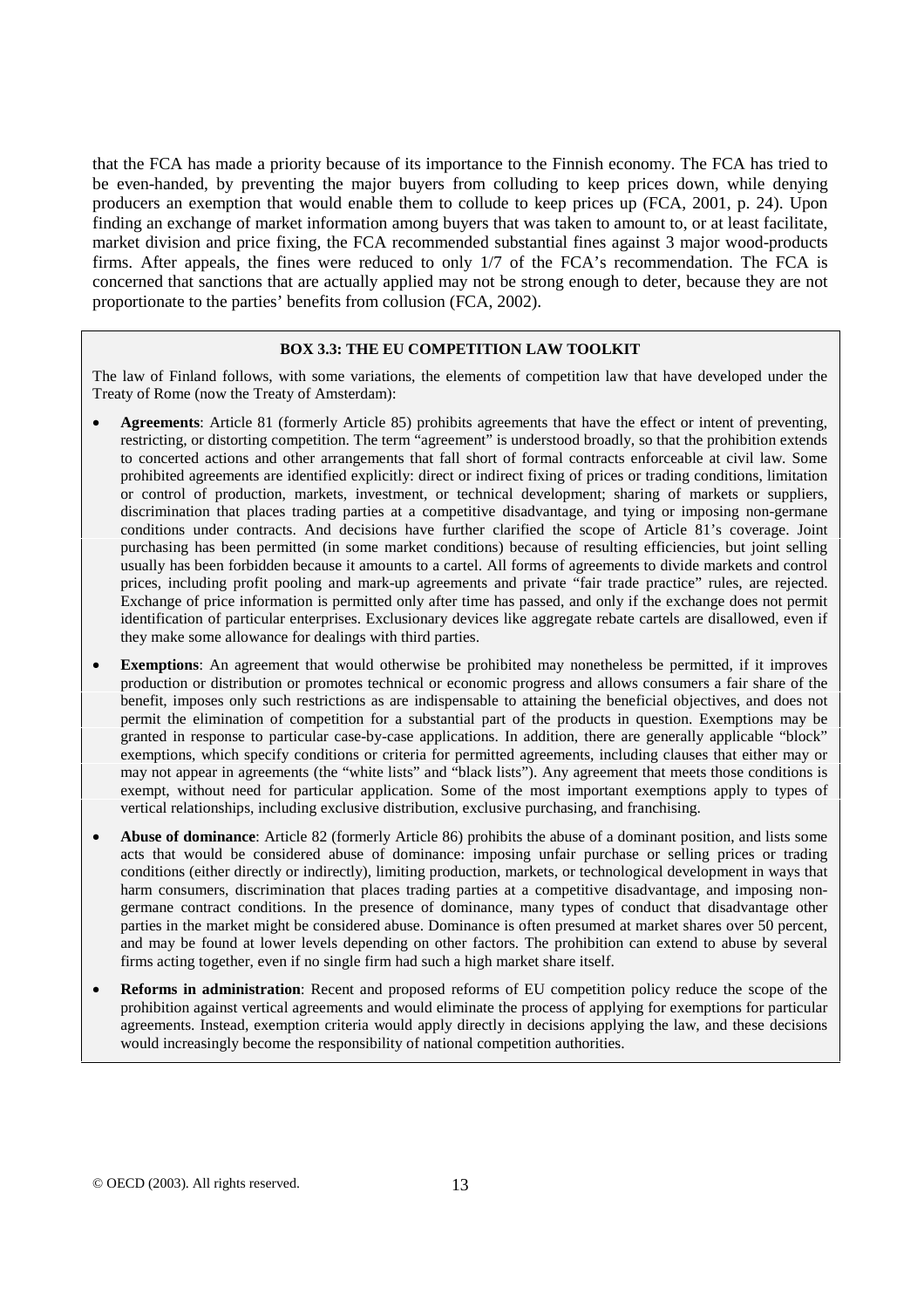that the FCA has made a priority because of its importance to the Finnish economy. The FCA has tried to be even-handed, by preventing the major buyers from colluding to keep prices down, while denying producers an exemption that would enable them to collude to keep prices up (FCA, 2001, p. 24). Upon finding an exchange of market information among buyers that was taken to amount to, or at least facilitate, market division and price fixing, the FCA recommended substantial fines against 3 major wood-products firms. After appeals, the fines were reduced to only 1/7 of the FCA's recommendation. The FCA is concerned that sanctions that are actually applied may not be strong enough to deter, because they are not proportionate to the parties' benefits from collusion (FCA, 2002).

**BOX 3.3: THE EU COMPETITION LAW TOOLKIT**

The law of Finland follows, with some variations, the elements of competition law that have developed under the Treaty of Rome (now the Treaty of Amsterdam):

- **Agreements**: Article 81 (formerly Article 85) prohibits agreements that have the effect or intent of preventing, restricting, or distorting competition. The term "agreement" is understood broadly, so that the prohibition extends to concerted actions and other arrangements that fall short of formal contracts enforceable at civil law. Some prohibited agreements are identified explicitly: direct or indirect fixing of prices or trading conditions, limitation or control of production, markets, investment, or technical development; sharing of markets or suppliers, discrimination that places trading parties at a competitive disadvantage, and tying or imposing non-germane conditions under contracts. And decisions have further clarified the scope of Article 81's coverage. Joint purchasing has been permitted (in some market conditions) because of resulting efficiencies, but joint selling usually has been forbidden because it amounts to a cartel. All forms of agreements to divide markets and control prices, including profit pooling and mark-up agreements and private "fair trade practice" rules, are rejected. Exchange of price information is permitted only after time has passed, and only if the exchange does not permit identification of particular enterprises. Exclusionary devices like aggregate rebate cartels are disallowed, even if they make some allowance for dealings with third parties.
- **Exemptions**: An agreement that would otherwise be prohibited may nonetheless be permitted, if it improves production or distribution or promotes technical or economic progress and allows consumers a fair share of the benefit, imposes only such restrictions as are indispensable to attaining the beneficial objectives, and does not permit the elimination of competition for a substantial part of the products in question. Exemptions may be granted in response to particular case-by-case applications. In addition, there are generally applicable "block" exemptions, which specify conditions or criteria for permitted agreements, including clauses that either may or may not appear in agreements (the "white lists" and "black lists"). Any agreement that meets those conditions is exempt, without need for particular application. Some of the most important exemptions apply to types of vertical relationships, including exclusive distribution, exclusive purchasing, and franchising.
- **Abuse of dominance**: Article 82 (formerly Article 86) prohibits the abuse of a dominant position, and lists some acts that would be considered abuse of dominance: imposing unfair purchase or selling prices or trading conditions (either directly or indirectly), limiting production, markets, or technological development in ways that harm consumers, discrimination that places trading parties at a competitive disadvantage, and imposing non-germane contract conditions. In the presence of dominance, many types of conduct that disadvantage other parties in the market might be considered abuse. Dominance is often presumed at market shares over 50 percent, and may be found at lower levels depending on other factors. The prohibition can extend to abuse by several firms acting together, even if no single firm had such a high market share itself.
- **Reforms in administration**: Recent and proposed reforms of EU competition policy reduce the scope of the prohibition against vertical agreements and would eliminate the process of applying for exemptions for particular agreements. Instead, exemption criteria would apply directly in decisions applying the law, and these decisions would increasingly become the responsibility of national competition authorities.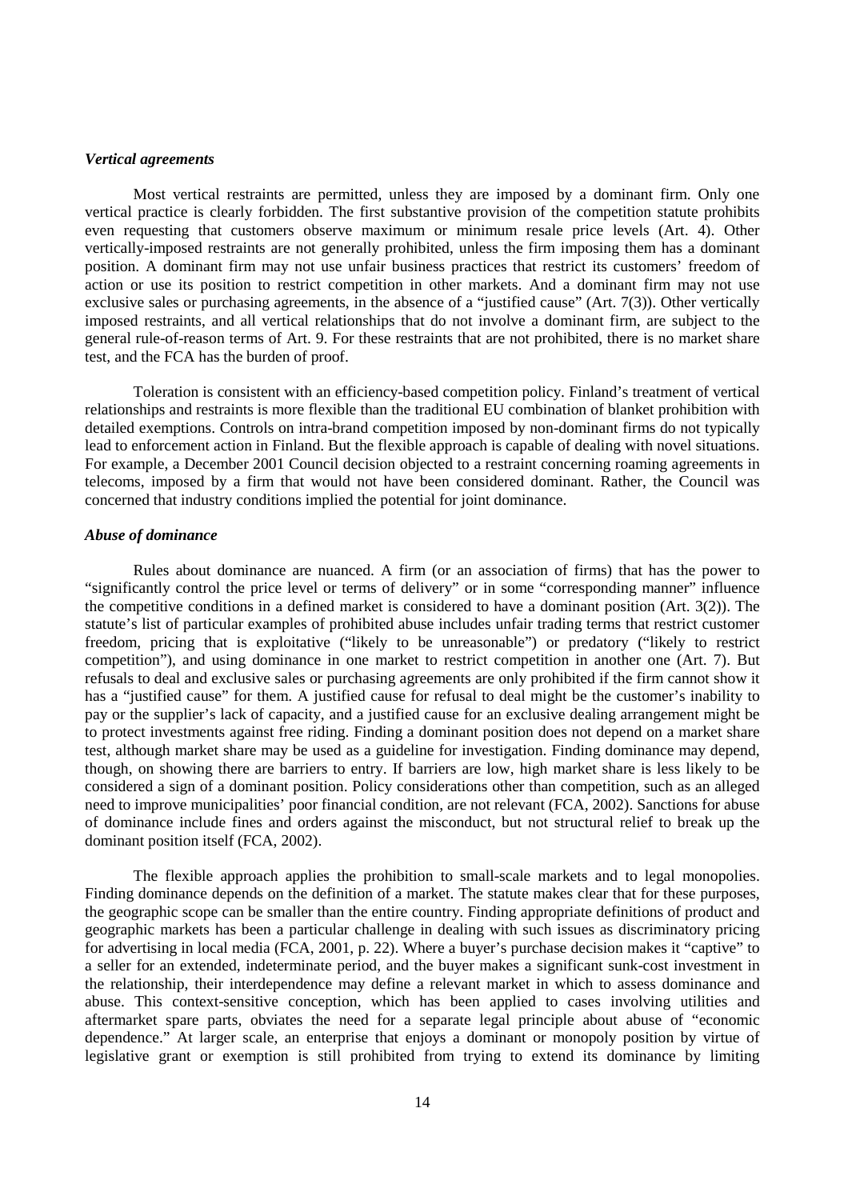### *Vertical agreements*

Most vertical restraints are permitted, unless they are imposed by a dominant firm. Only one vertical practice is clearly forbidden. The first substantive provision of the competition statute prohibits even requesting that customers observe maximum or minimum resale price levels (Art. 4). Other vertically-imposed restraints are not generally prohibited, unless the firm imposing them has a dominant position. A dominant firm may not use unfair business practices that restrict its customers' freedom of action or use its position to restrict competition in other markets. And a dominant firm may not use exclusive sales or purchasing agreements, in the absence of a "justified cause" (Art. 7(3)). Other vertically imposed restraints, and all vertical relationships that do not involve a dominant firm, are subject to the general rule-of-reason terms of Art. 9. For these restraints that are not prohibited, there is no market share test, and the FCA has the burden of proof.

Toleration is consistent with an efficiency-based competition policy. Finland's treatment of vertical relationships and restraints is more flexible than the traditional EU combination of blanket prohibition with detailed exemptions. Controls on intra-brand competition imposed by non-dominant firms do not typically lead to enforcement action in Finland. But the flexible approach is capable of dealing with novel situations. For example, a December 2001 Council decision objected to a restraint concerning roaming agreements in telecoms, imposed by a firm that would not have been considered dominant. Rather, the Council was concerned that industry conditions implied the potential for joint dominance.

### *Abuse of dominance*

Rules about dominance are nuanced. A firm (or an association of firms) that has the power to "significantly control the price level or terms of delivery" or in some "corresponding manner" influence the competitive conditions in a defined market is considered to have a dominant position (Art. 3(2)). The statute's list of particular examples of prohibited abuse includes unfair trading terms that restrict customer freedom, pricing that is exploitative ("likely to be unreasonable") or predatory ("likely to restrict competition"), and using dominance in one market to restrict competition in another one (Art. 7). But refusals to deal and exclusive sales or purchasing agreements are only prohibited if the firm cannot show it has a "justified cause" for them. A justified cause for refusal to deal might be the customer's inability to pay or the supplier's lack of capacity, and a justified cause for an exclusive dealing arrangement might be to protect investments against free riding. Finding a dominant position does not depend on a market share test, although market share may be used as a guideline for investigation. Finding dominance may depend, though, on showing there are barriers to entry. If barriers are low, high market share is less likely to be considered a sign of a dominant position. Policy considerations other than competition, such as an alleged need to improve municipalities' poor financial condition, are not relevant (FCA, 2002). Sanctions for abuse of dominance include fines and orders against the misconduct, but not structural relief to break up the dominant position itself (FCA, 2002).

The flexible approach applies the prohibition to small-scale markets and to legal monopolies. Finding dominance depends on the definition of a market. The statute makes clear that for these purposes, the geographic scope can be smaller than the entire country. Finding appropriate definitions of product and geographic markets has been a particular challenge in dealing with such issues as discriminatory pricing for advertising in local media (FCA, 2001, p. 22). Where a buyer's purchase decision makes it "captive" to a seller for an extended, indeterminate period, and the buyer makes a significant sunk-cost investment in the relationship, their interdependence may define a relevant market in which to assess dominance and abuse. This context-sensitive conception, which has been applied to cases involving utilities and aftermarket spare parts, obviates the need for a separate legal principle about abuse of "economic dependence." At larger scale, an enterprise that enjoys a dominant or monopoly position by virtue of legislative grant or exemption is still prohibited from trying to extend its dominance by limiting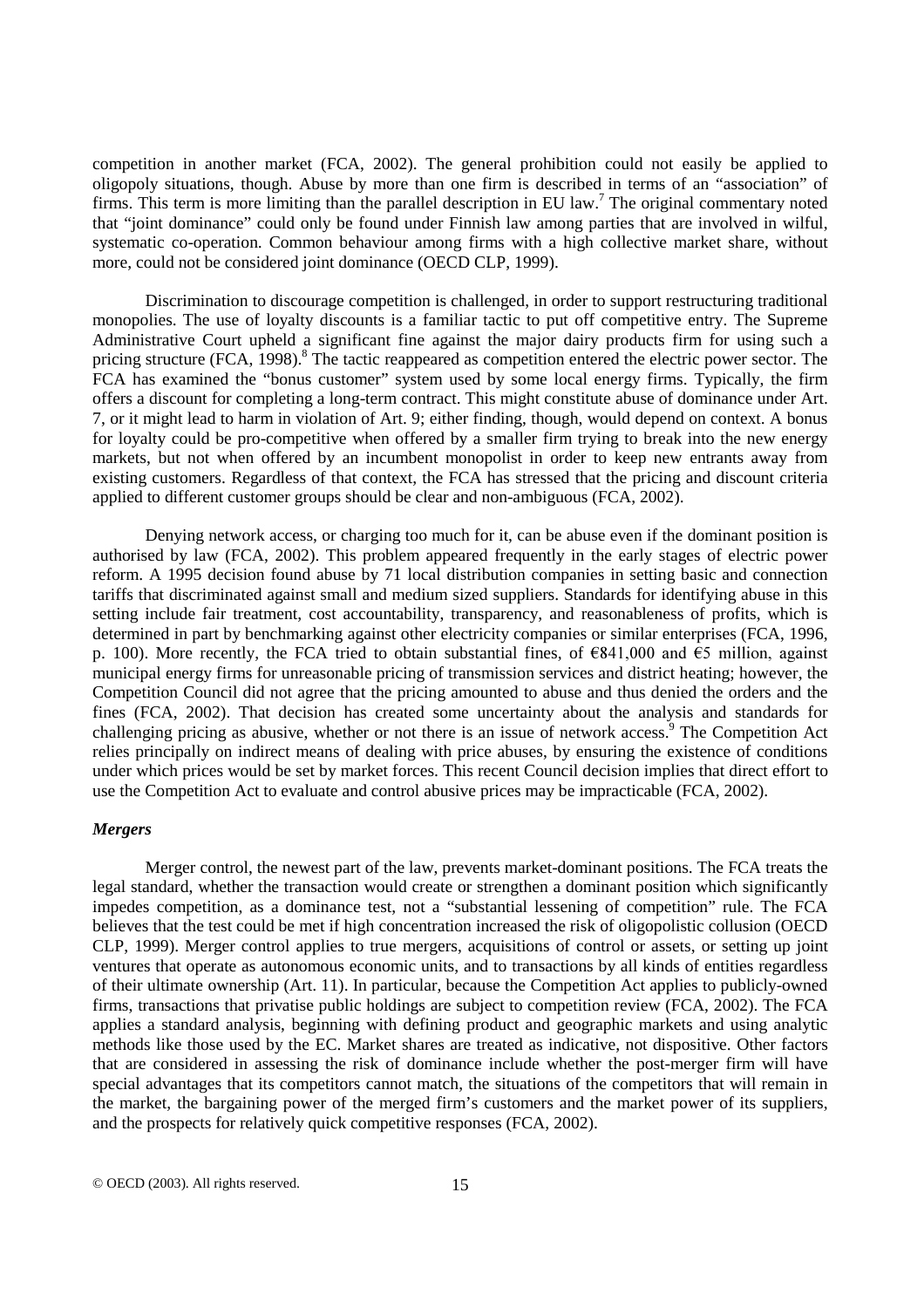competition in another market (FCA, 2002). The general prohibition could not easily be applied to oligopoly situations, though. Abuse by more than one firm is described in terms of an "association" of firms. This term is more limiting than the parallel description in EU law.[7] The original commentary noted that "joint dominance" could only be found under Finnish law among parties that are involved in wilful, systematic co-operation. Common behaviour among firms with a high collective market share, without more, could not be considered joint dominance (OECD CLP, 1999).

Discrimination to discourage competition is challenged, in order to support restructuring traditional monopolies. The use of loyalty discounts is a familiar tactic to put off competitive entry. The Supreme Administrative Court upheld a significant fine against the major dairy products firm for using such a pricing structure (FCA, 1998).[8] The tactic reappeared as competition entered the electric power sector. The FCA has examined the "bonus customer" system used by some local energy firms. Typically, the firm offers a discount for completing a long-term contract. This might constitute abuse of dominance under Art. 7, or it might lead to harm in violation of Art. 9; either finding, though, would depend on context. A bonus for loyalty could be pro-competitive when offered by a smaller firm trying to break into the new energy markets, but not when offered by an incumbent monopolist in order to keep new entrants away from existing customers. Regardless of that context, the FCA has stressed that the pricing and discount criteria applied to different customer groups should be clear and non-ambiguous (FCA, 2002).

Denying network access, or charging too much for it, can be abuse even if the dominant position is authorised by law (FCA, 2002). This problem appeared frequently in the early stages of electric power reform. A 1995 decision found abuse by 71 local distribution companies in setting basic and connection tariffs that discriminated against small and medium sized suppliers. Standards for identifying abuse in this setting include fair treatment, cost accountability, transparency, and reasonableness of profits, which is determined in part by benchmarking against other electricity companies or similar enterprises (FCA, 1996, p. 100). More recently, the FCA tried to obtain substantial fines, of €841,000 and €5 million, against municipal energy firms for unreasonable pricing of transmission services and district heating; however, the Competition Council did not agree that the pricing amounted to abuse and thus denied the orders and the fines (FCA, 2002). That decision has created some uncertainty about the analysis and standards for challenging pricing as abusive, whether or not there is an issue of network access.[9] The Competition Act relies principally on indirect means of dealing with price abuses, by ensuring the existence of conditions under which prices would be set by market forces. This recent Council decision implies that direct effort to use the Competition Act to evaluate and control abusive prices may be impracticable (FCA, 2002).

### *Mergers*

Merger control, the newest part of the law, prevents market-dominant positions. The FCA treats the legal standard, whether the transaction would create or strengthen a dominant position which significantly impedes competition, as a dominance test, not a "substantial lessening of competition" rule. The FCA believes that the test could be met if high concentration increased the risk of oligopolistic collusion (OECD CLP, 1999). Merger control applies to true mergers, acquisitions of control or assets, or setting up joint ventures that operate as autonomous economic units, and to transactions by all kinds of entities regardless of their ultimate ownership (Art. 11). In particular, because the Competition Act applies to publicly-owned firms, transactions that privatise public holdings are subject to competition review (FCA, 2002). The FCA applies a standard analysis, beginning with defining product and geographic markets and using analytic methods like those used by the EC. Market shares are treated as indicative, not dispositive. Other factors that are considered in assessing the risk of dominance include whether the post-merger firm will have special advantages that its competitors cannot match, the situations of the competitors that will remain in the market, the bargaining power of the merged firm's customers and the market power of its suppliers, and the prospects for relatively quick competitive responses (FCA, 2002).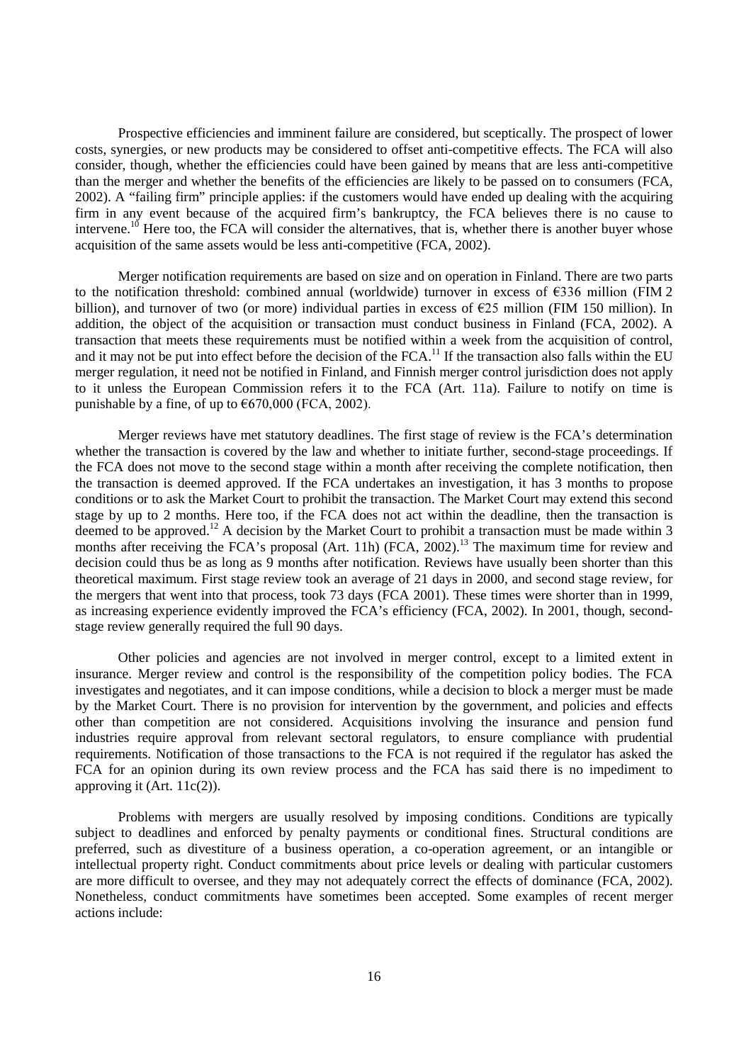Prospective efficiencies and imminent failure are considered, but sceptically. The prospect of lower costs, synergies, or new products may be considered to offset anti-competitive effects. The FCA will also consider, though, whether the efficiencies could have been gained by means that are less anti-competitive than the merger and whether the benefits of the efficiencies are likely to be passed on to consumers (FCA, 2002). A "failing firm" principle applies: if the customers would have ended up dealing with the acquiring firm in any event because of the acquired firm's bankruptcy, the FCA believes there is no cause to intervene.[10] Here too, the FCA will consider the alternatives, that is, whether there is another buyer whose acquisition of the same assets would be less anti-competitive (FCA, 2002).

Merger notification requirements are based on size and on operation in Finland. There are two parts to the notification threshold: combined annual (worldwide) turnover in excess of €336 million (FIM 2 billion), and turnover of two (or more) individual parties in excess of €25 million (FIM 150 million). In addition, the object of the acquisition or transaction must conduct business in Finland (FCA, 2002). A transaction that meets these requirements must be notified within a week from the acquisition of control, and it may not be put into effect before the decision of the FCA.[11] If the transaction also falls within the EU merger regulation, it need not be notified in Finland, and Finnish merger control jurisdiction does not apply to it unless the European Commission refers it to the FCA (Art. 11a). Failure to notify on time is punishable by a fine, of up to €670,000 (FCA, 2002).

Merger reviews have met statutory deadlines. The first stage of review is the FCA's determination whether the transaction is covered by the law and whether to initiate further, second-stage proceedings. If the FCA does not move to the second stage within a month after receiving the complete notification, then the transaction is deemed approved. If the FCA undertakes an investigation, it has 3 months to propose conditions or to ask the Market Court to prohibit the transaction. The Market Court may extend this second stage by up to 2 months. Here too, if the FCA does not act within the deadline, then the transaction is deemed to be approved.[12] A decision by the Market Court to prohibit a transaction must be made within 3 months after receiving the FCA's proposal (Art. 11h) (FCA, 2002).[13] The maximum time for review and decision could thus be as long as 9 months after notification. Reviews have usually been shorter than this theoretical maximum. First stage review took an average of 21 days in 2000, and second stage review, for the mergers that went into that process, took 73 days (FCA 2001). These times were shorter than in 1999, as increasing experience evidently improved the FCA's efficiency (FCA, 2002). In 2001, though, second-stage review generally required the full 90 days.

Other policies and agencies are not involved in merger control, except to a limited extent in insurance. Merger review and control is the responsibility of the competition policy bodies. The FCA investigates and negotiates, and it can impose conditions, while a decision to block a merger must be made by the Market Court. There is no provision for intervention by the government, and policies and effects other than competition are not considered. Acquisitions involving the insurance and pension fund industries require approval from relevant sectoral regulators, to ensure compliance with prudential requirements. Notification of those transactions to the FCA is not required if the regulator has asked the FCA for an opinion during its own review process and the FCA has said there is no impediment to approving it (Art. 11c(2)).

Problems with mergers are usually resolved by imposing conditions. Conditions are typically subject to deadlines and enforced by penalty payments or conditional fines. Structural conditions are preferred, such as divestiture of a business operation, a co-operation agreement, or an intangible or intellectual property right. Conduct commitments about price levels or dealing with particular customers are more difficult to oversee, and they may not adequately correct the effects of dominance (FCA, 2002). Nonetheless, conduct commitments have sometimes been accepted. Some examples of recent merger actions include: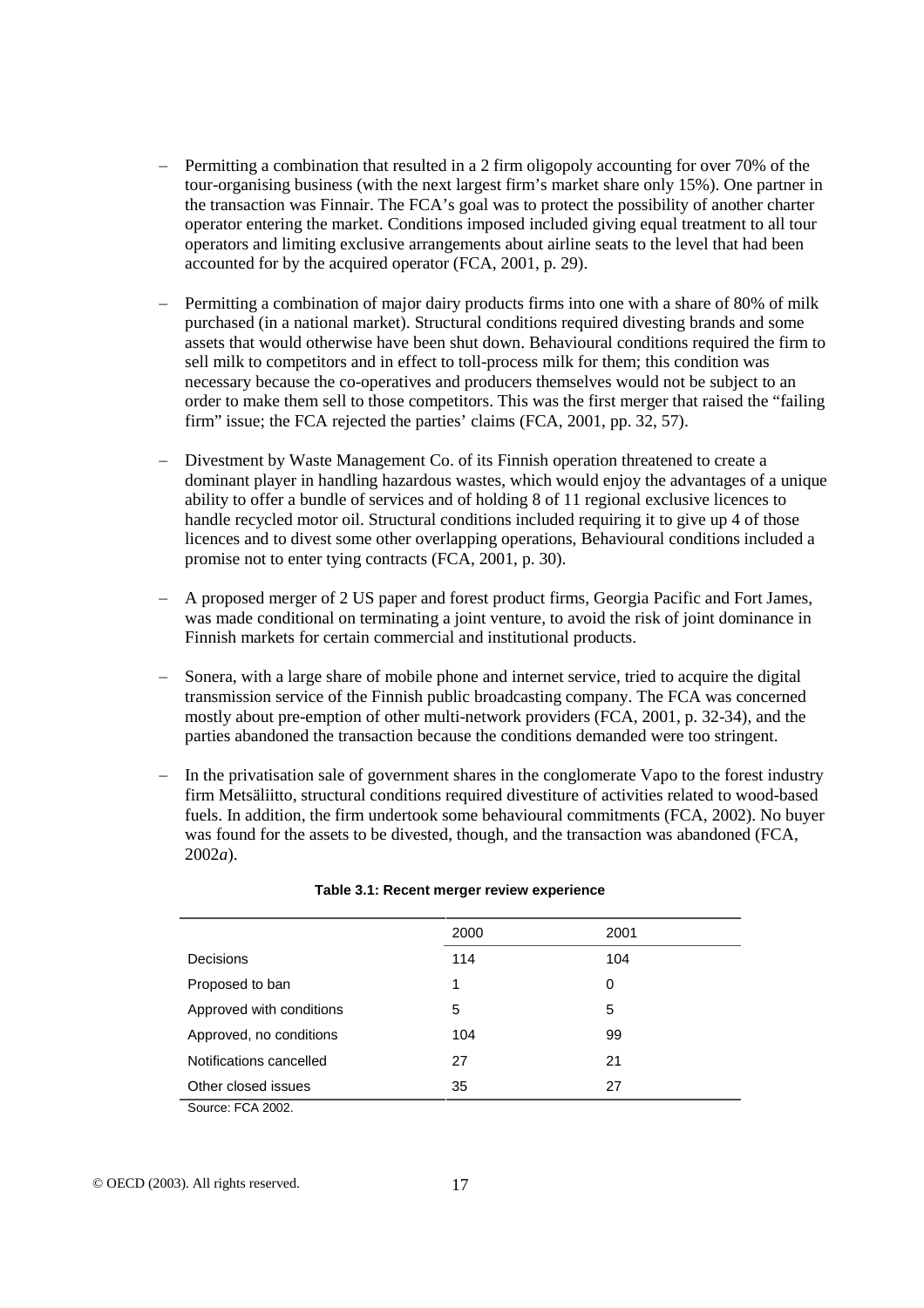- Permitting a combination that resulted in a 2 firm oligopoly accounting for over 70% of the tour-organising business (with the next largest firm's market share only 15%). One partner in the transaction was Finnair. The FCA's goal was to protect the possibility of another charter operator entering the market. Conditions imposed included giving equal treatment to all tour operators and limiting exclusive arrangements about airline seats to the level that had been accounted for by the acquired operator (FCA, 2001, p. 29).

- Permitting a combination of major dairy products firms into one with a share of 80% of milk purchased (in a national market). Structural conditions required divesting brands and some assets that would otherwise have been shut down. Behavioural conditions required the firm to sell milk to competitors and in effect to toll-process milk for them; this condition was necessary because the co-operatives and producers themselves would not be subject to an order to make them sell to those competitors. This was the first merger that raised the "failing firm" issue; the FCA rejected the parties' claims (FCA, 2001, pp. 32, 57).

- Divestment by Waste Management Co. of its Finnish operation threatened to create a dominant player in handling hazardous wastes, which would enjoy the advantages of a unique ability to offer a bundle of services and of holding 8 of 11 regional exclusive licences to handle recycled motor oil. Structural conditions included requiring it to give up 4 of those licences and to divest some other overlapping operations, Behavioural conditions included a promise not to enter tying contracts (FCA, 2001, p. 30).

- A proposed merger of 2 US paper and forest product firms, Georgia Pacific and Fort James, was made conditional on terminating a joint venture, to avoid the risk of joint dominance in Finnish markets for certain commercial and institutional products.

- Sonera, with a large share of mobile phone and internet service, tried to acquire the digital transmission service of the Finnish public broadcasting company. The FCA was concerned mostly about pre-emption of other multi-network providers (FCA, 2001, p. 32-34), and the parties abandoned the transaction because the conditions demanded were too stringent.

- In the privatisation sale of government shares in the conglomerate Vapo to the forest industry firm Metsäliitto, structural conditions required divestiture of activities related to wood-based fuels. In addition, the firm undertook some behavioural commitments (FCA, 2002). No buyer was found for the assets to be divested, though, and the transaction was abandoned (FCA, 2002*a*).

**Table 3.1: Recent merger review experience**

| | 2000 | 2001 |
|---|---|---|
| Decisions | 114 | 104 |
| Proposed to ban | 1 | 0 |
| Approved with conditions | 5 | 5 |
| Approved, no conditions | 104 | 99 |
| Notifications cancelled | 27 | 21 |
| Other closed issues | 35 | 27 |

Source: FCA 2002.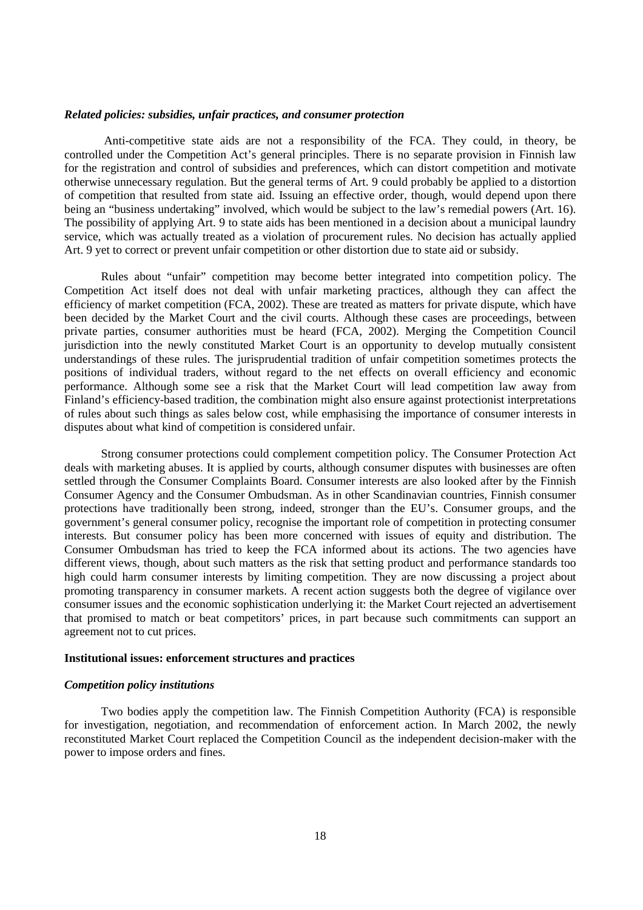### *Related policies: subsidies, unfair practices, and consumer protection*

Anti-competitive state aids are not a responsibility of the FCA. They could, in theory, be controlled under the Competition Act's general principles. There is no separate provision in Finnish law for the registration and control of subsidies and preferences, which can distort competition and motivate otherwise unnecessary regulation. But the general terms of Art. 9 could probably be applied to a distortion of competition that resulted from state aid. Issuing an effective order, though, would depend upon there being an "business undertaking" involved, which would be subject to the law's remedial powers (Art. 16). The possibility of applying Art. 9 to state aids has been mentioned in a decision about a municipal laundry service, which was actually treated as a violation of procurement rules. No decision has actually applied Art. 9 yet to correct or prevent unfair competition or other distortion due to state aid or subsidy.

Rules about "unfair" competition may become better integrated into competition policy. The Competition Act itself does not deal with unfair marketing practices, although they can affect the efficiency of market competition (FCA, 2002). These are treated as matters for private dispute, which have been decided by the Market Court and the civil courts. Although these cases are proceedings, between private parties, consumer authorities must be heard (FCA, 2002). Merging the Competition Council jurisdiction into the newly constituted Market Court is an opportunity to develop mutually consistent understandings of these rules. The jurisprudential tradition of unfair competition sometimes protects the positions of individual traders, without regard to the net effects on overall efficiency and economic performance. Although some see a risk that the Market Court will lead competition law away from Finland's efficiency-based tradition, the combination might also ensure against protectionist interpretations of rules about such things as sales below cost, while emphasising the importance of consumer interests in disputes about what kind of competition is considered unfair.

Strong consumer protections could complement competition policy. The Consumer Protection Act deals with marketing abuses. It is applied by courts, although consumer disputes with businesses are often settled through the Consumer Complaints Board. Consumer interests are also looked after by the Finnish Consumer Agency and the Consumer Ombudsman. As in other Scandinavian countries, Finnish consumer protections have traditionally been strong, indeed, stronger than the EU's. Consumer groups, and the government's general consumer policy, recognise the important role of competition in protecting consumer interests. But consumer policy has been more concerned with issues of equity and distribution. The Consumer Ombudsman has tried to keep the FCA informed about its actions. The two agencies have different views, though, about such matters as the risk that setting product and performance standards too high could harm consumer interests by limiting competition. They are now discussing a project about promoting transparency in consumer markets. A recent action suggests both the degree of vigilance over consumer issues and the economic sophistication underlying it: the Market Court rejected an advertisement that promised to match or beat competitors' prices, in part because such commitments can support an agreement not to cut prices.

## Institutional issues: enforcement structures and practices

### *Competition policy institutions*

Two bodies apply the competition law. The Finnish Competition Authority (FCA) is responsible for investigation, negotiation, and recommendation of enforcement action. In March 2002, the newly reconstituted Market Court replaced the Competition Council as the independent decision-maker with the power to impose orders and fines.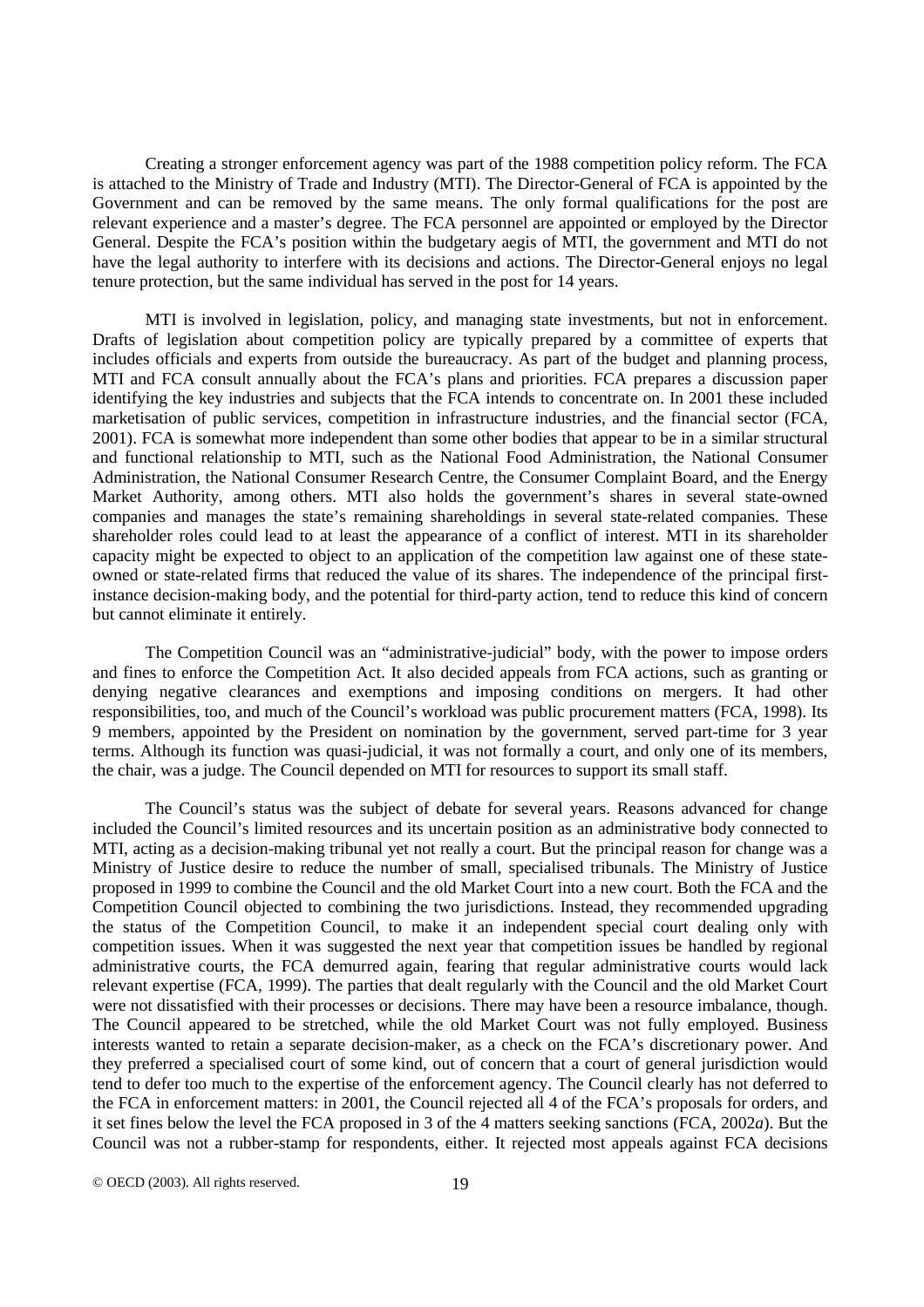Creating a stronger enforcement agency was part of the 1988 competition policy reform. The FCA is attached to the Ministry of Trade and Industry (MTI). The Director-General of FCA is appointed by the Government and can be removed by the same means. The only formal qualifications for the post are relevant experience and a master's degree. The FCA personnel are appointed or employed by the Director General. Despite the FCA's position within the budgetary aegis of MTI, the government and MTI do not have the legal authority to interfere with its decisions and actions. The Director-General enjoys no legal tenure protection, but the same individual has served in the post for 14 years.

MTI is involved in legislation, policy, and managing state investments, but not in enforcement. Drafts of legislation about competition policy are typically prepared by a committee of experts that includes officials and experts from outside the bureaucracy. As part of the budget and planning process, MTI and FCA consult annually about the FCA's plans and priorities. FCA prepares a discussion paper identifying the key industries and subjects that the FCA intends to concentrate on. In 2001 these included marketisation of public services, competition in infrastructure industries, and the financial sector (FCA, 2001). FCA is somewhat more independent than some other bodies that appear to be in a similar structural and functional relationship to MTI, such as the National Food Administration, the National Consumer Administration, the National Consumer Research Centre, the Consumer Complaint Board, and the Energy Market Authority, among others. MTI also holds the government's shares in several state-owned companies and manages the state's remaining shareholdings in several state-related companies. These shareholder roles could lead to at least the appearance of a conflict of interest. MTI in its shareholder capacity might be expected to object to an application of the competition law against one of these state-owned or state-related firms that reduced the value of its shares. The independence of the principal first-instance decision-making body, and the potential for third-party action, tend to reduce this kind of concern but cannot eliminate it entirely.

The Competition Council was an "administrative-judicial" body, with the power to impose orders and fines to enforce the Competition Act. It also decided appeals from FCA actions, such as granting or denying negative clearances and exemptions and imposing conditions on mergers. It had other responsibilities, too, and much of the Council's workload was public procurement matters (FCA, 1998). Its 9 members, appointed by the President on nomination by the government, served part-time for 3 year terms. Although its function was quasi-judicial, it was not formally a court, and only one of its members, the chair, was a judge. The Council depended on MTI for resources to support its small staff.

The Council's status was the subject of debate for several years. Reasons advanced for change included the Council's limited resources and its uncertain position as an administrative body connected to MTI, acting as a decision-making tribunal yet not really a court. But the principal reason for change was a Ministry of Justice desire to reduce the number of small, specialised tribunals. The Ministry of Justice proposed in 1999 to combine the Council and the old Market Court into a new court. Both the FCA and the Competition Council objected to combining the two jurisdictions. Instead, they recommended upgrading the status of the Competition Council, to make it an independent special court dealing only with competition issues. When it was suggested the next year that competition issues be handled by regional administrative courts, the FCA demurred again, fearing that regular administrative courts would lack relevant expertise (FCA, 1999). The parties that dealt regularly with the Council and the old Market Court were not dissatisfied with their processes or decisions. There may have been a resource imbalance, though. The Council appeared to be stretched, while the old Market Court was not fully employed. Business interests wanted to retain a separate decision-maker, as a check on the FCA's discretionary power. And they preferred a specialised court of some kind, out of concern that a court of general jurisdiction would tend to defer too much to the expertise of the enforcement agency. The Council clearly has not deferred to the FCA in enforcement matters: in 2001, the Council rejected all 4 of the FCA's proposals for orders, and it set fines below the level the FCA proposed in 3 of the 4 matters seeking sanctions (FCA, 2002*a*). But the Council was not a rubber-stamp for respondents, either. It rejected most appeals against FCA decisions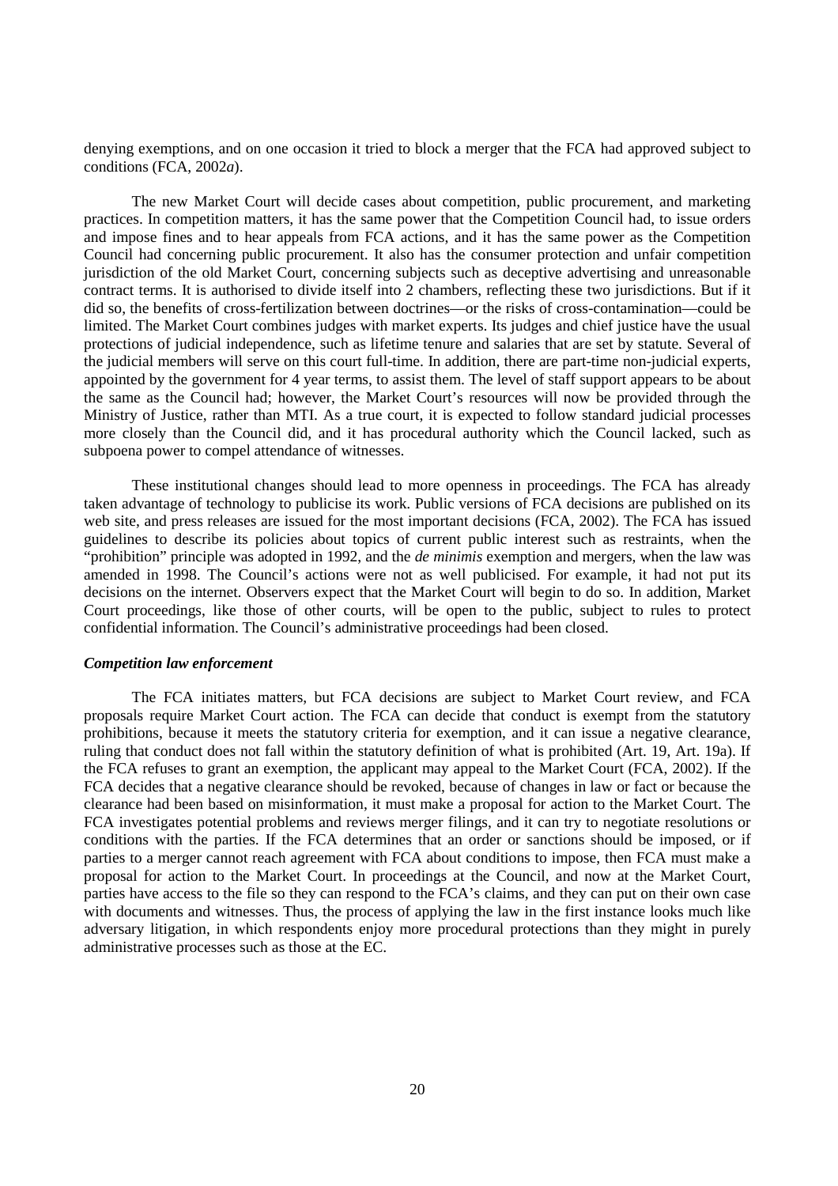denying exemptions, and on one occasion it tried to block a merger that the FCA had approved subject to conditions (FCA, 2002*a*).

The new Market Court will decide cases about competition, public procurement, and marketing practices. In competition matters, it has the same power that the Competition Council had, to issue orders and impose fines and to hear appeals from FCA actions, and it has the same power as the Competition Council had concerning public procurement. It also has the consumer protection and unfair competition jurisdiction of the old Market Court, concerning subjects such as deceptive advertising and unreasonable contract terms. It is authorised to divide itself into 2 chambers, reflecting these two jurisdictions. But if it did so, the benefits of cross-fertilization between doctrines—or the risks of cross-contamination—could be limited. The Market Court combines judges with market experts. Its judges and chief justice have the usual protections of judicial independence, such as lifetime tenure and salaries that are set by statute. Several of the judicial members will serve on this court full-time. In addition, there are part-time non-judicial experts, appointed by the government for 4 year terms, to assist them. The level of staff support appears to be about the same as the Council had; however, the Market Court's resources will now be provided through the Ministry of Justice, rather than MTI. As a true court, it is expected to follow standard judicial processes more closely than the Council did, and it has procedural authority which the Council lacked, such as subpoena power to compel attendance of witnesses.

These institutional changes should lead to more openness in proceedings. The FCA has already taken advantage of technology to publicise its work. Public versions of FCA decisions are published on its web site, and press releases are issued for the most important decisions (FCA, 2002). The FCA has issued guidelines to describe its policies about topics of current public interest such as restraints, when the "prohibition" principle was adopted in 1992, and the *de minimis* exemption and mergers, when the law was amended in 1998. The Council's actions were not as well publicised. For example, it had not put its decisions on the internet. Observers expect that the Market Court will begin to do so. In addition, Market Court proceedings, like those of other courts, will be open to the public, subject to rules to protect confidential information. The Council's administrative proceedings had been closed.

### *Competition law enforcement*

The FCA initiates matters, but FCA decisions are subject to Market Court review, and FCA proposals require Market Court action. The FCA can decide that conduct is exempt from the statutory prohibitions, because it meets the statutory criteria for exemption, and it can issue a negative clearance, ruling that conduct does not fall within the statutory definition of what is prohibited (Art. 19, Art. 19a). If the FCA refuses to grant an exemption, the applicant may appeal to the Market Court (FCA, 2002). If the FCA decides that a negative clearance should be revoked, because of changes in law or fact or because the clearance had been based on misinformation, it must make a proposal for action to the Market Court. The FCA investigates potential problems and reviews merger filings, and it can try to negotiate resolutions or conditions with the parties. If the FCA determines that an order or sanctions should be imposed, or if parties to a merger cannot reach agreement with FCA about conditions to impose, then FCA must make a proposal for action to the Market Court. In proceedings at the Council, and now at the Market Court, parties have access to the file so they can respond to the FCA's claims, and they can put on their own case with documents and witnesses. Thus, the process of applying the law in the first instance looks much like adversary litigation, in which respondents enjoy more procedural protections than they might in purely administrative processes such as those at the EC.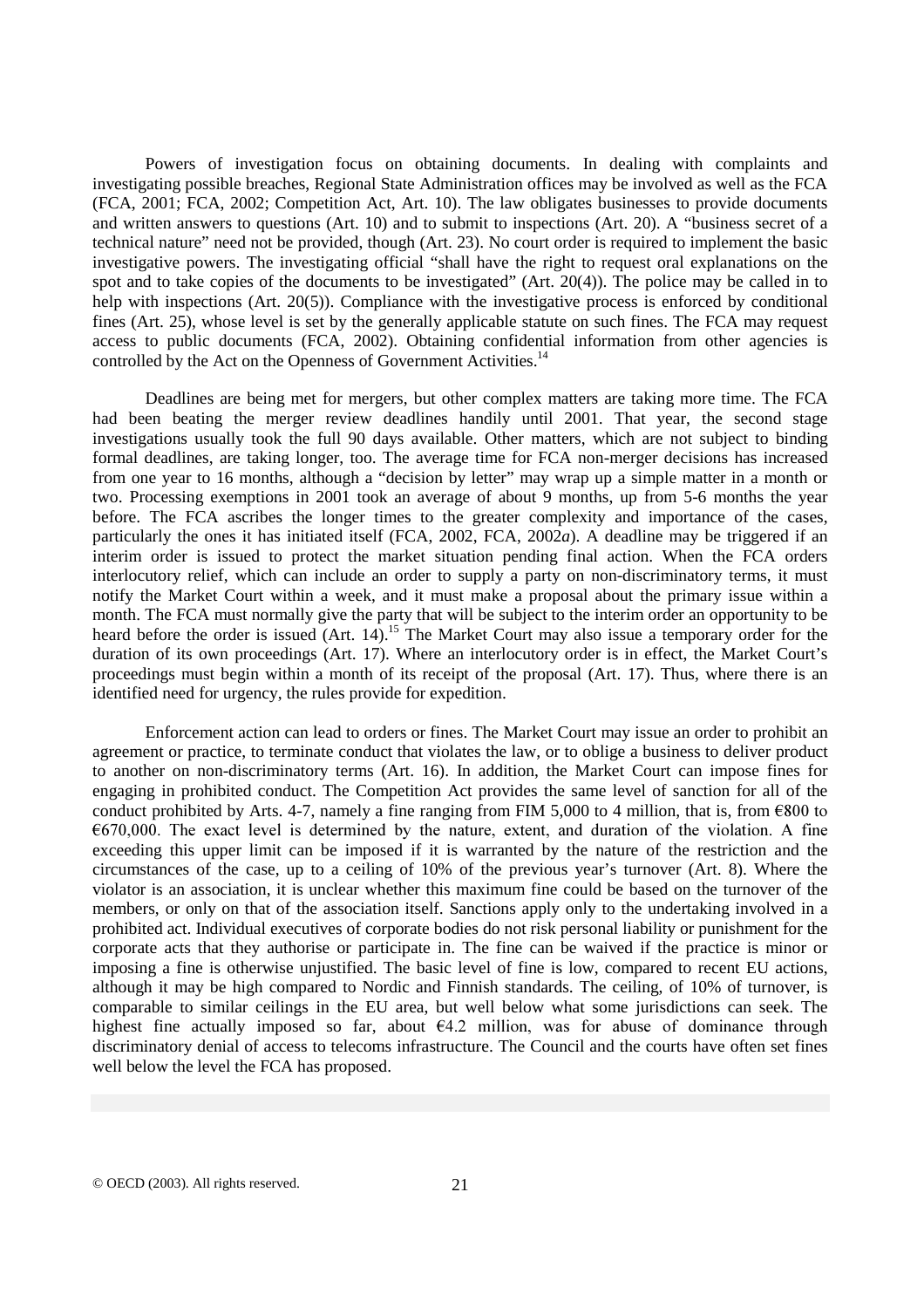Powers of investigation focus on obtaining documents. In dealing with complaints and investigating possible breaches, Regional State Administration offices may be involved as well as the FCA (FCA, 2001; FCA, 2002; Competition Act, Art. 10). The law obligates businesses to provide documents and written answers to questions (Art. 10) and to submit to inspections (Art. 20). A "business secret of a technical nature" need not be provided, though (Art. 23). No court order is required to implement the basic investigative powers. The investigating official "shall have the right to request oral explanations on the spot and to take copies of the documents to be investigated" (Art. 20(4)). The police may be called in to help with inspections (Art. 20(5)). Compliance with the investigative process is enforced by conditional fines (Art. 25), whose level is set by the generally applicable statute on such fines. The FCA may request access to public documents (FCA, 2002). Obtaining confidential information from other agencies is controlled by the Act on the Openness of Government Activities.[14]

Deadlines are being met for mergers, but other complex matters are taking more time. The FCA had been beating the merger review deadlines handily until 2001. That year, the second stage investigations usually took the full 90 days available. Other matters, which are not subject to binding formal deadlines, are taking longer, too. The average time for FCA non-merger decisions has increased from one year to 16 months, although a "decision by letter" may wrap up a simple matter in a month or two. Processing exemptions in 2001 took an average of about 9 months, up from 5-6 months the year before. The FCA ascribes the longer times to the greater complexity and importance of the cases, particularly the ones it has initiated itself (FCA, 2002, FCA, 2002*a*). A deadline may be triggered if an interim order is issued to protect the market situation pending final action. When the FCA orders interlocutory relief, which can include an order to supply a party on non-discriminatory terms, it must notify the Market Court within a week, and it must make a proposal about the primary issue within a month. The FCA must normally give the party that will be subject to the interim order an opportunity to be heard before the order is issued (Art. 14).[15] The Market Court may also issue a temporary order for the duration of its own proceedings (Art. 17). Where an interlocutory order is in effect, the Market Court's proceedings must begin within a month of its receipt of the proposal (Art. 17). Thus, where there is an identified need for urgency, the rules provide for expedition.

Enforcement action can lead to orders or fines. The Market Court may issue an order to prohibit an agreement or practice, to terminate conduct that violates the law, or to oblige a business to deliver product to another on non-discriminatory terms (Art. 16). In addition, the Market Court can impose fines for engaging in prohibited conduct. The Competition Act provides the same level of sanction for all of the conduct prohibited by Arts. 4-7, namely a fine ranging from FIM 5,000 to 4 million, that is, from €800 to €670,000. The exact level is determined by the nature, extent, and duration of the violation. A fine exceeding this upper limit can be imposed if it is warranted by the nature of the restriction and the circumstances of the case, up to a ceiling of 10% of the previous year's turnover (Art. 8). Where the violator is an association, it is unclear whether this maximum fine could be based on the turnover of the members, or only on that of the association itself. Sanctions apply only to the undertaking involved in a prohibited act. Individual executives of corporate bodies do not risk personal liability or punishment for the corporate acts that they authorise or participate in. The fine can be waived if the practice is minor or imposing a fine is otherwise unjustified. The basic level of fine is low, compared to recent EU actions, although it may be high compared to Nordic and Finnish standards. The ceiling, of 10% of turnover, is comparable to similar ceilings in the EU area, but well below what some jurisdictions can seek. The highest fine actually imposed so far, about €4.2 million, was for abuse of dominance through discriminatory denial of access to telecoms infrastructure. The Council and the courts have often set fines well below the level the FCA has proposed.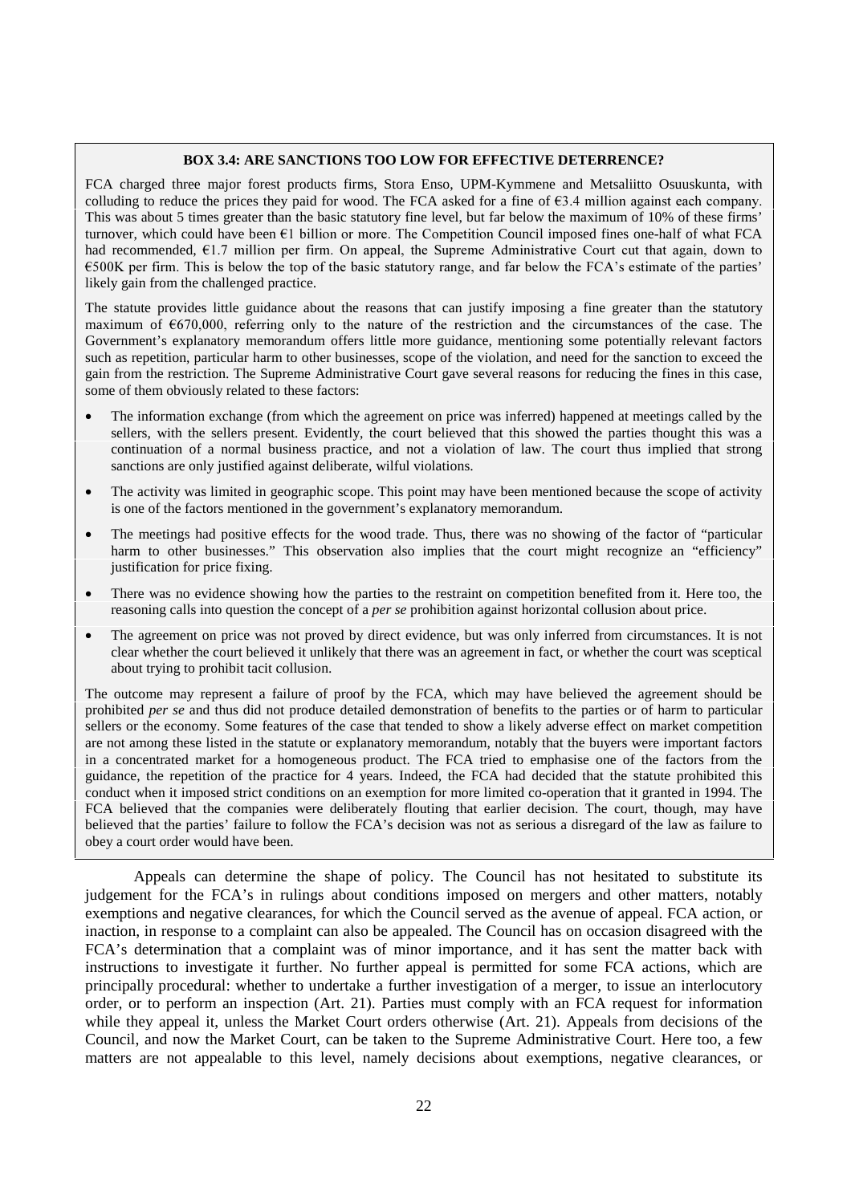**BOX 3.4: ARE SANCTIONS TOO LOW FOR EFFECTIVE DETERRENCE?**

FCA charged three major forest products firms, Stora Enso, UPM-Kymmene and Metsaliitto Osuuskunta, with colluding to reduce the prices they paid for wood. The FCA asked for a fine of €3.4 million against each company. This was about 5 times greater than the basic statutory fine level, but far below the maximum of 10% of these firms' turnover, which could have been €1 billion or more. The Competition Council imposed fines one-half of what FCA had recommended, €1.7 million per firm. On appeal, the Supreme Administrative Court cut that again, down to €500K per firm. This is below the top of the basic statutory range, and far below the FCA's estimate of the parties' likely gain from the challenged practice.

The statute provides little guidance about the reasons that can justify imposing a fine greater than the statutory maximum of €670,000, referring only to the nature of the restriction and the circumstances of the case. The Government's explanatory memorandum offers little more guidance, mentioning some potentially relevant factors such as repetition, particular harm to other businesses, scope of the violation, and need for the sanction to exceed the gain from the restriction. The Supreme Administrative Court gave several reasons for reducing the fines in this case, some of them obviously related to these factors:

- The information exchange (from which the agreement on price was inferred) happened at meetings called by the sellers, with the sellers present. Evidently, the court believed that this showed the parties thought this was a continuation of a normal business practice, and not a violation of law. The court thus implied that strong sanctions are only justified against deliberate, wilful violations.
- The activity was limited in geographic scope. This point may have been mentioned because the scope of activity is one of the factors mentioned in the government's explanatory memorandum.
- The meetings had positive effects for the wood trade. Thus, there was no showing of the factor of "particular harm to other businesses." This observation also implies that the court might recognize an "efficiency" justification for price fixing.
- There was no evidence showing how the parties to the restraint on competition benefited from it. Here too, the reasoning calls into question the concept of a *per se* prohibition against horizontal collusion about price.
- The agreement on price was not proved by direct evidence, but was only inferred from circumstances. It is not clear whether the court believed it unlikely that there was an agreement in fact, or whether the court was sceptical about trying to prohibit tacit collusion.

The outcome may represent a failure of proof by the FCA, which may have believed the agreement should be prohibited *per se* and thus did not produce detailed demonstration of benefits to the parties or of harm to particular sellers or the economy. Some features of the case that tended to show a likely adverse effect on market competition are not among these listed in the statute or explanatory memorandum, notably that the buyers were important factors in a concentrated market for a homogeneous product. The FCA tried to emphasise one of the factors from the guidance, the repetition of the practice for 4 years. Indeed, the FCA had decided that the statute prohibited this conduct when it imposed strict conditions on an exemption for more limited co-operation that it granted in 1994. The FCA believed that the companies were deliberately flouting that earlier decision. The court, though, may have believed that the parties' failure to follow the FCA's decision was not as serious a disregard of the law as failure to obey a court order would have been.

Appeals can determine the shape of policy. The Council has not hesitated to substitute its judgement for the FCA's in rulings about conditions imposed on mergers and other matters, notably exemptions and negative clearances, for which the Council served as the avenue of appeal. FCA action, or inaction, in response to a complaint can also be appealed. The Council has on occasion disagreed with the FCA's determination that a complaint was of minor importance, and it has sent the matter back with instructions to investigate it further. No further appeal is permitted for some FCA actions, which are principally procedural: whether to undertake a further investigation of a merger, to issue an interlocutory order, or to perform an inspection (Art. 21). Parties must comply with an FCA request for information while they appeal it, unless the Market Court orders otherwise (Art. 21). Appeals from decisions of the Council, and now the Market Court, can be taken to the Supreme Administrative Court. Here too, a few matters are not appealable to this level, namely decisions about exemptions, negative clearances, or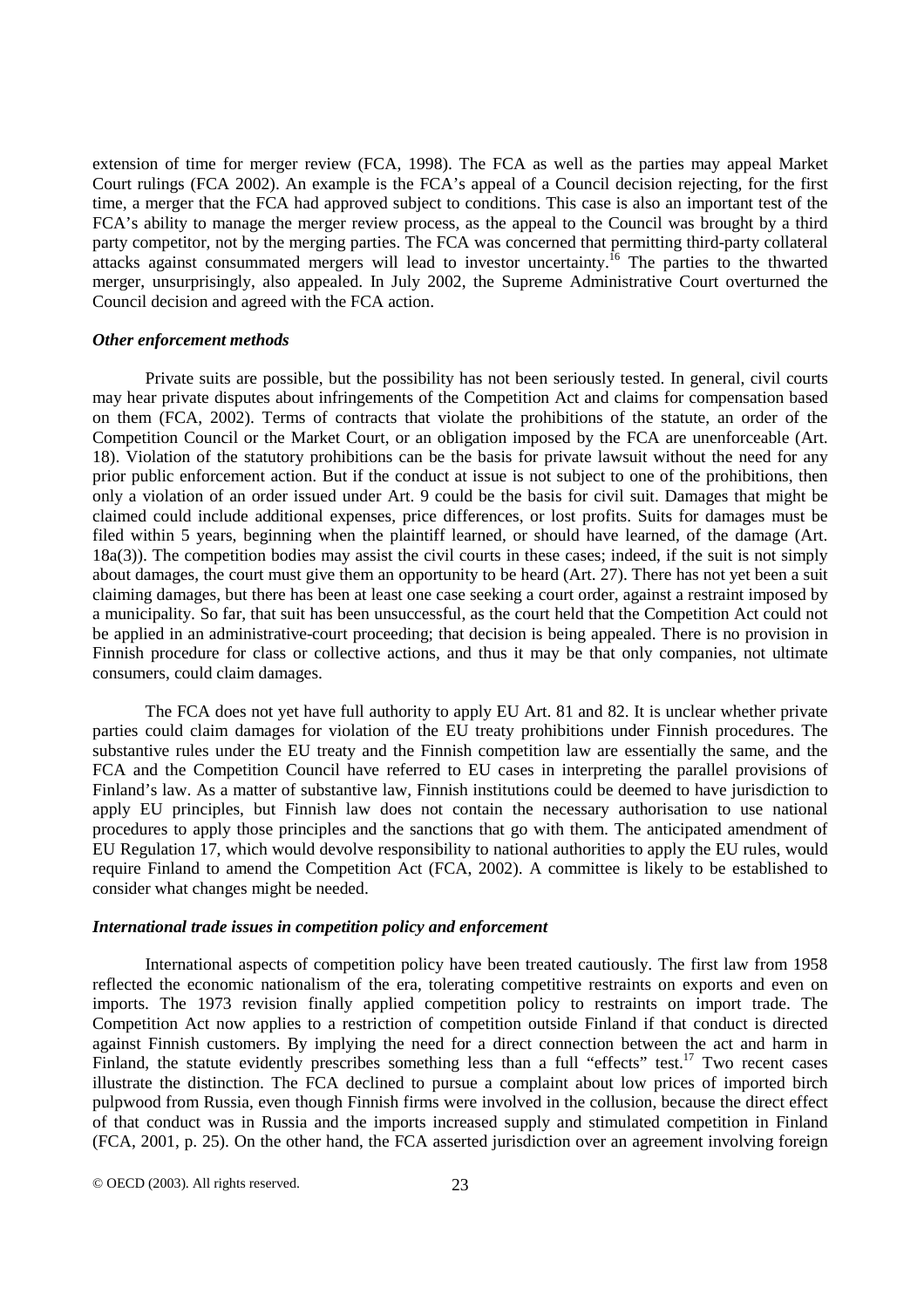extension of time for merger review (FCA, 1998). The FCA as well as the parties may appeal Market Court rulings (FCA 2002). An example is the FCA's appeal of a Council decision rejecting, for the first time, a merger that the FCA had approved subject to conditions. This case is also an important test of the FCA's ability to manage the merger review process, as the appeal to the Council was brought by a third party competitor, not by the merging parties. The FCA was concerned that permitting third-party collateral attacks against consummated mergers will lead to investor uncertainty.[16] The parties to the thwarted merger, unsurprisingly, also appealed. In July 2002, the Supreme Administrative Court overturned the Council decision and agreed with the FCA action.

### *Other enforcement methods*

Private suits are possible, but the possibility has not been seriously tested. In general, civil courts may hear private disputes about infringements of the Competition Act and claims for compensation based on them (FCA, 2002). Terms of contracts that violate the prohibitions of the statute, an order of the Competition Council or the Market Court, or an obligation imposed by the FCA are unenforceable (Art. 18). Violation of the statutory prohibitions can be the basis for private lawsuit without the need for any prior public enforcement action. But if the conduct at issue is not subject to one of the prohibitions, then only a violation of an order issued under Art. 9 could be the basis for civil suit. Damages that might be claimed could include additional expenses, price differences, or lost profits. Suits for damages must be filed within 5 years, beginning when the plaintiff learned, or should have learned, of the damage (Art. 18a(3)). The competition bodies may assist the civil courts in these cases; indeed, if the suit is not simply about damages, the court must give them an opportunity to be heard (Art. 27). There has not yet been a suit claiming damages, but there has been at least one case seeking a court order, against a restraint imposed by a municipality. So far, that suit has been unsuccessful, as the court held that the Competition Act could not be applied in an administrative-court proceeding; that decision is being appealed. There is no provision in Finnish procedure for class or collective actions, and thus it may be that only companies, not ultimate consumers, could claim damages.

The FCA does not yet have full authority to apply EU Art. 81 and 82. It is unclear whether private parties could claim damages for violation of the EU treaty prohibitions under Finnish procedures. The substantive rules under the EU treaty and the Finnish competition law are essentially the same, and the FCA and the Competition Council have referred to EU cases in interpreting the parallel provisions of Finland's law. As a matter of substantive law, Finnish institutions could be deemed to have jurisdiction to apply EU principles, but Finnish law does not contain the necessary authorisation to use national procedures to apply those principles and the sanctions that go with them. The anticipated amendment of EU Regulation 17, which would devolve responsibility to national authorities to apply the EU rules, would require Finland to amend the Competition Act (FCA, 2002). A committee is likely to be established to consider what changes might be needed.

### *International trade issues in competition policy and enforcement*

International aspects of competition policy have been treated cautiously. The first law from 1958 reflected the economic nationalism of the era, tolerating competitive restraints on exports and even on imports. The 1973 revision finally applied competition policy to restraints on import trade. The Competition Act now applies to a restriction of competition outside Finland if that conduct is directed against Finnish customers. By implying the need for a direct connection between the act and harm in Finland, the statute evidently prescribes something less than a full "effects" test.[17] Two recent cases illustrate the distinction. The FCA declined to pursue a complaint about low prices of imported birch pulpwood from Russia, even though Finnish firms were involved in the collusion, because the direct effect of that conduct was in Russia and the imports increased supply and stimulated competition in Finland (FCA, 2001, p. 25). On the other hand, the FCA asserted jurisdiction over an agreement involving foreign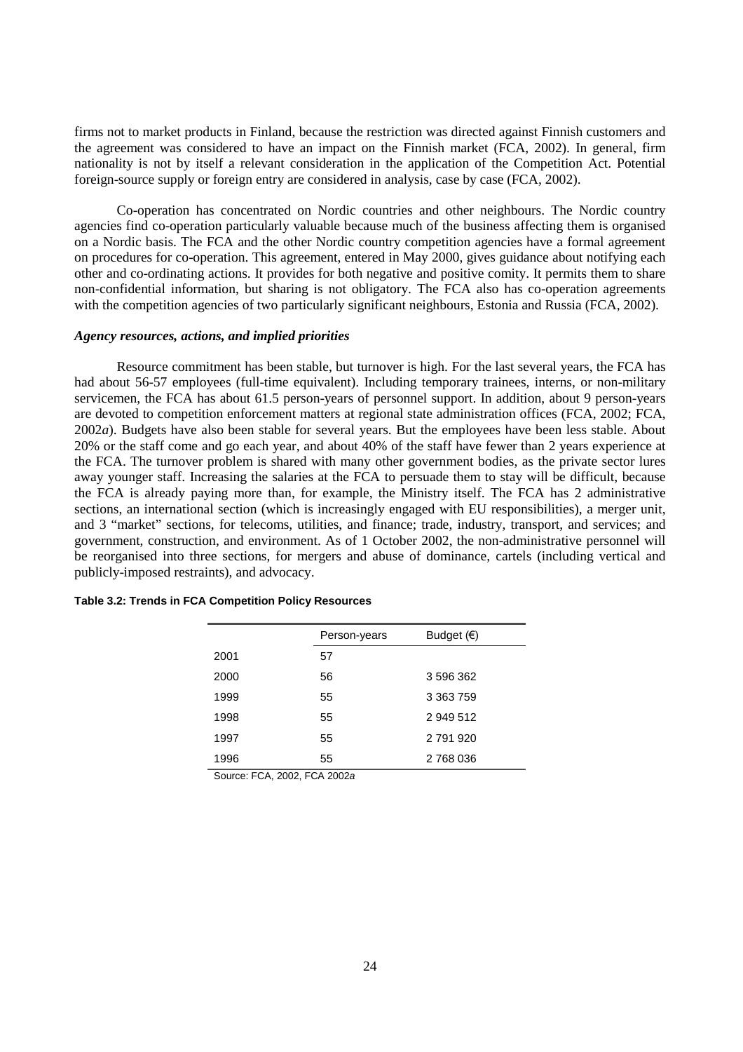firms not to market products in Finland, because the restriction was directed against Finnish customers and the agreement was considered to have an impact on the Finnish market (FCA, 2002). In general, firm nationality is not by itself a relevant consideration in the application of the Competition Act. Potential foreign-source supply or foreign entry are considered in analysis, case by case (FCA, 2002).

Co-operation has concentrated on Nordic countries and other neighbours. The Nordic country agencies find co-operation particularly valuable because much of the business affecting them is organised on a Nordic basis. The FCA and the other Nordic country competition agencies have a formal agreement on procedures for co-operation. This agreement, entered in May 2000, gives guidance about notifying each other and co-ordinating actions. It provides for both negative and positive comity. It permits them to share non-confidential information, but sharing is not obligatory. The FCA also has co-operation agreements with the competition agencies of two particularly significant neighbours, Estonia and Russia (FCA, 2002).

### *Agency resources, actions, and implied priorities*

Resource commitment has been stable, but turnover is high. For the last several years, the FCA has had about 56-57 employees (full-time equivalent). Including temporary trainees, interns, or non-military servicemen, the FCA has about 61.5 person-years of personnel support. In addition, about 9 person-years are devoted to competition enforcement matters at regional state administration offices (FCA, 2002; FCA, 2002*a*). Budgets have also been stable for several years. But the employees have been less stable. About 20% or the staff come and go each year, and about 40% of the staff have fewer than 2 years experience at the FCA. The turnover problem is shared with many other government bodies, as the private sector lures away younger staff. Increasing the salaries at the FCA to persuade them to stay will be difficult, because the FCA is already paying more than, for example, the Ministry itself. The FCA has 2 administrative sections, an international section (which is increasingly engaged with EU responsibilities), a merger unit, and 3 "market" sections, for telecoms, utilities, and finance; trade, industry, transport, and services; and government, construction, and environment. As of 1 October 2002, the non-administrative personnel will be reorganised into three sections, for mergers and abuse of dominance, cartels (including vertical and publicly-imposed restraints), and advocacy.

**Table 3.2: Trends in FCA Competition Policy Resources**

| | Person-years | Budget (€) |
|---|---|---|
| 2001 | 57 | |
| 2000 | 56 | 3 596 362 |
| 1999 | 55 | 3 363 759 |
| 1998 | 55 | 2 949 512 |
| 1997 | 55 | 2 791 920 |
| 1996 | 55 | 2 768 036 |

Source: FCA, 2002, FCA 2002*a*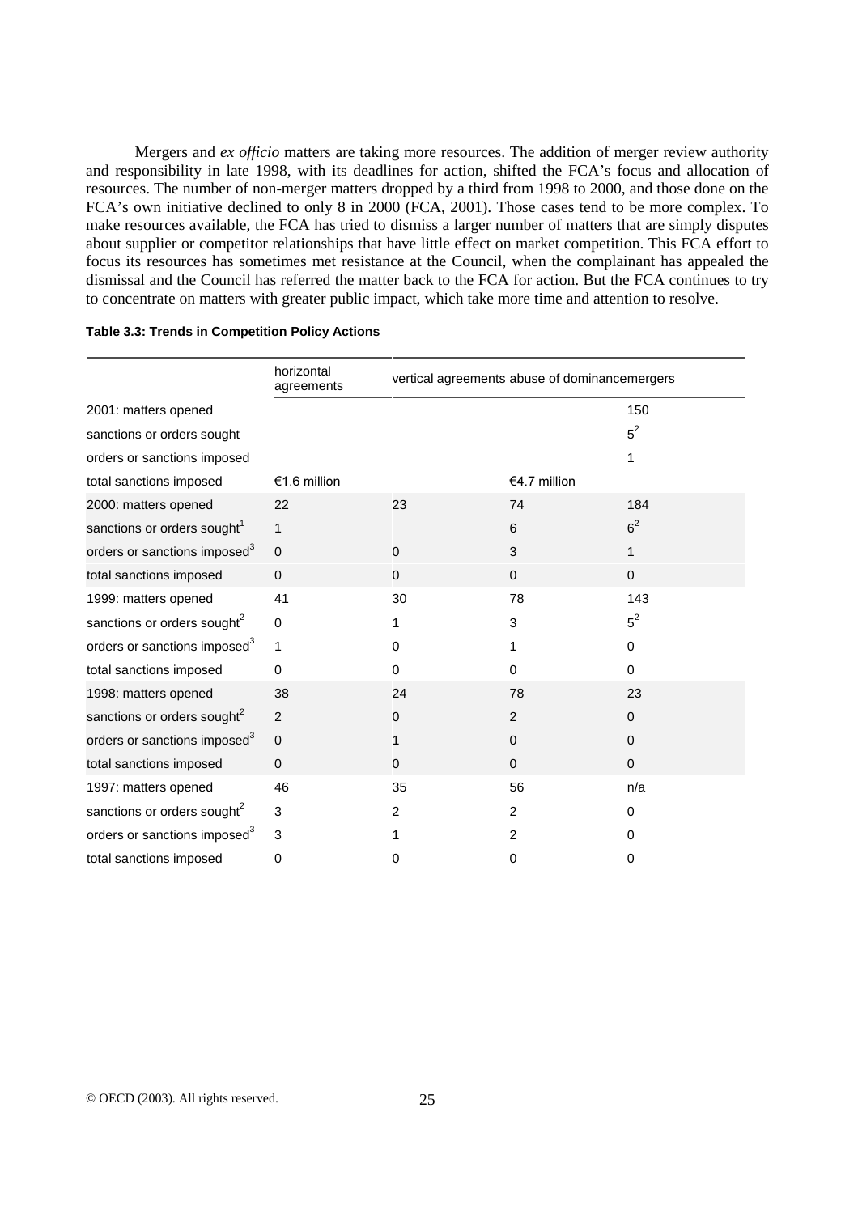Mergers and *ex officio* matters are taking more resources. The addition of merger review authority and responsibility in late 1998, with its deadlines for action, shifted the FCA's focus and allocation of resources. The number of non-merger matters dropped by a third from 1998 to 2000, and those done on the FCA's own initiative declined to only 8 in 2000 (FCA, 2001). Those cases tend to be more complex. To make resources available, the FCA has tried to dismiss a larger number of matters that are simply disputes about supplier or competitor relationships that have little effect on market competition. This FCA effort to focus its resources has sometimes met resistance at the Council, when the complainant has appealed the dismissal and the Council has referred the matter back to the FCA for action. But the FCA continues to try to concentrate on matters with greater public impact, which take more time and attention to resolve.

**Table 3.3: Trends in Competition Policy Actions**

| | horizontal agreements | vertical agreements | abuse of dominance | mergers |
|---|---|---|---|---|
| 2001: matters opened | | | | 150 |
| sanctions or orders sought | | | | 5[2] |
| orders or sanctions imposed | | | | 1 |
| total sanctions imposed | €1.6 million | | €4.7 million | |
| 2000: matters opened | 22 | 23 | 74 | 184 |
| sanctions or orders sought[1] | 1 | | 6 | 6[2] |
| orders or sanctions imposed[3] | 0 | 0 | 3 | 1 |
| total sanctions imposed | 0 | 0 | 0 | 0 |
| 1999: matters opened | 41 | 30 | 78 | 143 |
| sanctions or orders sought[2] | 0 | 1 | 3 | 5[2] |
| orders or sanctions imposed[3] | 1 | 0 | 1 | 0 |
| total sanctions imposed | 0 | 0 | 0 | 0 |
| 1998: matters opened | 38 | 24 | 78 | 23 |
| sanctions or orders sought[2] | 2 | 0 | 2 | 0 |
| orders or sanctions imposed[3] | 0 | 1 | 0 | 0 |
| total sanctions imposed | 0 | 0 | 0 | 0 |
| 1997: matters opened | 46 | 35 | 56 | n/a |
| sanctions or orders sought[2] | 3 | 2 | 2 | 0 |
| orders or sanctions imposed[3] | 3 | 1 | 2 | 0 |
| total sanctions imposed | 0 | 0 | 0 | 0 |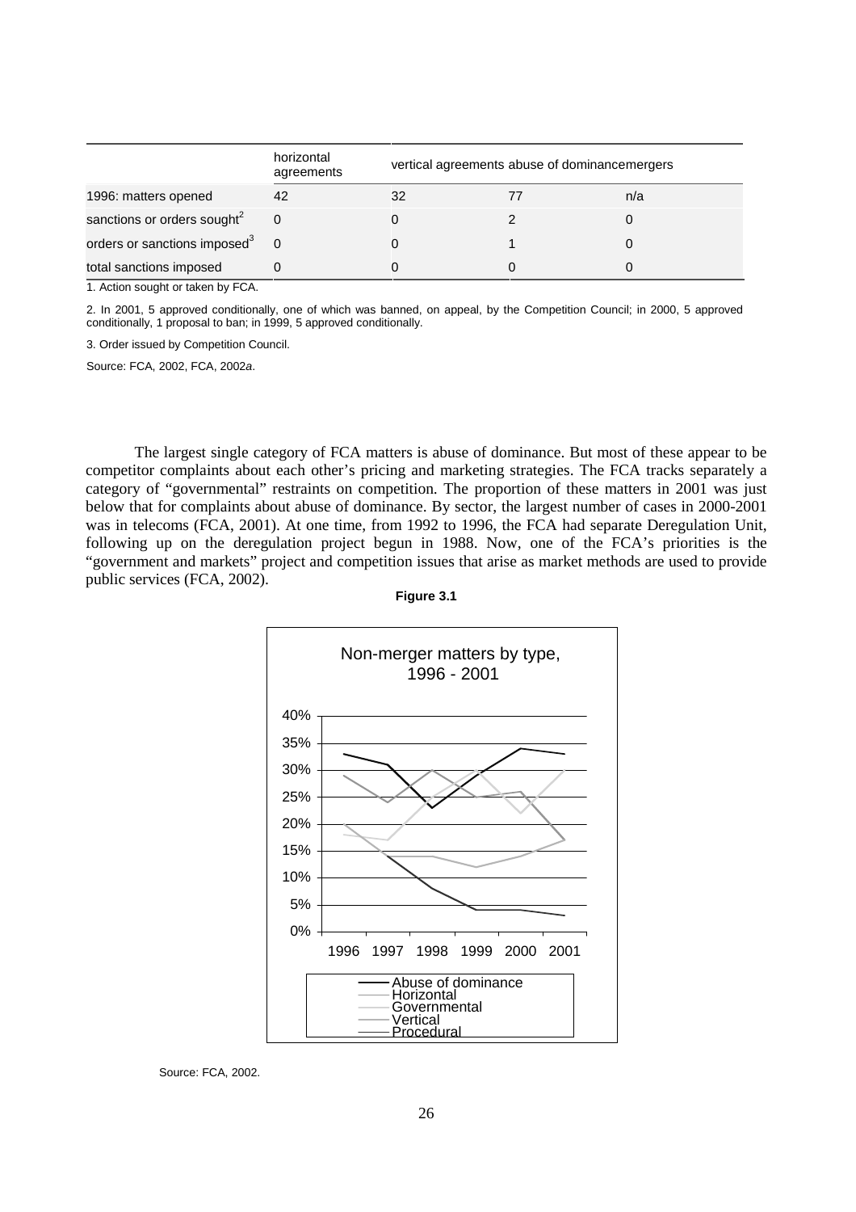| | horizontal agreements | vertical agreements | abuse of dominance | mergers |
|---|---|---|---|---|
| 1996: matters opened | 42 | 32 | 77 | n/a |
| sanctions or orders sought[2] | 0 | 0 | 2 | 0 |
| orders or sanctions imposed[3] | 0 | 0 | 1 | 0 |
| total sanctions imposed | 0 | 0 | 0 | 0 |

1. Action sought or taken by FCA.

2. In 2001, 5 approved conditionally, one of which was banned, on appeal, by the Competition Council; in 2000, 5 approved conditionally, 1 proposal to ban; in 1999, 5 approved conditionally.

3. Order issued by Competition Council.

Source: FCA, 2002, FCA, 2002*a*.

The largest single category of FCA matters is abuse of dominance. But most of these appear to be competitor complaints about each other's pricing and marketing strategies. The FCA tracks separately a category of "governmental" restraints on competition. The proportion of these matters in 2001 was just below that for complaints about abuse of dominance. By sector, the largest number of cases in 2000-2001 was in telecoms (FCA, 2001). At one time, from 1992 to 1996, the FCA had separate Deregulation Unit, following up on the deregulation project begun in 1988. Now, one of the FCA's priorities is the "government and markets" project and competition issues that arise as market methods are used to provide public services (FCA, 2002).

**Figure 3.1**

Non-merger matters by type, 1996 - 2001

Source: FCA, 2002.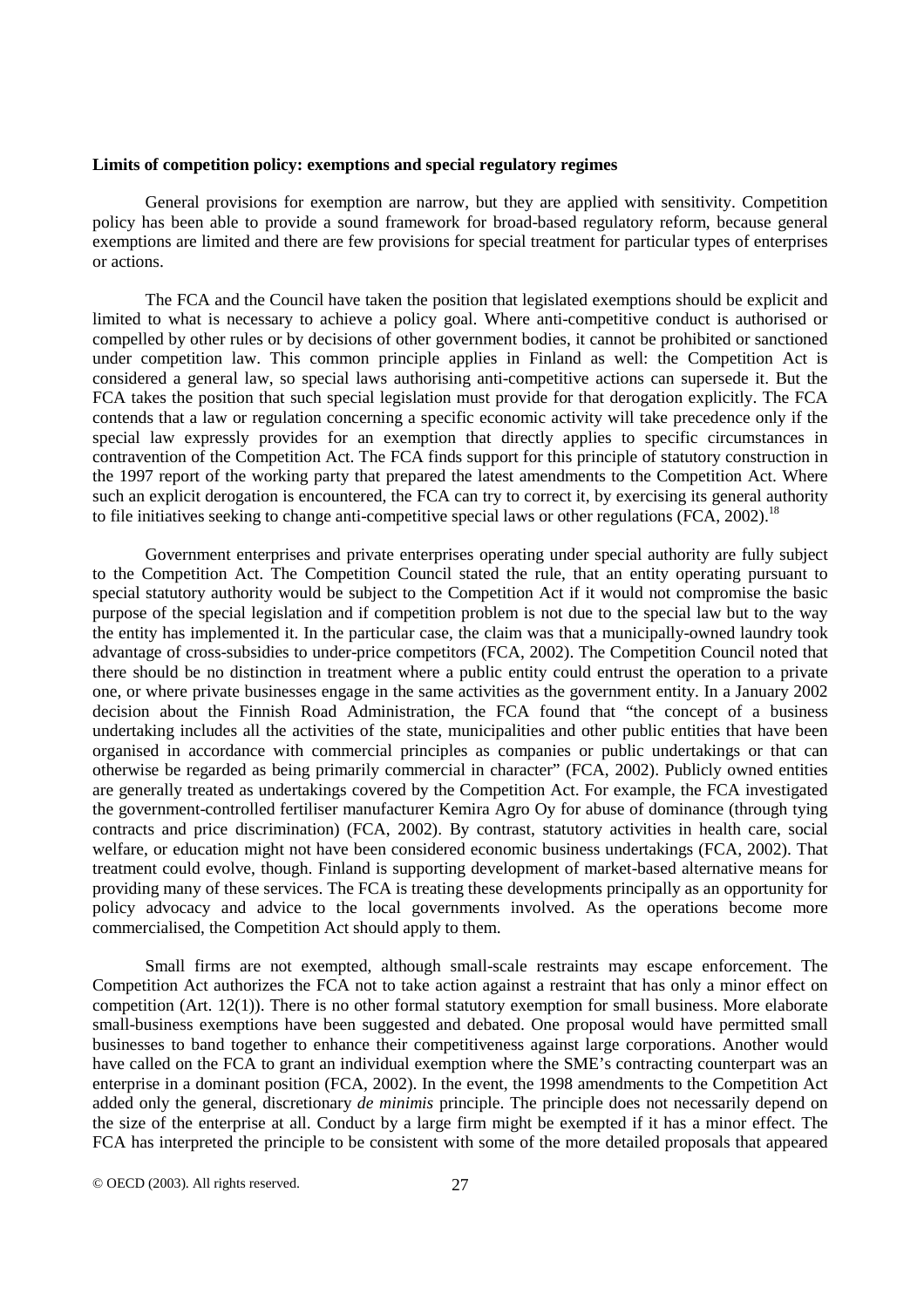**Limits of competition policy: exemptions and special regulatory regimes**

General provisions for exemption are narrow, but they are applied with sensitivity. Competition policy has been able to provide a sound framework for broad-based regulatory reform, because general exemptions are limited and there are few provisions for special treatment for particular types of enterprises or actions.

The FCA and the Council have taken the position that legislated exemptions should be explicit and limited to what is necessary to achieve a policy goal. Where anti-competitive conduct is authorised or compelled by other rules or by decisions of other government bodies, it cannot be prohibited or sanctioned under competition law. This common principle applies in Finland as well: the Competition Act is considered a general law, so special laws authorising anti-competitive actions can supersede it. But the FCA takes the position that such special legislation must provide for that derogation explicitly. The FCA contends that a law or regulation concerning a specific economic activity will take precedence only if the special law expressly provides for an exemption that directly applies to specific circumstances in contravention of the Competition Act. The FCA finds support for this principle of statutory construction in the 1997 report of the working party that prepared the latest amendments to the Competition Act. Where such an explicit derogation is encountered, the FCA can try to correct it, by exercising its general authority to file initiatives seeking to change anti-competitive special laws or other regulations (FCA, 2002).[18]

Government enterprises and private enterprises operating under special authority are fully subject to the Competition Act. The Competition Council stated the rule, that an entity operating pursuant to special statutory authority would be subject to the Competition Act if it would not compromise the basic purpose of the special legislation and if competition problem is not due to the special law but to the way the entity has implemented it. In the particular case, the claim was that a municipally-owned laundry took advantage of cross-subsidies to under-price competitors (FCA, 2002). The Competition Council noted that there should be no distinction in treatment where a public entity could entrust the operation to a private one, or where private businesses engage in the same activities as the government entity. In a January 2002 decision about the Finnish Road Administration, the FCA found that "the concept of a business undertaking includes all the activities of the state, municipalities and other public entities that have been organised in accordance with commercial principles as companies or public undertakings or that can otherwise be regarded as being primarily commercial in character" (FCA, 2002). Publicly owned entities are generally treated as undertakings covered by the Competition Act. For example, the FCA investigated the government-controlled fertiliser manufacturer Kemira Agro Oy for abuse of dominance (through tying contracts and price discrimination) (FCA, 2002). By contrast, statutory activities in health care, social welfare, or education might not have been considered economic business undertakings (FCA, 2002). That treatment could evolve, though. Finland is supporting development of market-based alternative means for providing many of these services. The FCA is treating these developments principally as an opportunity for policy advocacy and advice to the local governments involved. As the operations become more commercialised, the Competition Act should apply to them.

Small firms are not exempted, although small-scale restraints may escape enforcement. The Competition Act authorizes the FCA not to take action against a restraint that has only a minor effect on competition (Art. 12(1)). There is no other formal statutory exemption for small business. More elaborate small-business exemptions have been suggested and debated. One proposal would have permitted small businesses to band together to enhance their competitiveness against large corporations. Another would have called on the FCA to grant an individual exemption where the SME's contracting counterpart was an enterprise in a dominant position (FCA, 2002). In the event, the 1998 amendments to the Competition Act added only the general, discretionary *de minimis* principle. The principle does not necessarily depend on the size of the enterprise at all. Conduct by a large firm might be exempted if it has a minor effect. The FCA has interpreted the principle to be consistent with some of the more detailed proposals that appeared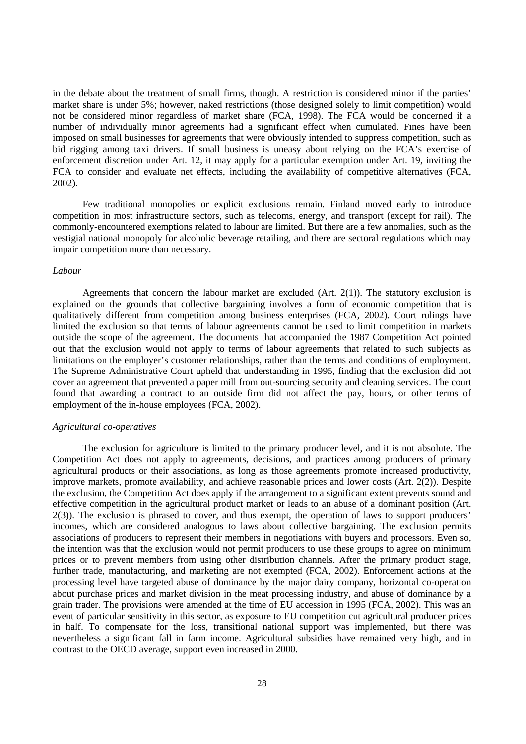in the debate about the treatment of small firms, though. A restriction is considered minor if the parties' market share is under 5%; however, naked restrictions (those designed solely to limit competition) would not be considered minor regardless of market share (FCA, 1998). The FCA would be concerned if a number of individually minor agreements had a significant effect when cumulated. Fines have been imposed on small businesses for agreements that were obviously intended to suppress competition, such as bid rigging among taxi drivers. If small business is uneasy about relying on the FCA's exercise of enforcement discretion under Art. 12, it may apply for a particular exemption under Art. 19, inviting the FCA to consider and evaluate net effects, including the availability of competitive alternatives (FCA, 2002).

Few traditional monopolies or explicit exclusions remain. Finland moved early to introduce competition in most infrastructure sectors, such as telecoms, energy, and transport (except for rail). The commonly-encountered exemptions related to labour are limited. But there are a few anomalies, such as the vestigial national monopoly for alcoholic beverage retailing, and there are sectoral regulations which may impair competition more than necessary.

*Labour*

Agreements that concern the labour market are excluded (Art. 2(1)). The statutory exclusion is explained on the grounds that collective bargaining involves a form of economic competition that is qualitatively different from competition among business enterprises (FCA, 2002). Court rulings have limited the exclusion so that terms of labour agreements cannot be used to limit competition in markets outside the scope of the agreement. The documents that accompanied the 1987 Competition Act pointed out that the exclusion would not apply to terms of labour agreements that related to such subjects as limitations on the employer's customer relationships, rather than the terms and conditions of employment. The Supreme Administrative Court upheld that understanding in 1995, finding that the exclusion did not cover an agreement that prevented a paper mill from out-sourcing security and cleaning services. The court found that awarding a contract to an outside firm did not affect the pay, hours, or other terms of employment of the in-house employees (FCA, 2002).

*Agricultural co-operatives*

The exclusion for agriculture is limited to the primary producer level, and it is not absolute. The Competition Act does not apply to agreements, decisions, and practices among producers of primary agricultural products or their associations, as long as those agreements promote increased productivity, improve markets, promote availability, and achieve reasonable prices and lower costs (Art. 2(2)). Despite the exclusion, the Competition Act does apply if the arrangement to a significant extent prevents sound and effective competition in the agricultural product market or leads to an abuse of a dominant position (Art. 2(3)). The exclusion is phrased to cover, and thus exempt, the operation of laws to support producers' incomes, which are considered analogous to laws about collective bargaining. The exclusion permits associations of producers to represent their members in negotiations with buyers and processors. Even so, the intention was that the exclusion would not permit producers to use these groups to agree on minimum prices or to prevent members from using other distribution channels. After the primary product stage, further trade, manufacturing, and marketing are not exempted (FCA, 2002). Enforcement actions at the processing level have targeted abuse of dominance by the major dairy company, horizontal co-operation about purchase prices and market division in the meat processing industry, and abuse of dominance by a grain trader. The provisions were amended at the time of EU accession in 1995 (FCA, 2002). This was an event of particular sensitivity in this sector, as exposure to EU competition cut agricultural producer prices in half. To compensate for the loss, transitional national support was implemented, but there was nevertheless a significant fall in farm income. Agricultural subsidies have remained very high, and in contrast to the OECD average, support even increased in 2000.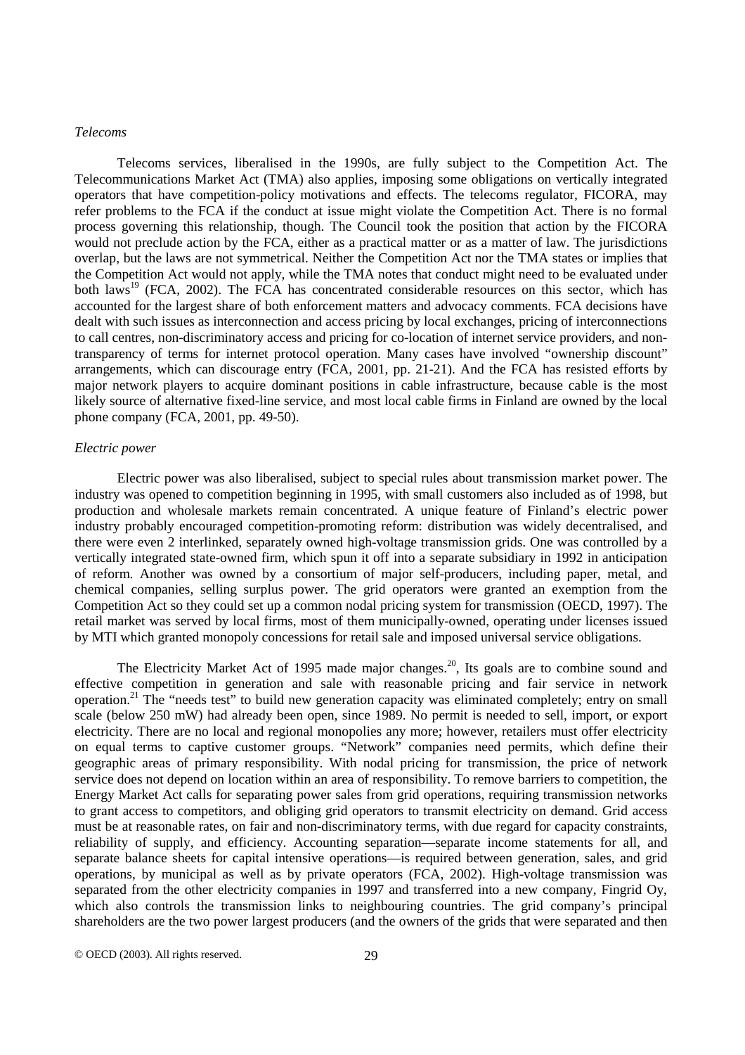*Telecoms*

Telecoms services, liberalised in the 1990s, are fully subject to the Competition Act. The Telecommunications Market Act (TMA) also applies, imposing some obligations on vertically integrated operators that have competition-policy motivations and effects. The telecoms regulator, FICORA, may refer problems to the FCA if the conduct at issue might violate the Competition Act. There is no formal process governing this relationship, though. The Council took the position that action by the FICORA would not preclude action by the FCA, either as a practical matter or as a matter of law. The jurisdictions overlap, but the laws are not symmetrical. Neither the Competition Act nor the TMA states or implies that the Competition Act would not apply, while the TMA notes that conduct might need to be evaluated under both laws[19] (FCA, 2002). The FCA has concentrated considerable resources on this sector, which has accounted for the largest share of both enforcement matters and advocacy comments. FCA decisions have dealt with such issues as interconnection and access pricing by local exchanges, pricing of interconnections to call centres, non-discriminatory access and pricing for co-location of internet service providers, and non-transparency of terms for internet protocol operation. Many cases have involved "ownership discount" arrangements, which can discourage entry (FCA, 2001, pp. 21-21). And the FCA has resisted efforts by major network players to acquire dominant positions in cable infrastructure, because cable is the most likely source of alternative fixed-line service, and most local cable firms in Finland are owned by the local phone company (FCA, 2001, pp. 49-50).

*Electric power*

Electric power was also liberalised, subject to special rules about transmission market power. The industry was opened to competition beginning in 1995, with small customers also included as of 1998, but production and wholesale markets remain concentrated. A unique feature of Finland's electric power industry probably encouraged competition-promoting reform: distribution was widely decentralised, and there were even 2 interlinked, separately owned high-voltage transmission grids. One was controlled by a vertically integrated state-owned firm, which spun it off into a separate subsidiary in 1992 in anticipation of reform. Another was owned by a consortium of major self-producers, including paper, metal, and chemical companies, selling surplus power. The grid operators were granted an exemption from the Competition Act so they could set up a common nodal pricing system for transmission (OECD, 1997). The retail market was served by local firms, most of them municipally-owned, operating under licenses issued by MTI which granted monopoly concessions for retail sale and imposed universal service obligations.

The Electricity Market Act of 1995 made major changes.[20], Its goals are to combine sound and effective competition in generation and sale with reasonable pricing and fair service in network operation.[21] The "needs test" to build new generation capacity was eliminated completely; entry on small scale (below 250 mW) had already been open, since 1989. No permit is needed to sell, import, or export electricity. There are no local and regional monopolies any more; however, retailers must offer electricity on equal terms to captive customer groups. "Network" companies need permits, which define their geographic areas of primary responsibility. With nodal pricing for transmission, the price of network service does not depend on location within an area of responsibility. To remove barriers to competition, the Energy Market Act calls for separating power sales from grid operations, requiring transmission networks to grant access to competitors, and obliging grid operators to transmit electricity on demand. Grid access must be at reasonable rates, on fair and non-discriminatory terms, with due regard for capacity constraints, reliability of supply, and efficiency. Accounting separation—separate income statements for all, and separate balance sheets for capital intensive operations—is required between generation, sales, and grid operations, by municipal as well as by private operators (FCA, 2002). High-voltage transmission was separated from the other electricity companies in 1997 and transferred into a new company, Fingrid Oy, which also controls the transmission links to neighbouring countries. The grid company's principal shareholders are the two power largest producers (and the owners of the grids that were separated and then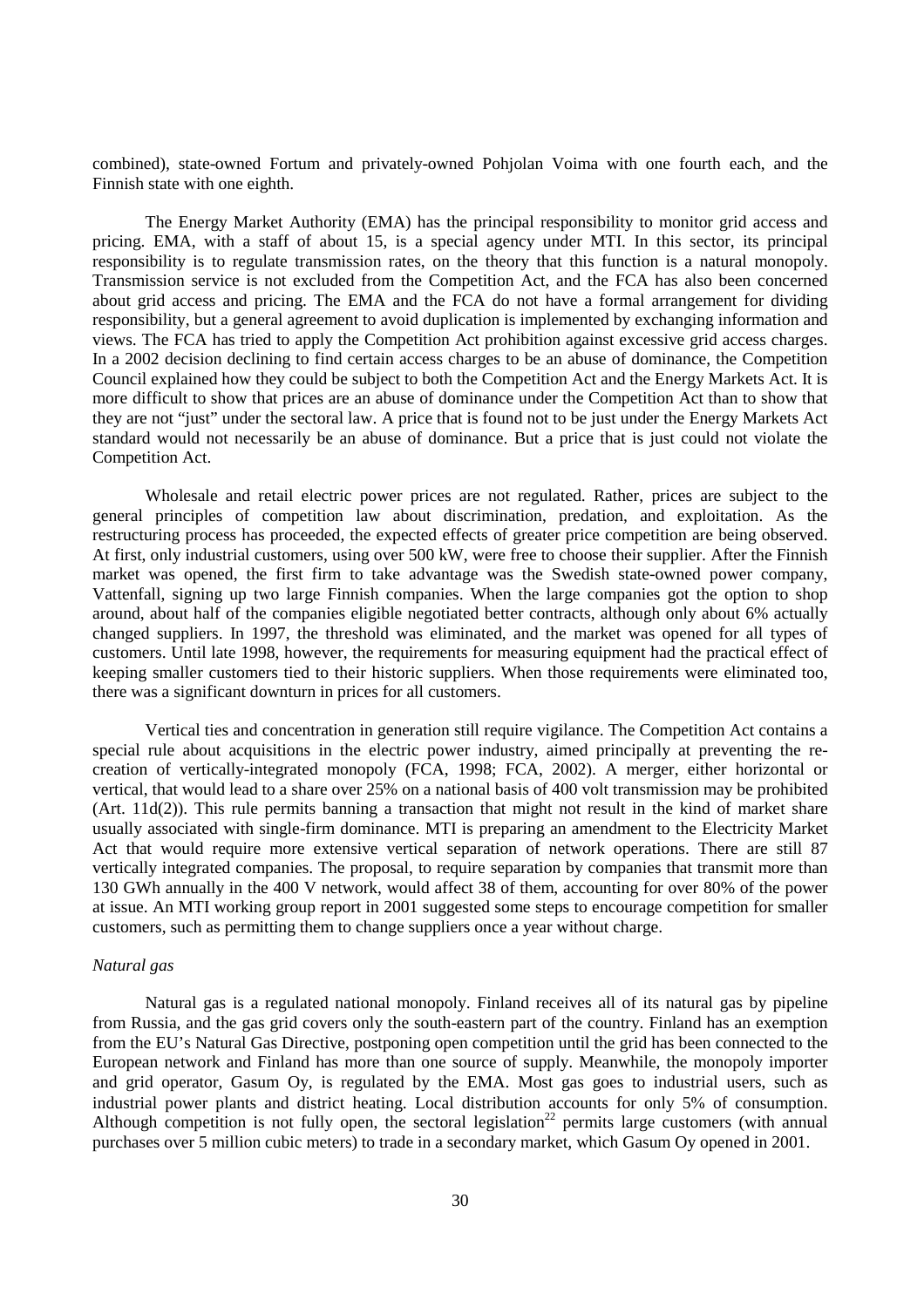combined), state-owned Fortum and privately-owned Pohjolan Voima with one fourth each, and the Finnish state with one eighth.

The Energy Market Authority (EMA) has the principal responsibility to monitor grid access and pricing. EMA, with a staff of about 15, is a special agency under MTI. In this sector, its principal responsibility is to regulate transmission rates, on the theory that this function is a natural monopoly. Transmission service is not excluded from the Competition Act, and the FCA has also been concerned about grid access and pricing. The EMA and the FCA do not have a formal arrangement for dividing responsibility, but a general agreement to avoid duplication is implemented by exchanging information and views. The FCA has tried to apply the Competition Act prohibition against excessive grid access charges. In a 2002 decision declining to find certain access charges to be an abuse of dominance, the Competition Council explained how they could be subject to both the Competition Act and the Energy Markets Act. It is more difficult to show that prices are an abuse of dominance under the Competition Act than to show that they are not "just" under the sectoral law. A price that is found not to be just under the Energy Markets Act standard would not necessarily be an abuse of dominance. But a price that is just could not violate the Competition Act.

Wholesale and retail electric power prices are not regulated. Rather, prices are subject to the general principles of competition law about discrimination, predation, and exploitation. As the restructuring process has proceeded, the expected effects of greater price competition are being observed. At first, only industrial customers, using over 500 kW, were free to choose their supplier. After the Finnish market was opened, the first firm to take advantage was the Swedish state-owned power company, Vattenfall, signing up two large Finnish companies. When the large companies got the option to shop around, about half of the companies eligible negotiated better contracts, although only about 6% actually changed suppliers. In 1997, the threshold was eliminated, and the market was opened for all types of customers. Until late 1998, however, the requirements for measuring equipment had the practical effect of keeping smaller customers tied to their historic suppliers. When those requirements were eliminated too, there was a significant downturn in prices for all customers.

Vertical ties and concentration in generation still require vigilance. The Competition Act contains a special rule about acquisitions in the electric power industry, aimed principally at preventing the re-creation of vertically-integrated monopoly (FCA, 1998; FCA, 2002). A merger, either horizontal or vertical, that would lead to a share over 25% on a national basis of 400 volt transmission may be prohibited (Art. 11d(2)). This rule permits banning a transaction that might not result in the kind of market share usually associated with single-firm dominance. MTI is preparing an amendment to the Electricity Market Act that would require more extensive vertical separation of network operations. There are still 87 vertically integrated companies. The proposal, to require separation by companies that transmit more than 130 GWh annually in the 400 V network, would affect 38 of them, accounting for over 80% of the power at issue. An MTI working group report in 2001 suggested some steps to encourage competition for smaller customers, such as permitting them to change suppliers once a year without charge.

*Natural gas*

Natural gas is a regulated national monopoly. Finland receives all of its natural gas by pipeline from Russia, and the gas grid covers only the south-eastern part of the country. Finland has an exemption from the EU's Natural Gas Directive, postponing open competition until the grid has been connected to the European network and Finland has more than one source of supply. Meanwhile, the monopoly importer and grid operator, Gasum Oy, is regulated by the EMA. Most gas goes to industrial users, such as industrial power plants and district heating. Local distribution accounts for only 5% of consumption. Although competition is not fully open, the sectoral legislation[22] permits large customers (with annual purchases over 5 million cubic meters) to trade in a secondary market, which Gasum Oy opened in 2001.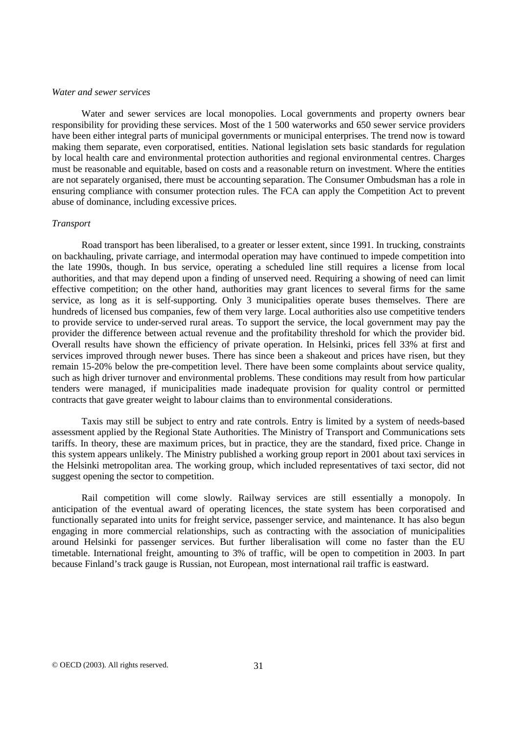*Water and sewer services*

Water and sewer services are local monopolies. Local governments and property owners bear responsibility for providing these services. Most of the 1 500 waterworks and 650 sewer service providers have been either integral parts of municipal governments or municipal enterprises. The trend now is toward making them separate, even corporatised, entities. National legislation sets basic standards for regulation by local health care and environmental protection authorities and regional environmental centres. Charges must be reasonable and equitable, based on costs and a reasonable return on investment. Where the entities are not separately organised, there must be accounting separation. The Consumer Ombudsman has a role in ensuring compliance with consumer protection rules. The FCA can apply the Competition Act to prevent abuse of dominance, including excessive prices.

*Transport*

Road transport has been liberalised, to a greater or lesser extent, since 1991. In trucking, constraints on backhauling, private carriage, and intermodal operation may have continued to impede competition into the late 1990s, though. In bus service, operating a scheduled line still requires a license from local authorities, and that may depend upon a finding of unserved need. Requiring a showing of need can limit effective competition; on the other hand, authorities may grant licences to several firms for the same service, as long as it is self-supporting. Only 3 municipalities operate buses themselves. There are hundreds of licensed bus companies, few of them very large. Local authorities also use competitive tenders to provide service to under-served rural areas. To support the service, the local government may pay the provider the difference between actual revenue and the profitability threshold for which the provider bid. Overall results have shown the efficiency of private operation. In Helsinki, prices fell 33% at first and services improved through newer buses. There has since been a shakeout and prices have risen, but they remain 15-20% below the pre-competition level. There have been some complaints about service quality, such as high driver turnover and environmental problems. These conditions may result from how particular tenders were managed, if municipalities made inadequate provision for quality control or permitted contracts that gave greater weight to labour claims than to environmental considerations.

Taxis may still be subject to entry and rate controls. Entry is limited by a system of needs-based assessment applied by the Regional State Authorities. The Ministry of Transport and Communications sets tariffs. In theory, these are maximum prices, but in practice, they are the standard, fixed price. Change in this system appears unlikely. The Ministry published a working group report in 2001 about taxi services in the Helsinki metropolitan area. The working group, which included representatives of taxi sector, did not suggest opening the sector to competition.

Rail competition will come slowly. Railway services are still essentially a monopoly. In anticipation of the eventual award of operating licences, the state system has been corporatised and functionally separated into units for freight service, passenger service, and maintenance. It has also begun engaging in more commercial relationships, such as contracting with the association of municipalities around Helsinki for passenger services. But further liberalisation will come no faster than the EU timetable. International freight, amounting to 3% of traffic, will be open to competition in 2003. In part because Finland's track gauge is Russian, not European, most international rail traffic is eastward.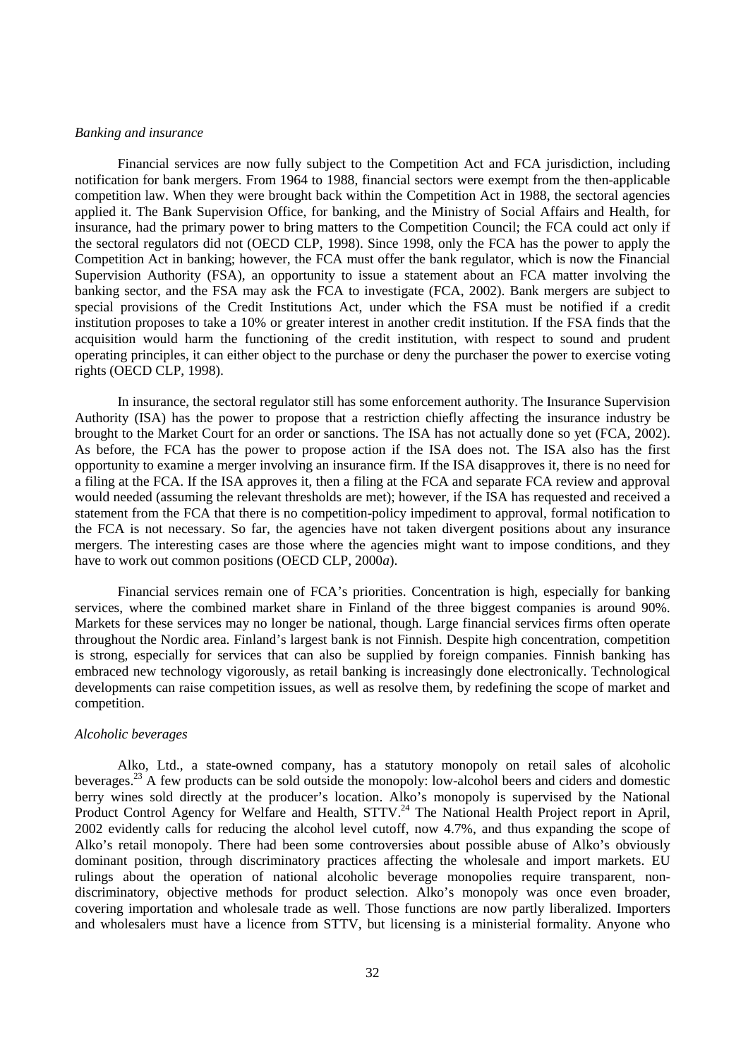*Banking and insurance*

Financial services are now fully subject to the Competition Act and FCA jurisdiction, including notification for bank mergers. From 1964 to 1988, financial sectors were exempt from the then-applicable competition law. When they were brought back within the Competition Act in 1988, the sectoral agencies applied it. The Bank Supervision Office, for banking, and the Ministry of Social Affairs and Health, for insurance, had the primary power to bring matters to the Competition Council; the FCA could act only if the sectoral regulators did not (OECD CLP, 1998). Since 1998, only the FCA has the power to apply the Competition Act in banking; however, the FCA must offer the bank regulator, which is now the Financial Supervision Authority (FSA), an opportunity to issue a statement about an FCA matter involving the banking sector, and the FSA may ask the FCA to investigate (FCA, 2002). Bank mergers are subject to special provisions of the Credit Institutions Act, under which the FSA must be notified if a credit institution proposes to take a 10% or greater interest in another credit institution. If the FSA finds that the acquisition would harm the functioning of the credit institution, with respect to sound and prudent operating principles, it can either object to the purchase or deny the purchaser the power to exercise voting rights (OECD CLP, 1998).

In insurance, the sectoral regulator still has some enforcement authority. The Insurance Supervision Authority (ISA) has the power to propose that a restriction chiefly affecting the insurance industry be brought to the Market Court for an order or sanctions. The ISA has not actually done so yet (FCA, 2002). As before, the FCA has the power to propose action if the ISA does not. The ISA also has the first opportunity to examine a merger involving an insurance firm. If the ISA disapproves it, there is no need for a filing at the FCA. If the ISA approves it, then a filing at the FCA and separate FCA review and approval would needed (assuming the relevant thresholds are met); however, if the ISA has requested and received a statement from the FCA that there is no competition-policy impediment to approval, formal notification to the FCA is not necessary. So far, the agencies have not taken divergent positions about any insurance mergers. The interesting cases are those where the agencies might want to impose conditions, and they have to work out common positions (OECD CLP, 2000*a*).

Financial services remain one of FCA's priorities. Concentration is high, especially for banking services, where the combined market share in Finland of the three biggest companies is around 90%. Markets for these services may no longer be national, though. Large financial services firms often operate throughout the Nordic area. Finland's largest bank is not Finnish. Despite high concentration, competition is strong, especially for services that can also be supplied by foreign companies. Finnish banking has embraced new technology vigorously, as retail banking is increasingly done electronically. Technological developments can raise competition issues, as well as resolve them, by redefining the scope of market and competition.

*Alcoholic beverages*

Alko, Ltd., a state-owned company, has a statutory monopoly on retail sales of alcoholic beverages.[23] A few products can be sold outside the monopoly: low-alcohol beers and ciders and domestic berry wines sold directly at the producer's location. Alko's monopoly is supervised by the National Product Control Agency for Welfare and Health, STTV.[24] The National Health Project report in April, 2002 evidently calls for reducing the alcohol level cutoff, now 4.7%, and thus expanding the scope of Alko's retail monopoly. There had been some controversies about possible abuse of Alko's obviously dominant position, through discriminatory practices affecting the wholesale and import markets. EU rulings about the operation of national alcoholic beverage monopolies require transparent, non-discriminatory, objective methods for product selection. Alko's monopoly was once even broader, covering importation and wholesale trade as well. Those functions are now partly liberalized. Importers and wholesalers must have a licence from STTV, but licensing is a ministerial formality. Anyone who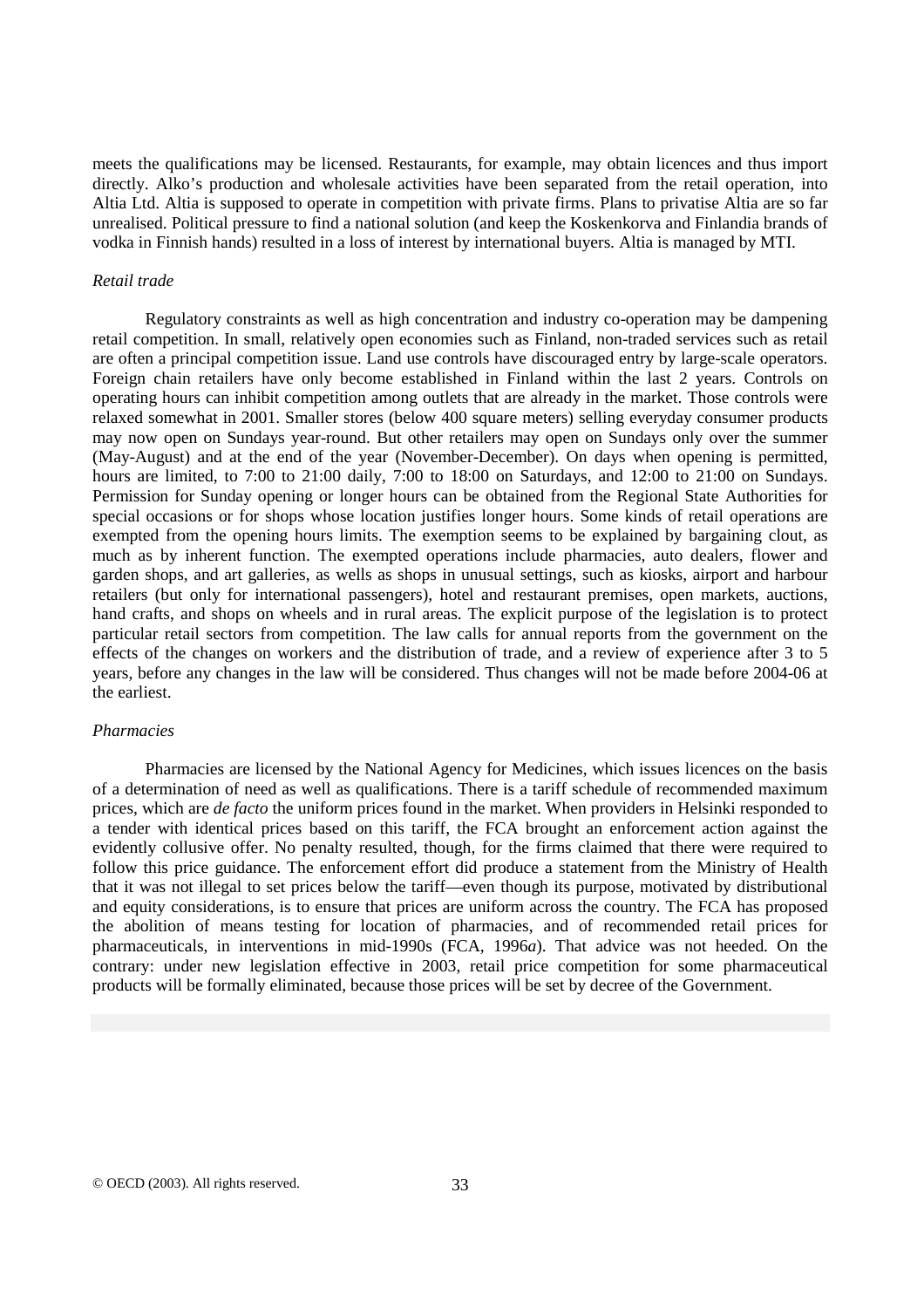meets the qualifications may be licensed. Restaurants, for example, may obtain licences and thus import directly. Alko's production and wholesale activities have been separated from the retail operation, into Altia Ltd. Altia is supposed to operate in competition with private firms. Plans to privatise Altia are so far unrealised. Political pressure to find a national solution (and keep the Koskenkorva and Finlandia brands of vodka in Finnish hands) resulted in a loss of interest by international buyers. Altia is managed by MTI.

*Retail trade*

Regulatory constraints as well as high concentration and industry co-operation may be dampening retail competition. In small, relatively open economies such as Finland, non-traded services such as retail are often a principal competition issue. Land use controls have discouraged entry by large-scale operators. Foreign chain retailers have only become established in Finland within the last 2 years. Controls on operating hours can inhibit competition among outlets that are already in the market. Those controls were relaxed somewhat in 2001. Smaller stores (below 400 square meters) selling everyday consumer products may now open on Sundays year-round. But other retailers may open on Sundays only over the summer (May-August) and at the end of the year (November-December). On days when opening is permitted, hours are limited, to 7:00 to 21:00 daily, 7:00 to 18:00 on Saturdays, and 12:00 to 21:00 on Sundays. Permission for Sunday opening or longer hours can be obtained from the Regional State Authorities for special occasions or for shops whose location justifies longer hours. Some kinds of retail operations are exempted from the opening hours limits. The exemption seems to be explained by bargaining clout, as much as by inherent function. The exempted operations include pharmacies, auto dealers, flower and garden shops, and art galleries, as wells as shops in unusual settings, such as kiosks, airport and harbour retailers (but only for international passengers), hotel and restaurant premises, open markets, auctions, hand crafts, and shops on wheels and in rural areas. The explicit purpose of the legislation is to protect particular retail sectors from competition. The law calls for annual reports from the government on the effects of the changes on workers and the distribution of trade, and a review of experience after 3 to 5 years, before any changes in the law will be considered. Thus changes will not be made before 2004-06 at the earliest.

*Pharmacies*

Pharmacies are licensed by the National Agency for Medicines, which issues licences on the basis of a determination of need as well as qualifications. There is a tariff schedule of recommended maximum prices, which are *de facto* the uniform prices found in the market. When providers in Helsinki responded to a tender with identical prices based on this tariff, the FCA brought an enforcement action against the evidently collusive offer. No penalty resulted, though, for the firms claimed that there were required to follow this price guidance. The enforcement effort did produce a statement from the Ministry of Health that it was not illegal to set prices below the tariff—even though its purpose, motivated by distributional and equity considerations, is to ensure that prices are uniform across the country. The FCA has proposed the abolition of means testing for location of pharmacies, and of recommended retail prices for pharmaceuticals, in interventions in mid-1990s (FCA, 1996*a*). That advice was not heeded. On the contrary: under new legislation effective in 2003, retail price competition for some pharmaceutical products will be formally eliminated, because those prices will be set by decree of the Government.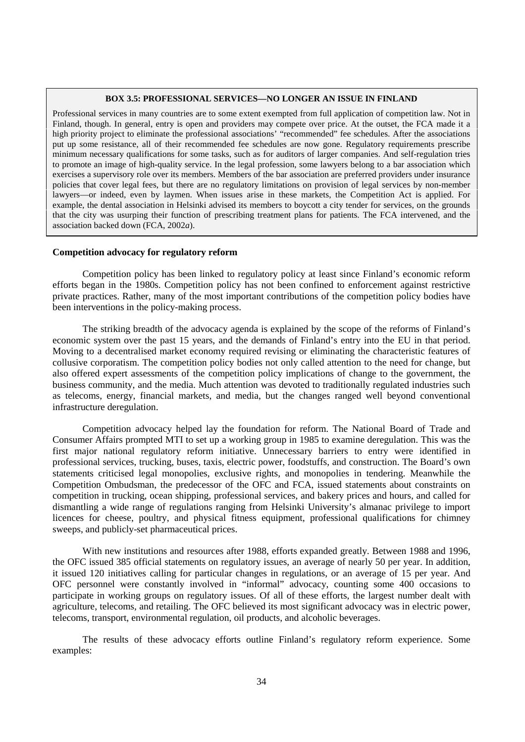> **BOX 3.5: PROFESSIONAL SERVICES—NO LONGER AN ISSUE IN FINLAND**
>
> Professional services in many countries are to some extent exempted from full application of competition law. Not in Finland, though. In general, entry is open and providers may compete over price. At the outset, the FCA made it a high priority project to eliminate the professional associations' "recommended" fee schedules. After the associations put up some resistance, all of their recommended fee schedules are now gone. Regulatory requirements prescribe minimum necessary qualifications for some tasks, such as for auditors of larger companies. And self-regulation tries to promote an image of high-quality service. In the legal profession, some lawyers belong to a bar association which exercises a supervisory role over its members. Members of the bar association are preferred providers under insurance policies that cover legal fees, but there are no regulatory limitations on provision of legal services by non-member lawyers—or indeed, even by laymen. When issues arise in these markets, the Competition Act is applied. For example, the dental association in Helsinki advised its members to boycott a city tender for services, on the grounds that the city was usurping their function of prescribing treatment plans for patients. The FCA intervened, and the association backed down (FCA, 2002*a*).

**Competition advocacy for regulatory reform**

Competition policy has been linked to regulatory policy at least since Finland's economic reform efforts began in the 1980s. Competition policy has not been confined to enforcement against restrictive private practices. Rather, many of the most important contributions of the competition policy bodies have been interventions in the policy-making process.

The striking breadth of the advocacy agenda is explained by the scope of the reforms of Finland's economic system over the past 15 years, and the demands of Finland's entry into the EU in that period. Moving to a decentralised market economy required revising or eliminating the characteristic features of collusive corporatism. The competition policy bodies not only called attention to the need for change, but also offered expert assessments of the competition policy implications of change to the government, the business community, and the media. Much attention was devoted to traditionally regulated industries such as telecoms, energy, financial markets, and media, but the changes ranged well beyond conventional infrastructure deregulation.

Competition advocacy helped lay the foundation for reform. The National Board of Trade and Consumer Affairs prompted MTI to set up a working group in 1985 to examine deregulation. This was the first major national regulatory reform initiative. Unnecessary barriers to entry were identified in professional services, trucking, buses, taxis, electric power, foodstuffs, and construction. The Board's own statements criticised legal monopolies, exclusive rights, and monopolies in tendering. Meanwhile the Competition Ombudsman, the predecessor of the OFC and FCA, issued statements about constraints on competition in trucking, ocean shipping, professional services, and bakery prices and hours, and called for dismantling a wide range of regulations ranging from Helsinki University's almanac privilege to import licences for cheese, poultry, and physical fitness equipment, professional qualifications for chimney sweeps, and publicly-set pharmaceutical prices.

With new institutions and resources after 1988, efforts expanded greatly. Between 1988 and 1996, the OFC issued 385 official statements on regulatory issues, an average of nearly 50 per year. In addition, it issued 120 initiatives calling for particular changes in regulations, or an average of 15 per year. And OFC personnel were constantly involved in "informal" advocacy, counting some 400 occasions to participate in working groups on regulatory issues. Of all of these efforts, the largest number dealt with agriculture, telecoms, and retailing. The OFC believed its most significant advocacy was in electric power, telecoms, transport, environmental regulation, oil products, and alcoholic beverages.

The results of these advocacy efforts outline Finland's regulatory reform experience. Some examples: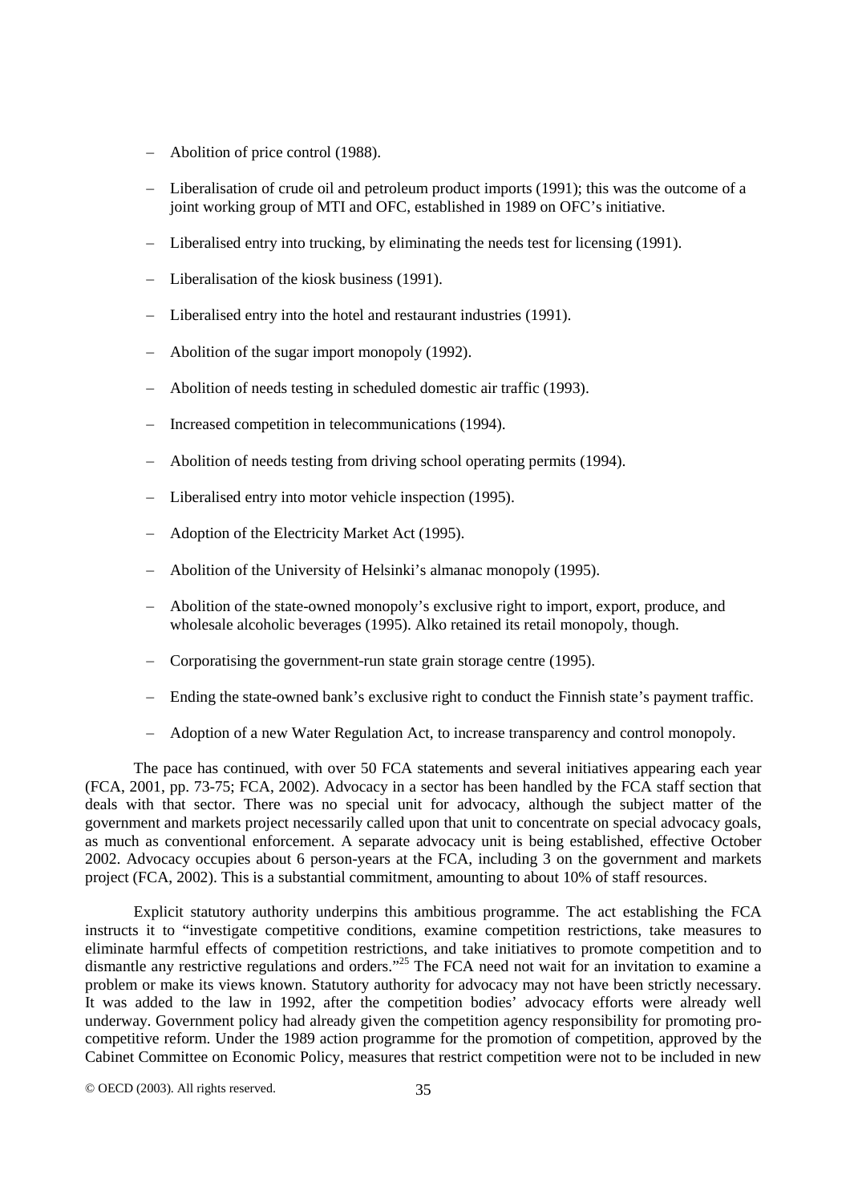- Abolition of price control (1988).
- Liberalisation of crude oil and petroleum product imports (1991); this was the outcome of a joint working group of MTI and OFC, established in 1989 on OFC's initiative.
- Liberalised entry into trucking, by eliminating the needs test for licensing (1991).
- Liberalisation of the kiosk business (1991).
- Liberalised entry into the hotel and restaurant industries (1991).
- Abolition of the sugar import monopoly (1992).
- Abolition of needs testing in scheduled domestic air traffic (1993).
- Increased competition in telecommunications (1994).
- Abolition of needs testing from driving school operating permits (1994).
- Liberalised entry into motor vehicle inspection (1995).
- Adoption of the Electricity Market Act (1995).
- Abolition of the University of Helsinki's almanac monopoly (1995).
- Abolition of the state-owned monopoly's exclusive right to import, export, produce, and wholesale alcoholic beverages (1995). Alko retained its retail monopoly, though.
- Corporatising the government-run state grain storage centre (1995).
- Ending the state-owned bank's exclusive right to conduct the Finnish state's payment traffic.
- Adoption of a new Water Regulation Act, to increase transparency and control monopoly.

The pace has continued, with over 50 FCA statements and several initiatives appearing each year (FCA, 2001, pp. 73-75; FCA, 2002). Advocacy in a sector has been handled by the FCA staff section that deals with that sector. There was no special unit for advocacy, although the subject matter of the government and markets project necessarily called upon that unit to concentrate on special advocacy goals, as much as conventional enforcement. A separate advocacy unit is being established, effective October 2002. Advocacy occupies about 6 person-years at the FCA, including 3 on the government and markets project (FCA, 2002). This is a substantial commitment, amounting to about 10% of staff resources.

Explicit statutory authority underpins this ambitious programme. The act establishing the FCA instructs it to "investigate competitive conditions, examine competition restrictions, take measures to eliminate harmful effects of competition restrictions, and take initiatives to promote competition and to dismantle any restrictive regulations and orders."[25] The FCA need not wait for an invitation to examine a problem or make its views known. Statutory authority for advocacy may not have been strictly necessary. It was added to the law in 1992, after the competition bodies' advocacy efforts were already well underway. Government policy had already given the competition agency responsibility for promoting pro-competitive reform. Under the 1989 action programme for the promotion of competition, approved by the Cabinet Committee on Economic Policy, measures that restrict competition were not to be included in new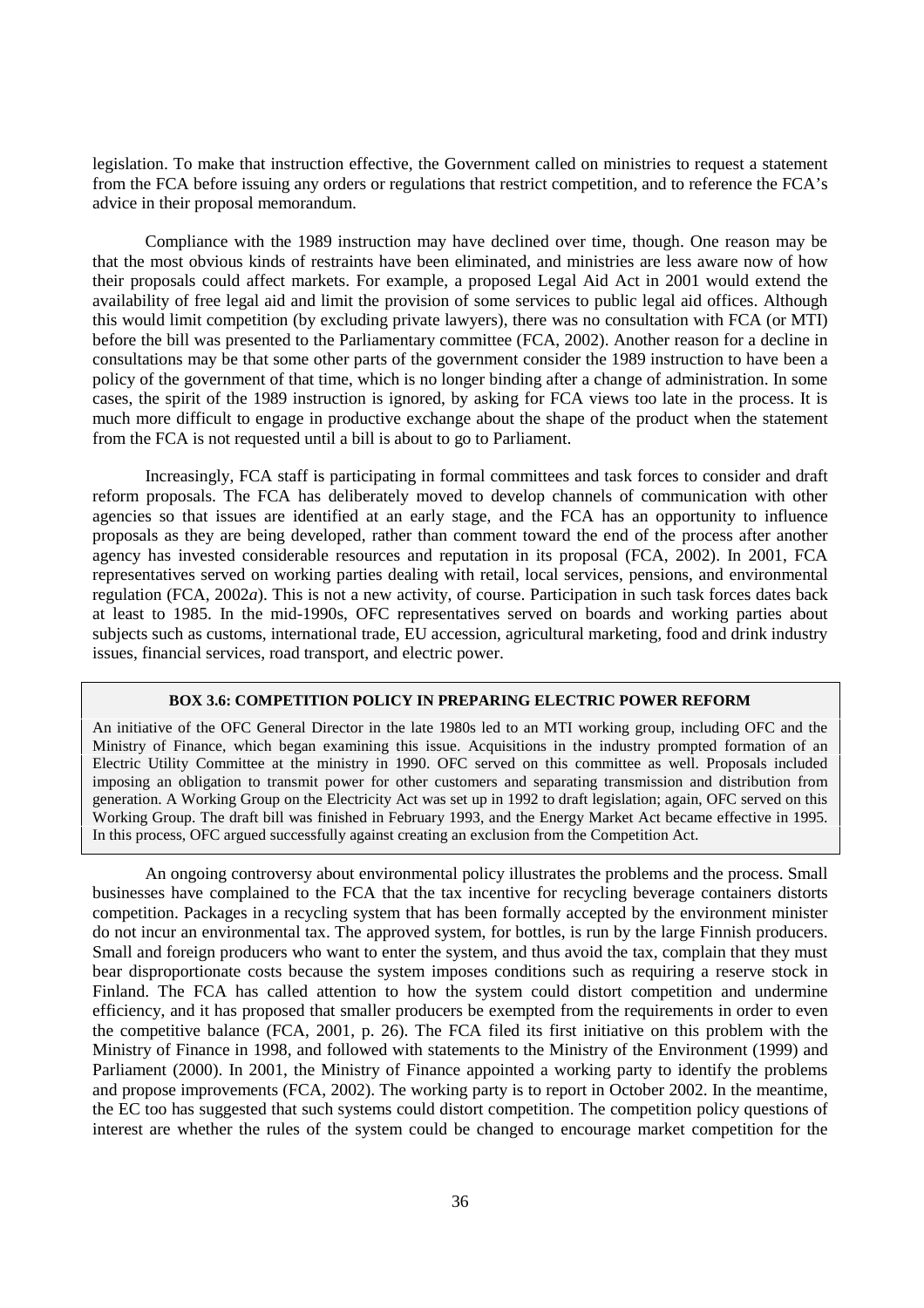legislation. To make that instruction effective, the Government called on ministries to request a statement from the FCA before issuing any orders or regulations that restrict competition, and to reference the FCA's advice in their proposal memorandum.

Compliance with the 1989 instruction may have declined over time, though. One reason may be that the most obvious kinds of restraints have been eliminated, and ministries are less aware now of how their proposals could affect markets. For example, a proposed Legal Aid Act in 2001 would extend the availability of free legal aid and limit the provision of some services to public legal aid offices. Although this would limit competition (by excluding private lawyers), there was no consultation with FCA (or MTI) before the bill was presented to the Parliamentary committee (FCA, 2002). Another reason for a decline in consultations may be that some other parts of the government consider the 1989 instruction to have been a policy of the government of that time, which is no longer binding after a change of administration. In some cases, the spirit of the 1989 instruction is ignored, by asking for FCA views too late in the process. It is much more difficult to engage in productive exchange about the shape of the product when the statement from the FCA is not requested until a bill is about to go to Parliament.

Increasingly, FCA staff is participating in formal committees and task forces to consider and draft reform proposals. The FCA has deliberately moved to develop channels of communication with other agencies so that issues are identified at an early stage, and the FCA has an opportunity to influence proposals as they are being developed, rather than comment toward the end of the process after another agency has invested considerable resources and reputation in its proposal (FCA, 2002). In 2001, FCA representatives served on working parties dealing with retail, local services, pensions, and environmental regulation (FCA, 2002*a*). This is not a new activity, of course. Participation in such task forces dates back at least to 1985. In the mid-1990s, OFC representatives served on boards and working parties about subjects such as customs, international trade, EU accession, agricultural marketing, food and drink industry issues, financial services, road transport, and electric power.

**BOX 3.6: COMPETITION POLICY IN PREPARING ELECTRIC POWER REFORM**

An initiative of the OFC General Director in the late 1980s led to an MTI working group, including OFC and the Ministry of Finance, which began examining this issue. Acquisitions in the industry prompted formation of an Electric Utility Committee at the ministry in 1990. OFC served on this committee as well. Proposals included imposing an obligation to transmit power for other customers and separating transmission and distribution from generation. A Working Group on the Electricity Act was set up in 1992 to draft legislation; again, OFC served on this Working Group. The draft bill was finished in February 1993, and the Energy Market Act became effective in 1995. In this process, OFC argued successfully against creating an exclusion from the Competition Act.

An ongoing controversy about environmental policy illustrates the problems and the process. Small businesses have complained to the FCA that the tax incentive for recycling beverage containers distorts competition. Packages in a recycling system that has been formally accepted by the environment minister do not incur an environmental tax. The approved system, for bottles, is run by the large Finnish producers. Small and foreign producers who want to enter the system, and thus avoid the tax, complain that they must bear disproportionate costs because the system imposes conditions such as requiring a reserve stock in Finland. The FCA has called attention to how the system could distort competition and undermine efficiency, and it has proposed that smaller producers be exempted from the requirements in order to even the competitive balance (FCA, 2001, p. 26). The FCA filed its first initiative on this problem with the Ministry of Finance in 1998, and followed with statements to the Ministry of the Environment (1999) and Parliament (2000). In 2001, the Ministry of Finance appointed a working party to identify the problems and propose improvements (FCA, 2002). The working party is to report in October 2002. In the meantime, the EC too has suggested that such systems could distort competition. The competition policy questions of interest are whether the rules of the system could be changed to encourage market competition for the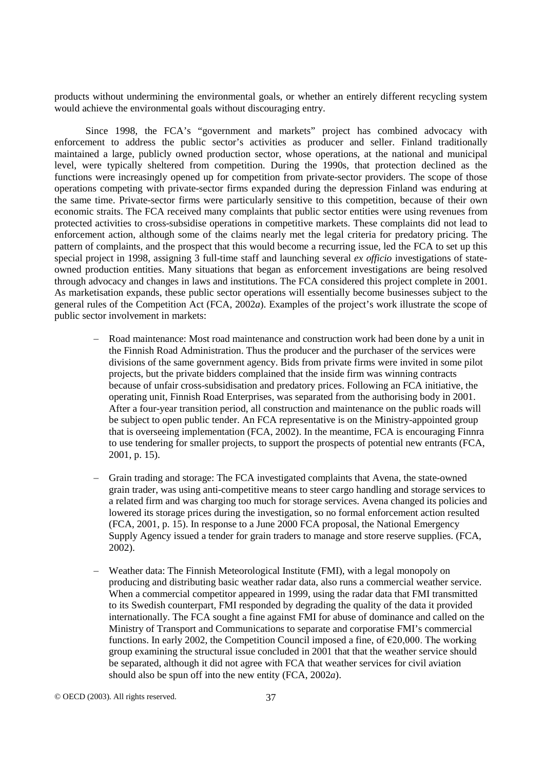products without undermining the environmental goals, or whether an entirely different recycling system would achieve the environmental goals without discouraging entry.

Since 1998, the FCA's "government and markets" project has combined advocacy with enforcement to address the public sector's activities as producer and seller. Finland traditionally maintained a large, publicly owned production sector, whose operations, at the national and municipal level, were typically sheltered from competition. During the 1990s, that protection declined as the functions were increasingly opened up for competition from private-sector providers. The scope of those operations competing with private-sector firms expanded during the depression Finland was enduring at the same time. Private-sector firms were particularly sensitive to this competition, because of their own economic straits. The FCA received many complaints that public sector entities were using revenues from protected activities to cross-subsidise operations in competitive markets. These complaints did not lead to enforcement action, although some of the claims nearly met the legal criteria for predatory pricing. The pattern of complaints, and the prospect that this would become a recurring issue, led the FCA to set up this special project in 1998, assigning 3 full-time staff and launching several *ex officio* investigations of state-owned production entities. Many situations that began as enforcement investigations are being resolved through advocacy and changes in laws and institutions. The FCA considered this project complete in 2001. As marketisation expands, these public sector operations will essentially become businesses subject to the general rules of the Competition Act (FCA, 2002*a*). Examples of the project's work illustrate the scope of public sector involvement in markets:

- Road maintenance: Most road maintenance and construction work had been done by a unit in the Finnish Road Administration. Thus the producer and the purchaser of the services were divisions of the same government agency. Bids from private firms were invited in some pilot projects, but the private bidders complained that the inside firm was winning contracts because of unfair cross-subsidisation and predatory prices. Following an FCA initiative, the operating unit, Finnish Road Enterprises, was separated from the authorising body in 2001. After a four-year transition period, all construction and maintenance on the public roads will be subject to open public tender. An FCA representative is on the Ministry-appointed group that is overseeing implementation (FCA, 2002). In the meantime, FCA is encouraging Finnra to use tendering for smaller projects, to support the prospects of potential new entrants (FCA, 2001, p. 15).

- Grain trading and storage: The FCA investigated complaints that Avena, the state-owned grain trader, was using anti-competitive means to steer cargo handling and storage services to a related firm and was charging too much for storage services. Avena changed its policies and lowered its storage prices during the investigation, so no formal enforcement action resulted (FCA, 2001, p. 15). In response to a June 2000 FCA proposal, the National Emergency Supply Agency issued a tender for grain traders to manage and store reserve supplies. (FCA, 2002).

- Weather data: The Finnish Meteorological Institute (FMI), with a legal monopoly on producing and distributing basic weather radar data, also runs a commercial weather service. When a commercial competitor appeared in 1999, using the radar data that FMI transmitted to its Swedish counterpart, FMI responded by degrading the quality of the data it provided internationally. The FCA sought a fine against FMI for abuse of dominance and called on the Ministry of Transport and Communications to separate and corporatise FMI's commercial functions. In early 2002, the Competition Council imposed a fine, of €20,000. The working group examining the structural issue concluded in 2001 that that the weather service should be separated, although it did not agree with FCA that weather services for civil aviation should also be spun off into the new entity (FCA, 2002*a*).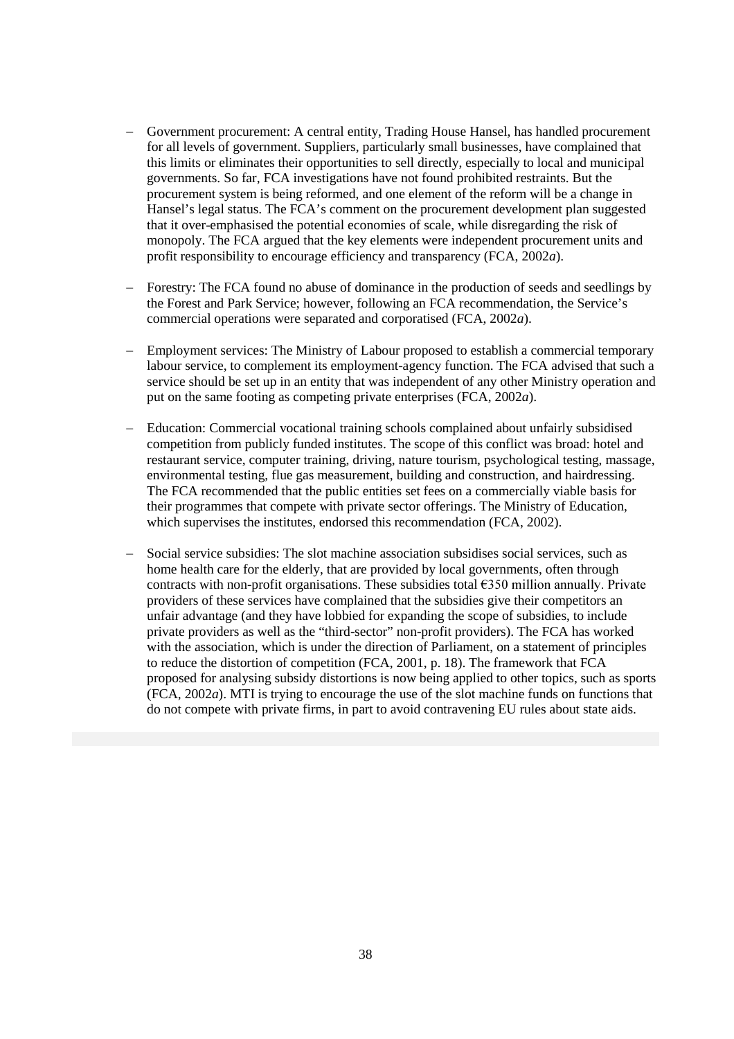- Government procurement: A central entity, Trading House Hansel, has handled procurement for all levels of government. Suppliers, particularly small businesses, have complained that this limits or eliminates their opportunities to sell directly, especially to local and municipal governments. So far, FCA investigations have not found prohibited restraints. But the procurement system is being reformed, and one element of the reform will be a change in Hansel's legal status. The FCA's comment on the procurement development plan suggested that it over-emphasised the potential economies of scale, while disregarding the risk of monopoly. The FCA argued that the key elements were independent procurement units and profit responsibility to encourage efficiency and transparency (FCA, 2002*a*).

- Forestry: The FCA found no abuse of dominance in the production of seeds and seedlings by the Forest and Park Service; however, following an FCA recommendation, the Service's commercial operations were separated and corporatised (FCA, 2002*a*).

- Employment services: The Ministry of Labour proposed to establish a commercial temporary labour service, to complement its employment-agency function. The FCA advised that such a service should be set up in an entity that was independent of any other Ministry operation and put on the same footing as competing private enterprises (FCA, 2002*a*).

- Education: Commercial vocational training schools complained about unfairly subsidised competition from publicly funded institutes. The scope of this conflict was broad: hotel and restaurant service, computer training, driving, nature tourism, psychological testing, massage, environmental testing, flue gas measurement, building and construction, and hairdressing. The FCA recommended that the public entities set fees on a commercially viable basis for their programmes that compete with private sector offerings. The Ministry of Education, which supervises the institutes, endorsed this recommendation (FCA, 2002).

- Social service subsidies: The slot machine association subsidises social services, such as home health care for the elderly, that are provided by local governments, often through contracts with non-profit organisations. These subsidies total €350 million annually. Private providers of these services have complained that the subsidies give their competitors an unfair advantage (and they have lobbied for expanding the scope of subsidies, to include private providers as well as the "third-sector" non-profit providers). The FCA has worked with the association, which is under the direction of Parliament, on a statement of principles to reduce the distortion of competition (FCA, 2001, p. 18). The framework that FCA proposed for analysing subsidy distortions is now being applied to other topics, such as sports (FCA, 2002*a*). MTI is trying to encourage the use of the slot machine funds on functions that do not compete with private firms, in part to avoid contravening EU rules about state aids.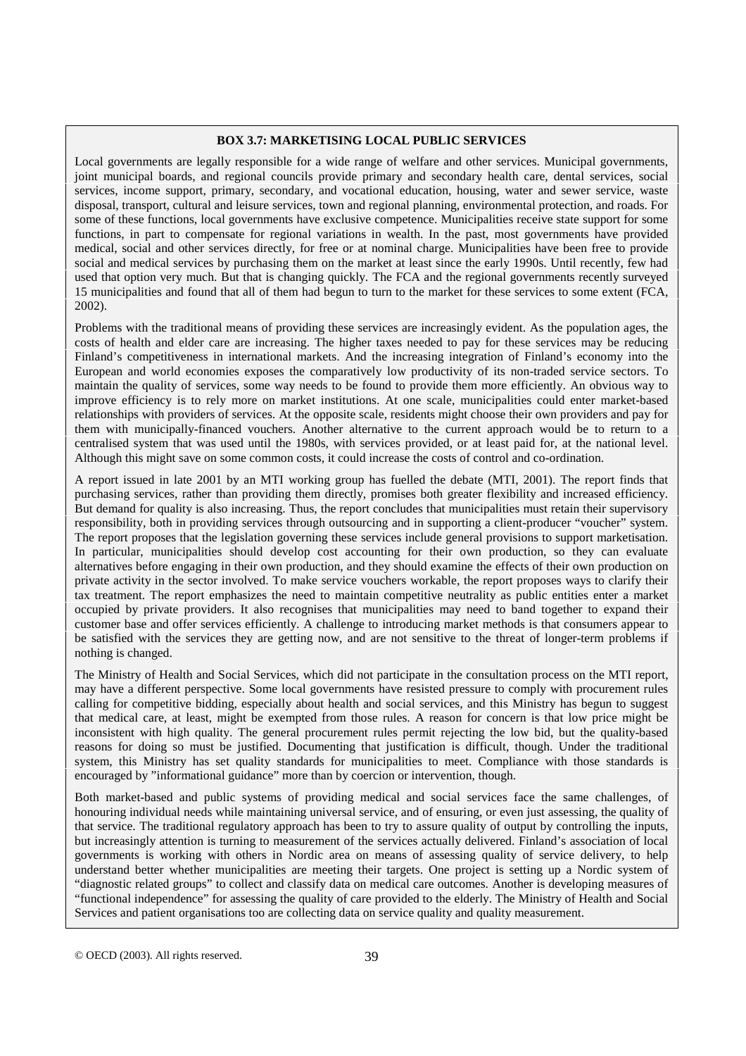**BOX 3.7: MARKETISING LOCAL PUBLIC SERVICES**

Local governments are legally responsible for a wide range of welfare and other services. Municipal governments, joint municipal boards, and regional councils provide primary and secondary health care, dental services, social services, income support, primary, secondary, and vocational education, housing, water and sewer service, waste disposal, transport, cultural and leisure services, town and regional planning, environmental protection, and roads. For some of these functions, local governments have exclusive competence. Municipalities receive state support for some functions, in part to compensate for regional variations in wealth. In the past, most governments have provided medical, social and other services directly, for free or at nominal charge. Municipalities have been free to provide social and medical services by purchasing them on the market at least since the early 1990s. Until recently, few had used that option very much. But that is changing quickly. The FCA and the regional governments recently surveyed 15 municipalities and found that all of them had begun to turn to the market for these services to some extent (FCA, 2002).

Problems with the traditional means of providing these services are increasingly evident. As the population ages, the costs of health and elder care are increasing. The higher taxes needed to pay for these services may be reducing Finland's competitiveness in international markets. And the increasing integration of Finland's economy into the European and world economies exposes the comparatively low productivity of its non-traded service sectors. To maintain the quality of services, some way needs to be found to provide them more efficiently. An obvious way to improve efficiency is to rely more on market institutions. At one scale, municipalities could enter market-based relationships with providers of services. At the opposite scale, residents might choose their own providers and pay for them with municipally-financed vouchers. Another alternative to the current approach would be to return to a centralised system that was used until the 1980s, with services provided, or at least paid for, at the national level. Although this might save on some common costs, it could increase the costs of control and co-ordination.

A report issued in late 2001 by an MTI working group has fuelled the debate (MTI, 2001). The report finds that purchasing services, rather than providing them directly, promises both greater flexibility and increased efficiency. But demand for quality is also increasing. Thus, the report concludes that municipalities must retain their supervisory responsibility, both in providing services through outsourcing and in supporting a client-producer "voucher" system. The report proposes that the legislation governing these services include general provisions to support marketisation. In particular, municipalities should develop cost accounting for their own production, so they can evaluate alternatives before engaging in their own production, and they should examine the effects of their own production on private activity in the sector involved. To make service vouchers workable, the report proposes ways to clarify their tax treatment. The report emphasizes the need to maintain competitive neutrality as public entities enter a market occupied by private providers. It also recognises that municipalities may need to band together to expand their customer base and offer services efficiently. A challenge to introducing market methods is that consumers appear to be satisfied with the services they are getting now, and are not sensitive to the threat of longer-term problems if nothing is changed.

The Ministry of Health and Social Services, which did not participate in the consultation process on the MTI report, may have a different perspective. Some local governments have resisted pressure to comply with procurement rules calling for competitive bidding, especially about health and social services, and this Ministry has begun to suggest that medical care, at least, might be exempted from those rules. A reason for concern is that low price might be inconsistent with high quality. The general procurement rules permit rejecting the low bid, but the quality-based reasons for doing so must be justified. Documenting that justification is difficult, though. Under the traditional system, this Ministry has set quality standards for municipalities to meet. Compliance with those standards is encouraged by "informational guidance" more than by coercion or intervention, though.

Both market-based and public systems of providing medical and social services face the same challenges, of honouring individual needs while maintaining universal service, and of ensuring, or even just assessing, the quality of that service. The traditional regulatory approach has been to try to assure quality of output by controlling the inputs, but increasingly attention is turning to measurement of the services actually delivered. Finland's association of local governments is working with others in Nordic area on means of assessing quality of service delivery, to help understand better whether municipalities are meeting their targets. One project is setting up a Nordic system of "diagnostic related groups" to collect and classify data on medical care outcomes. Another is developing measures of "functional independence" for assessing the quality of care provided to the elderly. The Ministry of Health and Social Services and patient organisations too are collecting data on service quality and quality measurement.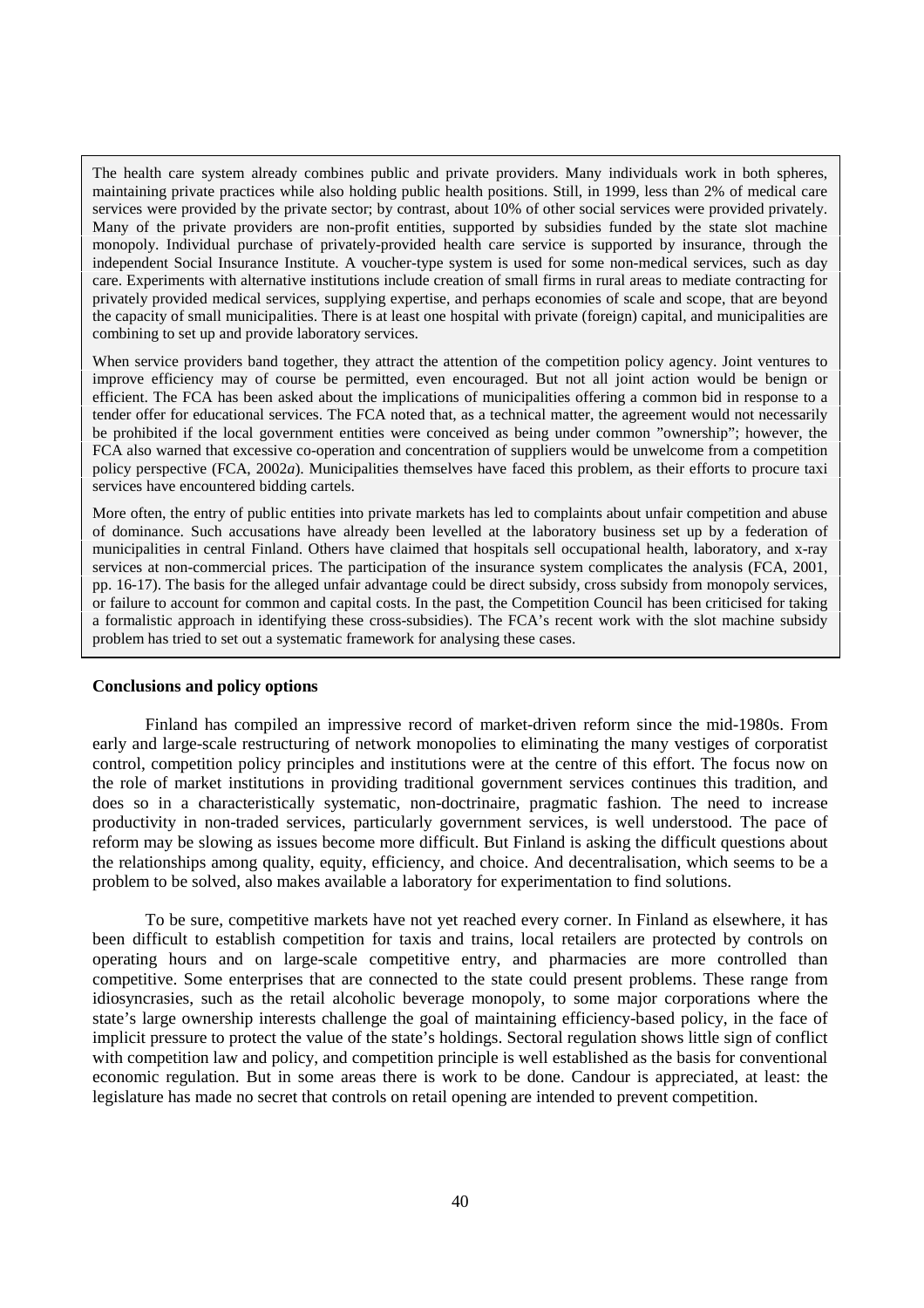The health care system already combines public and private providers. Many individuals work in both spheres, maintaining private practices while also holding public health positions. Still, in 1999, less than 2% of medical care services were provided by the private sector; by contrast, about 10% of other social services were provided privately. Many of the private providers are non-profit entities, supported by subsidies funded by the state slot machine monopoly. Individual purchase of privately-provided health care service is supported by insurance, through the independent Social Insurance Institute. A voucher-type system is used for some non-medical services, such as day care. Experiments with alternative institutions include creation of small firms in rural areas to mediate contracting for privately provided medical services, supplying expertise, and perhaps economies of scale and scope, that are beyond the capacity of small municipalities. There is at least one hospital with private (foreign) capital, and municipalities are combining to set up and provide laboratory services.

When service providers band together, they attract the attention of the competition policy agency. Joint ventures to improve efficiency may of course be permitted, even encouraged. But not all joint action would be benign or efficient. The FCA has been asked about the implications of municipalities offering a common bid in response to a tender offer for educational services. The FCA noted that, as a technical matter, the agreement would not necessarily be prohibited if the local government entities were conceived as being under common "ownership"; however, the FCA also warned that excessive co-operation and concentration of suppliers would be unwelcome from a competition policy perspective (FCA, 2002*a*). Municipalities themselves have faced this problem, as their efforts to procure taxi services have encountered bidding cartels.

More often, the entry of public entities into private markets has led to complaints about unfair competition and abuse of dominance. Such accusations have already been levelled at the laboratory business set up by a federation of municipalities in central Finland. Others have claimed that hospitals sell occupational health, laboratory, and x-ray services at non-commercial prices. The participation of the insurance system complicates the analysis (FCA, 2001, pp. 16-17). The basis for the alleged unfair advantage could be direct subsidy, cross subsidy from monopoly services, or failure to account for common and capital costs. In the past, the Competition Council has been criticised for taking a formalistic approach in identifying these cross-subsidies). The FCA's recent work with the slot machine subsidy problem has tried to set out a systematic framework for analysing these cases.

**Conclusions and policy options**

Finland has compiled an impressive record of market-driven reform since the mid-1980s. From early and large-scale restructuring of network monopolies to eliminating the many vestiges of corporatist control, competition policy principles and institutions were at the centre of this effort. The focus now on the role of market institutions in providing traditional government services continues this tradition, and does so in a characteristically systematic, non-doctrinaire, pragmatic fashion. The need to increase productivity in non-traded services, particularly government services, is well understood. The pace of reform may be slowing as issues become more difficult. But Finland is asking the difficult questions about the relationships among quality, equity, efficiency, and choice. And decentralisation, which seems to be a problem to be solved, also makes available a laboratory for experimentation to find solutions.

To be sure, competitive markets have not yet reached every corner. In Finland as elsewhere, it has been difficult to establish competition for taxis and trains, local retailers are protected by controls on operating hours and on large-scale competitive entry, and pharmacies are more controlled than competitive. Some enterprises that are connected to the state could present problems. These range from idiosyncrasies, such as the retail alcoholic beverage monopoly, to some major corporations where the state's large ownership interests challenge the goal of maintaining efficiency-based policy, in the face of implicit pressure to protect the value of the state's holdings. Sectoral regulation shows little sign of conflict with competition law and policy, and competition principle is well established as the basis for conventional economic regulation. But in some areas there is work to be done. Candour is appreciated, at least: the legislature has made no secret that controls on retail opening are intended to prevent competition.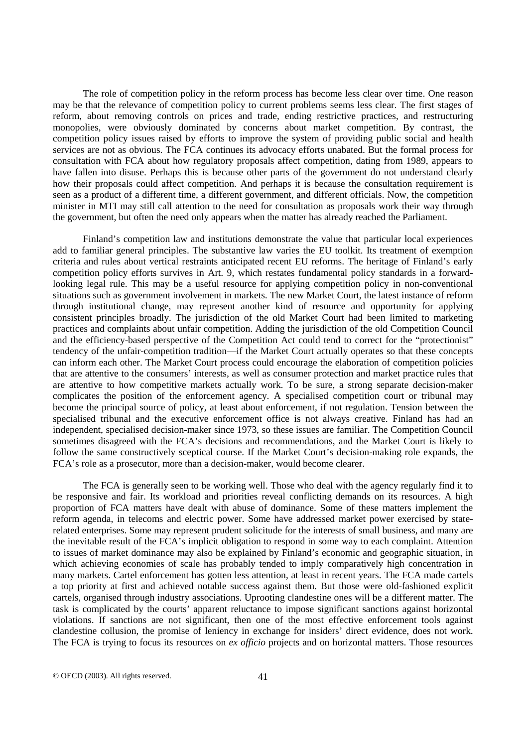The role of competition policy in the reform process has become less clear over time. One reason may be that the relevance of competition policy to current problems seems less clear. The first stages of reform, about removing controls on prices and trade, ending restrictive practices, and restructuring monopolies, were obviously dominated by concerns about market competition. By contrast, the competition policy issues raised by efforts to improve the system of providing public social and health services are not as obvious. The FCA continues its advocacy efforts unabated. But the formal process for consultation with FCA about how regulatory proposals affect competition, dating from 1989, appears to have fallen into disuse. Perhaps this is because other parts of the government do not understand clearly how their proposals could affect competition. And perhaps it is because the consultation requirement is seen as a product of a different time, a different government, and different officials. Now, the competition minister in MTI may still call attention to the need for consultation as proposals work their way through the government, but often the need only appears when the matter has already reached the Parliament.

Finland's competition law and institutions demonstrate the value that particular local experiences add to familiar general principles. The substantive law varies the EU toolkit. Its treatment of exemption criteria and rules about vertical restraints anticipated recent EU reforms. The heritage of Finland's early competition policy efforts survives in Art. 9, which restates fundamental policy standards in a forward-looking legal rule. This may be a useful resource for applying competition policy in non-conventional situations such as government involvement in markets. The new Market Court, the latest instance of reform through institutional change, may represent another kind of resource and opportunity for applying consistent principles broadly. The jurisdiction of the old Market Court had been limited to marketing practices and complaints about unfair competition. Adding the jurisdiction of the old Competition Council and the efficiency-based perspective of the Competition Act could tend to correct for the "protectionist" tendency of the unfair-competition tradition—if the Market Court actually operates so that these concepts can inform each other. The Market Court process could encourage the elaboration of competition policies that are attentive to the consumers' interests, as well as consumer protection and market practice rules that are attentive to how competitive markets actually work. To be sure, a strong separate decision-maker complicates the position of the enforcement agency. A specialised competition court or tribunal may become the principal source of policy, at least about enforcement, if not regulation. Tension between the specialised tribunal and the executive enforcement office is not always creative. Finland has had an independent, specialised decision-maker since 1973, so these issues are familiar. The Competition Council sometimes disagreed with the FCA's decisions and recommendations, and the Market Court is likely to follow the same constructively sceptical course. If the Market Court's decision-making role expands, the FCA's role as a prosecutor, more than a decision-maker, would become clearer.

The FCA is generally seen to be working well. Those who deal with the agency regularly find it to be responsive and fair. Its workload and priorities reveal conflicting demands on its resources. A high proportion of FCA matters have dealt with abuse of dominance. Some of these matters implement the reform agenda, in telecoms and electric power. Some have addressed market power exercised by state-related enterprises. Some may represent prudent solicitude for the interests of small business, and many are the inevitable result of the FCA's implicit obligation to respond in some way to each complaint. Attention to issues of market dominance may also be explained by Finland's economic and geographic situation, in which achieving economies of scale has probably tended to imply comparatively high concentration in many markets. Cartel enforcement has gotten less attention, at least in recent years. The FCA made cartels a top priority at first and achieved notable success against them. But those were old-fashioned explicit cartels, organised through industry associations. Uprooting clandestine ones will be a different matter. The task is complicated by the courts' apparent reluctance to impose significant sanctions against horizontal violations. If sanctions are not significant, then one of the most effective enforcement tools against clandestine collusion, the promise of leniency in exchange for insiders' direct evidence, does not work. The FCA is trying to focus its resources on *ex officio* projects and on horizontal matters. Those resources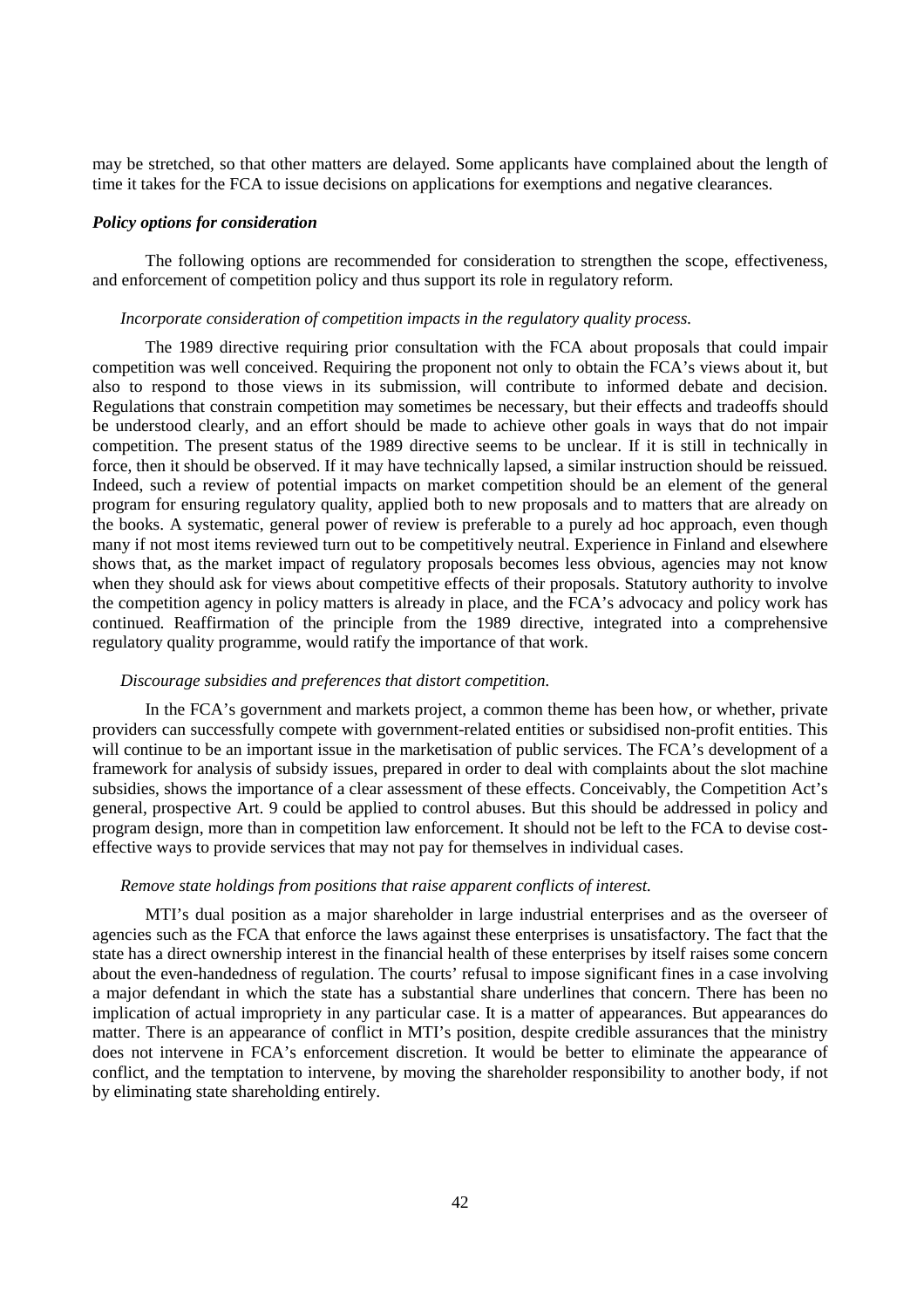may be stretched, so that other matters are delayed. Some applicants have complained about the length of time it takes for the FCA to issue decisions on applications for exemptions and negative clearances.

### *Policy options for consideration*

The following options are recommended for consideration to strengthen the scope, effectiveness, and enforcement of competition policy and thus support its role in regulatory reform.

*Incorporate consideration of competition impacts in the regulatory quality process.*

The 1989 directive requiring prior consultation with the FCA about proposals that could impair competition was well conceived. Requiring the proponent not only to obtain the FCA's views about it, but also to respond to those views in its submission, will contribute to informed debate and decision. Regulations that constrain competition may sometimes be necessary, but their effects and tradeoffs should be understood clearly, and an effort should be made to achieve other goals in ways that do not impair competition. The present status of the 1989 directive seems to be unclear. If it is still in technically in force, then it should be observed. If it may have technically lapsed, a similar instruction should be reissued. Indeed, such a review of potential impacts on market competition should be an element of the general program for ensuring regulatory quality, applied both to new proposals and to matters that are already on the books. A systematic, general power of review is preferable to a purely ad hoc approach, even though many if not most items reviewed turn out to be competitively neutral. Experience in Finland and elsewhere shows that, as the market impact of regulatory proposals becomes less obvious, agencies may not know when they should ask for views about competitive effects of their proposals. Statutory authority to involve the competition agency in policy matters is already in place, and the FCA's advocacy and policy work has continued. Reaffirmation of the principle from the 1989 directive, integrated into a comprehensive regulatory quality programme, would ratify the importance of that work.

*Discourage subsidies and preferences that distort competition.*

In the FCA's government and markets project, a common theme has been how, or whether, private providers can successfully compete with government-related entities or subsidised non-profit entities. This will continue to be an important issue in the marketisation of public services. The FCA's development of a framework for analysis of subsidy issues, prepared in order to deal with complaints about the slot machine subsidies, shows the importance of a clear assessment of these effects. Conceivably, the Competition Act's general, prospective Art. 9 could be applied to control abuses. But this should be addressed in policy and program design, more than in competition law enforcement. It should not be left to the FCA to devise cost-effective ways to provide services that may not pay for themselves in individual cases.

*Remove state holdings from positions that raise apparent conflicts of interest.*

MTI's dual position as a major shareholder in large industrial enterprises and as the overseer of agencies such as the FCA that enforce the laws against these enterprises is unsatisfactory. The fact that the state has a direct ownership interest in the financial health of these enterprises by itself raises some concern about the even-handedness of regulation. The courts' refusal to impose significant fines in a case involving a major defendant in which the state has a substantial share underlines that concern. There has been no implication of actual impropriety in any particular case. It is a matter of appearances. But appearances do matter. There is an appearance of conflict in MTI's position, despite credible assurances that the ministry does not intervene in FCA's enforcement discretion. It would be better to eliminate the appearance of conflict, and the temptation to intervene, by moving the shareholder responsibility to another body, if not by eliminating state shareholding entirely.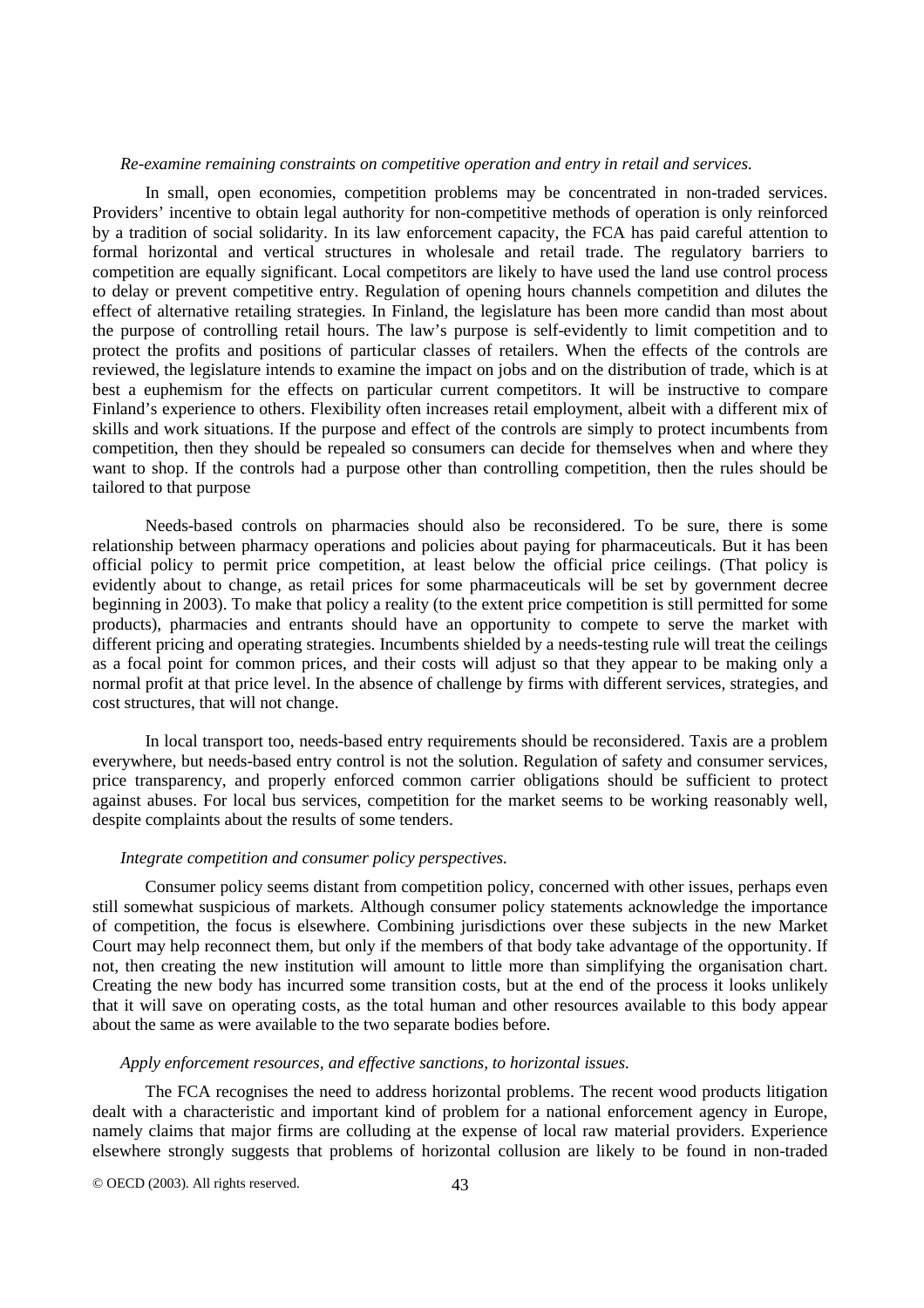*Re-examine remaining constraints on competitive operation and entry in retail and services.*

In small, open economies, competition problems may be concentrated in non-traded services. Providers' incentive to obtain legal authority for non-competitive methods of operation is only reinforced by a tradition of social solidarity. In its law enforcement capacity, the FCA has paid careful attention to formal horizontal and vertical structures in wholesale and retail trade. The regulatory barriers to competition are equally significant. Local competitors are likely to have used the land use control process to delay or prevent competitive entry. Regulation of opening hours channels competition and dilutes the effect of alternative retailing strategies. In Finland, the legislature has been more candid than most about the purpose of controlling retail hours. The law's purpose is self-evidently to limit competition and to protect the profits and positions of particular classes of retailers. When the effects of the controls are reviewed, the legislature intends to examine the impact on jobs and on the distribution of trade, which is at best a euphemism for the effects on particular current competitors. It will be instructive to compare Finland's experience to others. Flexibility often increases retail employment, albeit with a different mix of skills and work situations. If the purpose and effect of the controls are simply to protect incumbents from competition, then they should be repealed so consumers can decide for themselves when and where they want to shop. If the controls had a purpose other than controlling competition, then the rules should be tailored to that purpose

Needs-based controls on pharmacies should also be reconsidered. To be sure, there is some relationship between pharmacy operations and policies about paying for pharmaceuticals. But it has been official policy to permit price competition, at least below the official price ceilings. (That policy is evidently about to change, as retail prices for some pharmaceuticals will be set by government decree beginning in 2003). To make that policy a reality (to the extent price competition is still permitted for some products), pharmacies and entrants should have an opportunity to compete to serve the market with different pricing and operating strategies. Incumbents shielded by a needs-testing rule will treat the ceilings as a focal point for common prices, and their costs will adjust so that they appear to be making only a normal profit at that price level. In the absence of challenge by firms with different services, strategies, and cost structures, that will not change.

In local transport too, needs-based entry requirements should be reconsidered. Taxis are a problem everywhere, but needs-based entry control is not the solution. Regulation of safety and consumer services, price transparency, and properly enforced common carrier obligations should be sufficient to protect against abuses. For local bus services, competition for the market seems to be working reasonably well, despite complaints about the results of some tenders.

*Integrate competition and consumer policy perspectives.*

Consumer policy seems distant from competition policy, concerned with other issues, perhaps even still somewhat suspicious of markets. Although consumer policy statements acknowledge the importance of competition, the focus is elsewhere. Combining jurisdictions over these subjects in the new Market Court may help reconnect them, but only if the members of that body take advantage of the opportunity. If not, then creating the new institution will amount to little more than simplifying the organisation chart. Creating the new body has incurred some transition costs, but at the end of the process it looks unlikely that it will save on operating costs, as the total human and other resources available to this body appear about the same as were available to the two separate bodies before.

*Apply enforcement resources, and effective sanctions, to horizontal issues.*

The FCA recognises the need to address horizontal problems. The recent wood products litigation dealt with a characteristic and important kind of problem for a national enforcement agency in Europe, namely claims that major firms are colluding at the expense of local raw material providers. Experience elsewhere strongly suggests that problems of horizontal collusion are likely to be found in non-traded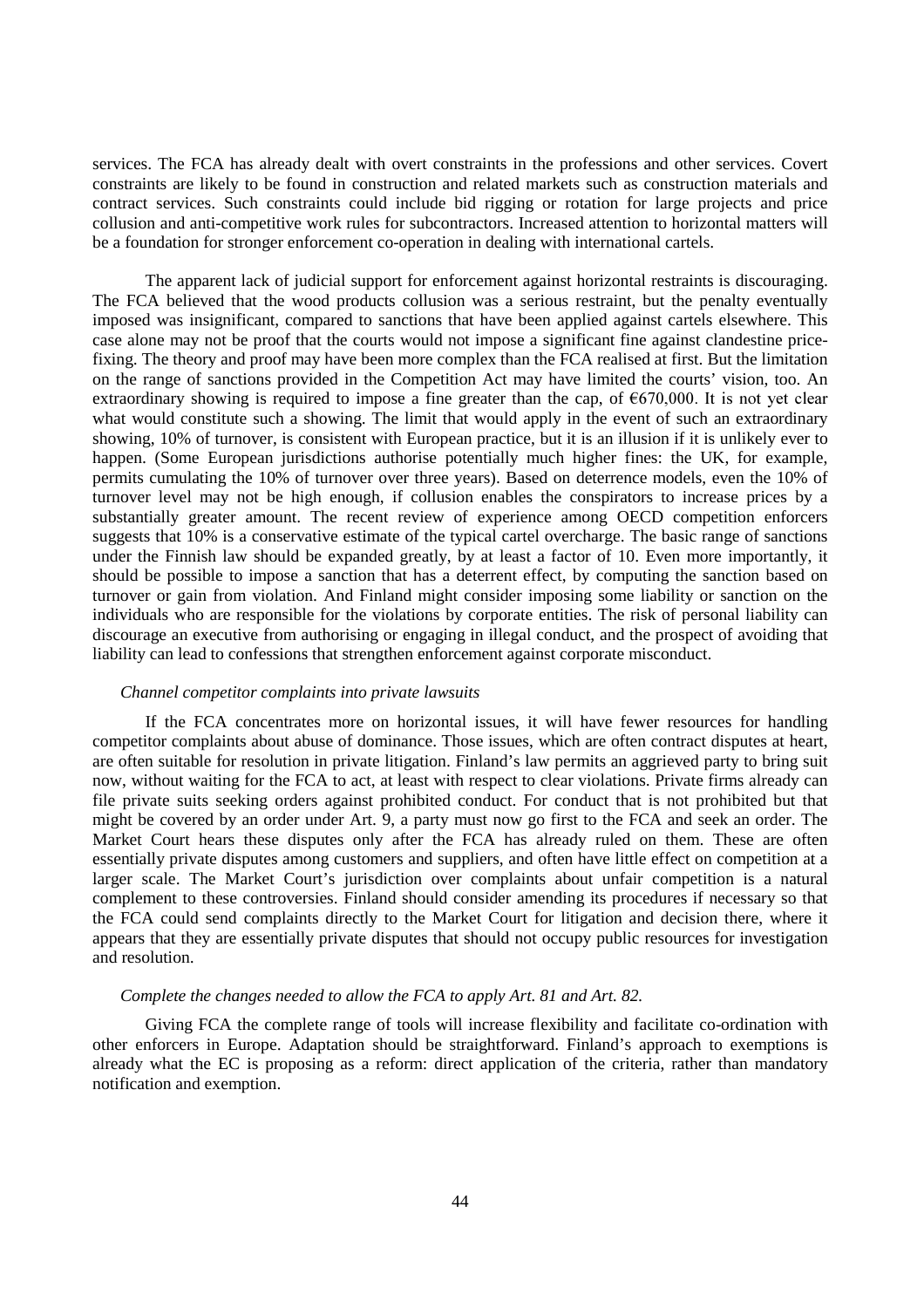services. The FCA has already dealt with overt constraints in the professions and other services. Covert constraints are likely to be found in construction and related markets such as construction materials and contract services. Such constraints could include bid rigging or rotation for large projects and price collusion and anti-competitive work rules for subcontractors. Increased attention to horizontal matters will be a foundation for stronger enforcement co-operation in dealing with international cartels.

The apparent lack of judicial support for enforcement against horizontal restraints is discouraging. The FCA believed that the wood products collusion was a serious restraint, but the penalty eventually imposed was insignificant, compared to sanctions that have been applied against cartels elsewhere. This case alone may not be proof that the courts would not impose a significant fine against clandestine price-fixing. The theory and proof may have been more complex than the FCA realised at first. But the limitation on the range of sanctions provided in the Competition Act may have limited the courts' vision, too. An extraordinary showing is required to impose a fine greater than the cap, of €670,000. It is not yet clear what would constitute such a showing. The limit that would apply in the event of such an extraordinary showing, 10% of turnover, is consistent with European practice, but it is an illusion if it is unlikely ever to happen. (Some European jurisdictions authorise potentially much higher fines: the UK, for example, permits cumulating the 10% of turnover over three years). Based on deterrence models, even the 10% of turnover level may not be high enough, if collusion enables the conspirators to increase prices by a substantially greater amount. The recent review of experience among OECD competition enforcers suggests that 10% is a conservative estimate of the typical cartel overcharge. The basic range of sanctions under the Finnish law should be expanded greatly, by at least a factor of 10. Even more importantly, it should be possible to impose a sanction that has a deterrent effect, by computing the sanction based on turnover or gain from violation. And Finland might consider imposing some liability or sanction on the individuals who are responsible for the violations by corporate entities. The risk of personal liability can discourage an executive from authorising or engaging in illegal conduct, and the prospect of avoiding that liability can lead to confessions that strengthen enforcement against corporate misconduct.

*Channel competitor complaints into private lawsuits*

If the FCA concentrates more on horizontal issues, it will have fewer resources for handling competitor complaints about abuse of dominance. Those issues, which are often contract disputes at heart, are often suitable for resolution in private litigation. Finland's law permits an aggrieved party to bring suit now, without waiting for the FCA to act, at least with respect to clear violations. Private firms already can file private suits seeking orders against prohibited conduct. For conduct that is not prohibited but that might be covered by an order under Art. 9, a party must now go first to the FCA and seek an order. The Market Court hears these disputes only after the FCA has already ruled on them. These are often essentially private disputes among customers and suppliers, and often have little effect on competition at a larger scale. The Market Court's jurisdiction over complaints about unfair competition is a natural complement to these controversies. Finland should consider amending its procedures if necessary so that the FCA could send complaints directly to the Market Court for litigation and decision there, where it appears that they are essentially private disputes that should not occupy public resources for investigation and resolution.

*Complete the changes needed to allow the FCA to apply Art. 81 and Art. 82.*

Giving FCA the complete range of tools will increase flexibility and facilitate co-ordination with other enforcers in Europe. Adaptation should be straightforward. Finland's approach to exemptions is already what the EC is proposing as a reform: direct application of the criteria, rather than mandatory notification and exemption.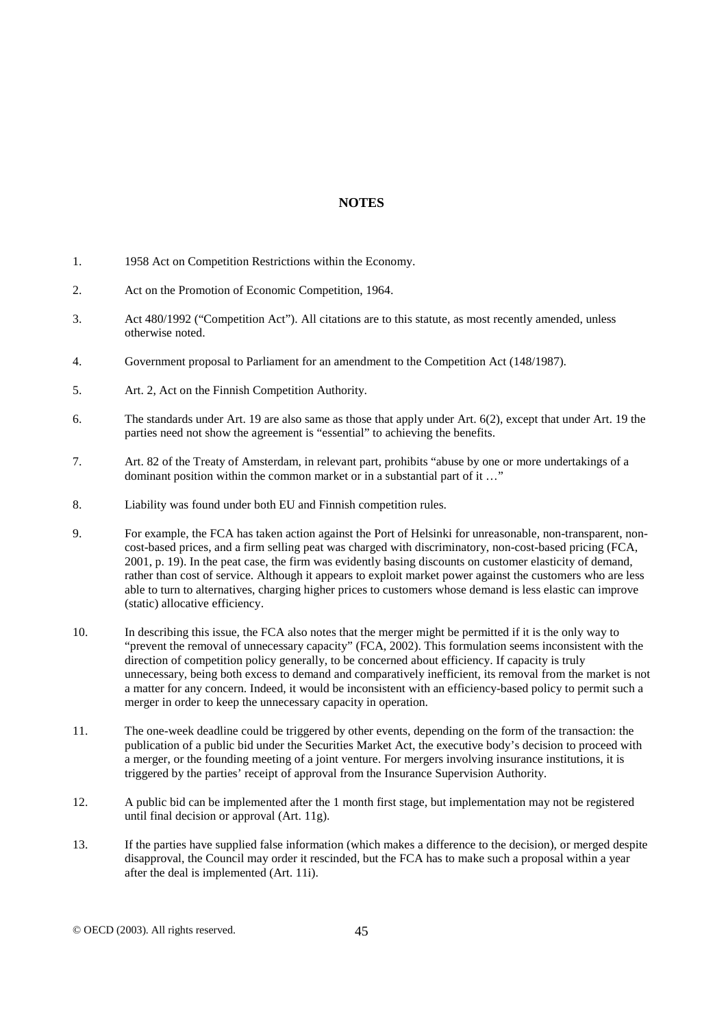## NOTES

1. 1958 Act on Competition Restrictions within the Economy.

2. Act on the Promotion of Economic Competition, 1964.

3. Act 480/1992 ("Competition Act"). All citations are to this statute, as most recently amended, unless otherwise noted.

4. Government proposal to Parliament for an amendment to the Competition Act (148/1987).

5. Art. 2, Act on the Finnish Competition Authority.

6. The standards under Art. 19 are also same as those that apply under Art. 6(2), except that under Art. 19 the parties need not show the agreement is "essential" to achieving the benefits.

7. Art. 82 of the Treaty of Amsterdam, in relevant part, prohibits "abuse by one or more undertakings of a dominant position within the common market or in a substantial part of it …"

8. Liability was found under both EU and Finnish competition rules.

9. For example, the FCA has taken action against the Port of Helsinki for unreasonable, non-transparent, non-cost-based prices, and a firm selling peat was charged with discriminatory, non-cost-based pricing (FCA, 2001, p. 19). In the peat case, the firm was evidently basing discounts on customer elasticity of demand, rather than cost of service. Although it appears to exploit market power against the customers who are less able to turn to alternatives, charging higher prices to customers whose demand is less elastic can improve (static) allocative efficiency.

10. In describing this issue, the FCA also notes that the merger might be permitted if it is the only way to "prevent the removal of unnecessary capacity" (FCA, 2002). This formulation seems inconsistent with the direction of competition policy generally, to be concerned about efficiency. If capacity is truly unnecessary, being both excess to demand and comparatively inefficient, its removal from the market is not a matter for any concern. Indeed, it would be inconsistent with an efficiency-based policy to permit such a merger in order to keep the unnecessary capacity in operation.

11. The one-week deadline could be triggered by other events, depending on the form of the transaction: the publication of a public bid under the Securities Market Act, the executive body's decision to proceed with a merger, or the founding meeting of a joint venture. For mergers involving insurance institutions, it is triggered by the parties' receipt of approval from the Insurance Supervision Authority.

12. A public bid can be implemented after the 1 month first stage, but implementation may not be registered until final decision or approval (Art. 11g).

13. If the parties have supplied false information (which makes a difference to the decision), or merged despite disapproval, the Council may order it rescinded, but the FCA has to make such a proposal within a year after the deal is implemented (Art. 11i).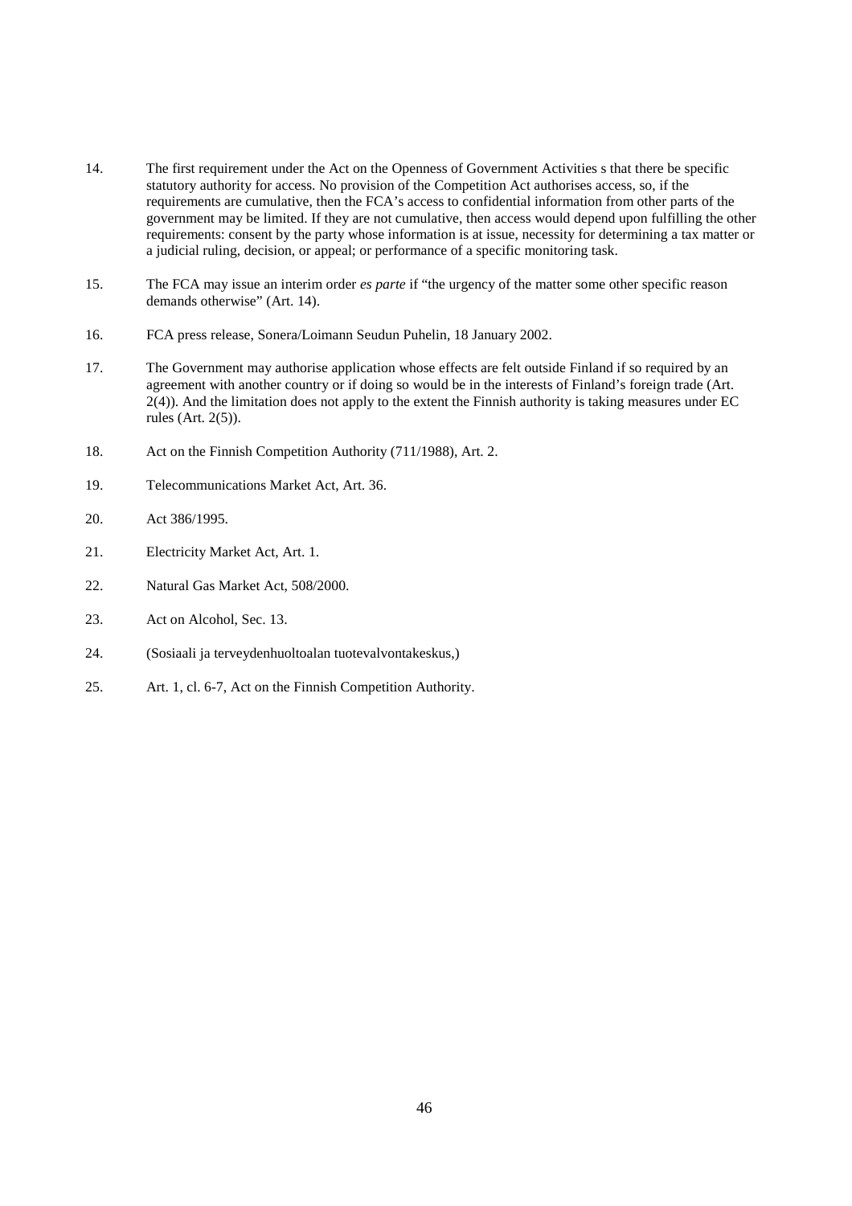14. The first requirement under the Act on the Openness of Government Activities s that there be specific statutory authority for access. No provision of the Competition Act authorises access, so, if the requirements are cumulative, then the FCA's access to confidential information from other parts of the government may be limited. If they are not cumulative, then access would depend upon fulfilling the other requirements: consent by the party whose information is at issue, necessity for determining a tax matter or a judicial ruling, decision, or appeal; or performance of a specific monitoring task.

15. The FCA may issue an interim order *es parte* if "the urgency of the matter some other specific reason demands otherwise" (Art. 14).

16. FCA press release, Sonera/Loimann Seudun Puhelin, 18 January 2002.

17. The Government may authorise application whose effects are felt outside Finland if so required by an agreement with another country or if doing so would be in the interests of Finland's foreign trade (Art. 2(4)). And the limitation does not apply to the extent the Finnish authority is taking measures under EC rules (Art. 2(5)).

18. Act on the Finnish Competition Authority (711/1988), Art. 2.

19. Telecommunications Market Act, Art. 36.

20. Act 386/1995.

21. Electricity Market Act, Art. 1.

22. Natural Gas Market Act, 508/2000.

23. Act on Alcohol, Sec. 13.

24. (Sosiaali ja terveydenhuoltoalan tuotevalvontakeskus,)

25. Art. 1, cl. 6-7, Act on the Finnish Competition Authority.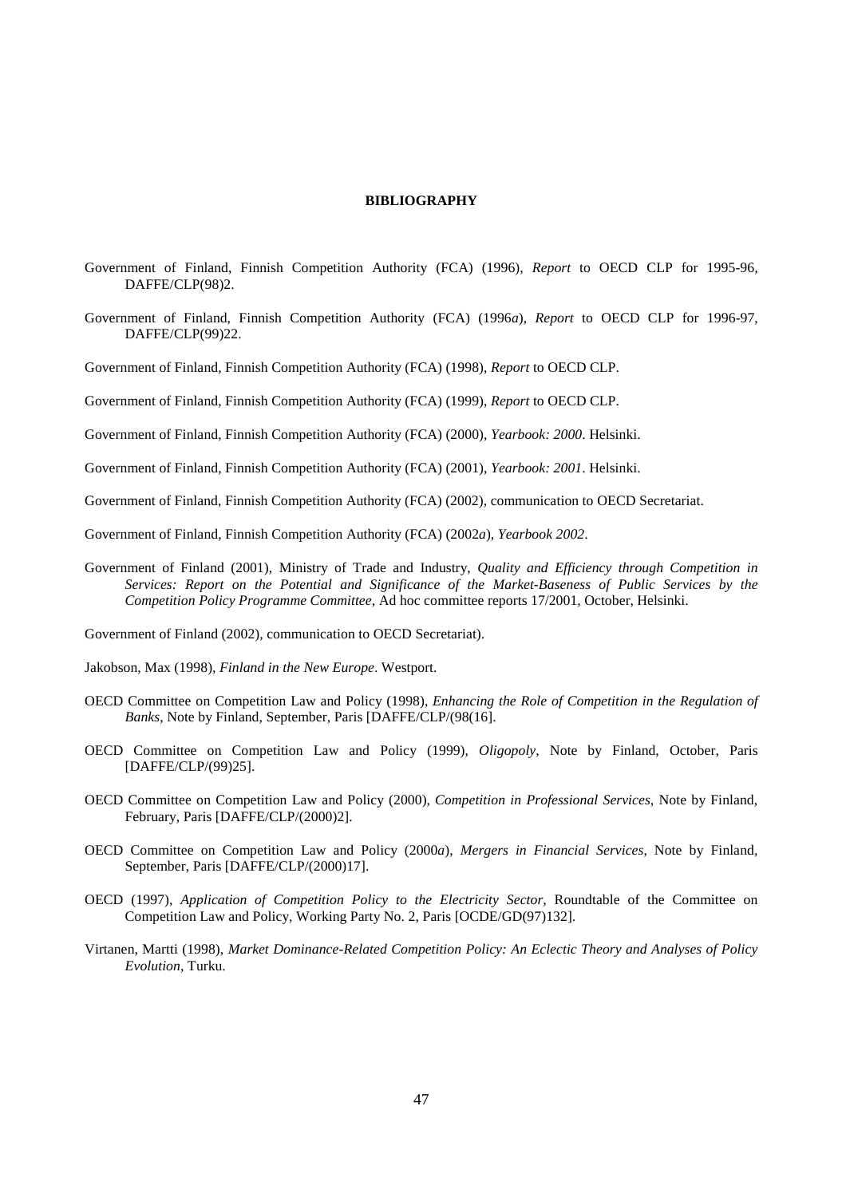# BIBLIOGRAPHY

Government of Finland, Finnish Competition Authority (FCA) (1996), *Report* to OECD CLP for 1995-96, DAFFE/CLP(98)2.

Government of Finland, Finnish Competition Authority (FCA) (1996*a*), *Report* to OECD CLP for 1996-97, DAFFE/CLP(99)22.

Government of Finland, Finnish Competition Authority (FCA) (1998), *Report* to OECD CLP.

Government of Finland, Finnish Competition Authority (FCA) (1999), *Report* to OECD CLP.

Government of Finland, Finnish Competition Authority (FCA) (2000), *Yearbook: 2000*. Helsinki.

Government of Finland, Finnish Competition Authority (FCA) (2001), *Yearbook: 2001*. Helsinki.

Government of Finland, Finnish Competition Authority (FCA) (2002), communication to OECD Secretariat.

Government of Finland, Finnish Competition Authority (FCA) (2002*a*), *Yearbook 2002*.

Government of Finland (2001), Ministry of Trade and Industry, *Quality and Efficiency through Competition in Services: Report on the Potential and Significance of the Market-Baseness of Public Services by the Competition Policy Programme Committee*, Ad hoc committee reports 17/2001, October, Helsinki.

Government of Finland (2002), communication to OECD Secretariat).

Jakobson, Max (1998), *Finland in the New Europe*. Westport.

OECD Committee on Competition Law and Policy (1998), *Enhancing the Role of Competition in the Regulation of Banks*, Note by Finland, September, Paris [DAFFE/CLP/(98(16].

OECD Committee on Competition Law and Policy (1999), *Oligopoly*, Note by Finland, October, Paris [DAFFE/CLP/(99)25].

OECD Committee on Competition Law and Policy (2000), *Competition in Professional Services*, Note by Finland, February, Paris [DAFFE/CLP/(2000)2].

OECD Committee on Competition Law and Policy (2000*a*), *Mergers in Financial Services*, Note by Finland, September, Paris [DAFFE/CLP/(2000)17].

OECD (1997), *Application of Competition Policy to the Electricity Sector*, Roundtable of the Committee on Competition Law and Policy, Working Party No. 2, Paris [OCDE/GD(97)132].

Virtanen, Martti (1998), *Market Dominance-Related Competition Policy: An Eclectic Theory and Analyses of Policy Evolution*, Turku.